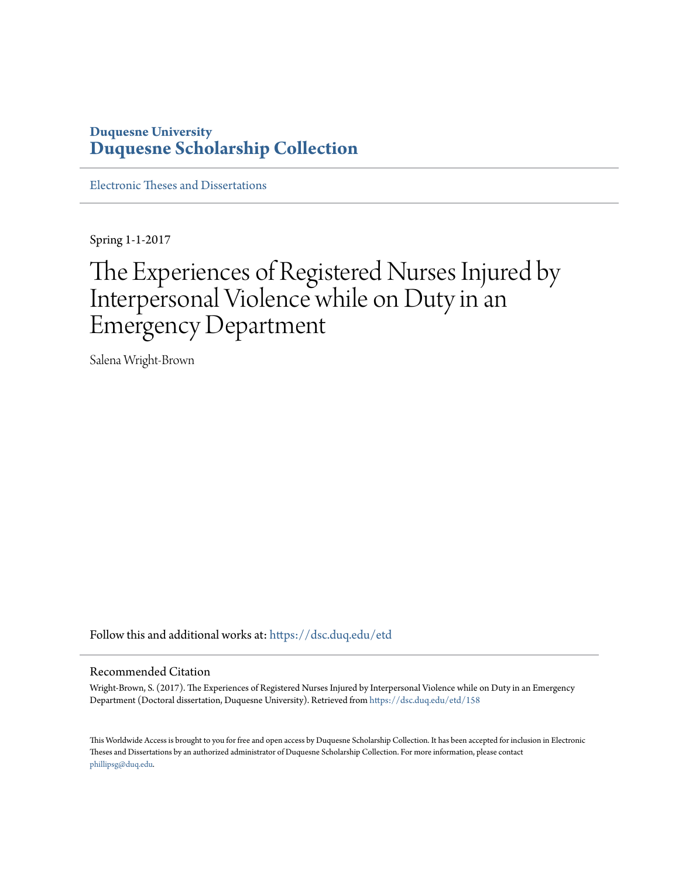**Duquesne University**
**Duquesne Scholarship Collection**

Electronic Theses and Dissertations

Spring 1-1-2017

# The Experiences of Registered Nurses Injured by Interpersonal Violence while on Duty in an Emergency Department

Salena Wright-Brown

Follow this and additional works at: https://dsc.duq.edu/etd

## Recommended Citation

Wright-Brown, S. (2017). The Experiences of Registered Nurses Injured by Interpersonal Violence while on Duty in an Emergency Department (Doctoral dissertation, Duquesne University). Retrieved from https://dsc.duq.edu/etd/158

This Worldwide Access is brought to you for free and open access by Duquesne Scholarship Collection. It has been accepted for inclusion in Electronic Theses and Dissertations by an authorized administrator of Duquesne Scholarship Collection. For more information, please contact phillipsg@duq.edu.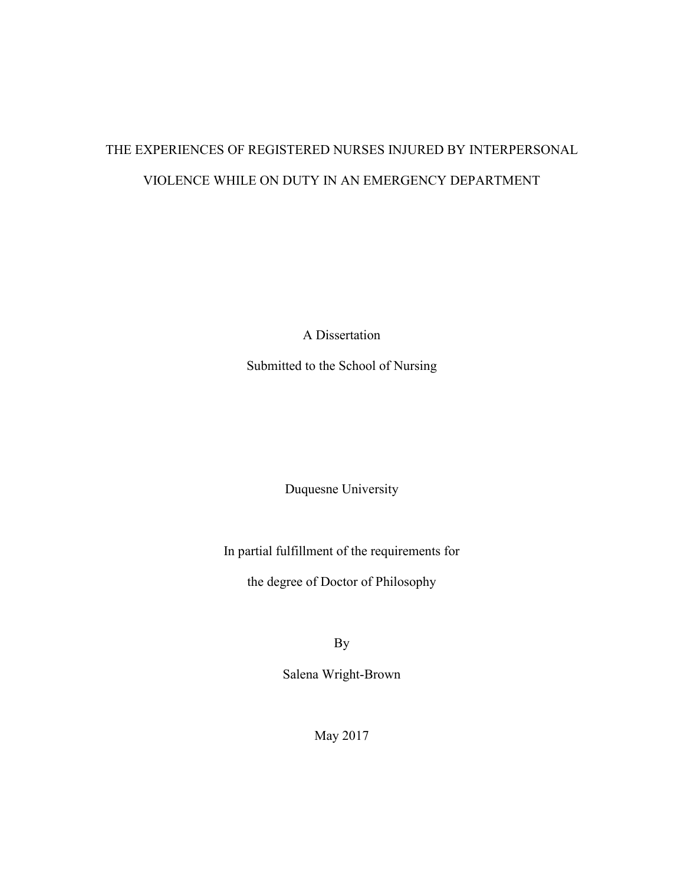# THE EXPERIENCES OF REGISTERED NURSES INJURED BY INTERPERSONAL VIOLENCE WHILE ON DUTY IN AN EMERGENCY DEPARTMENT

A Dissertation

Submitted to the School of Nursing

Duquesne University

In partial fulfillment of the requirements for

the degree of Doctor of Philosophy

By

Salena Wright-Brown

May 2017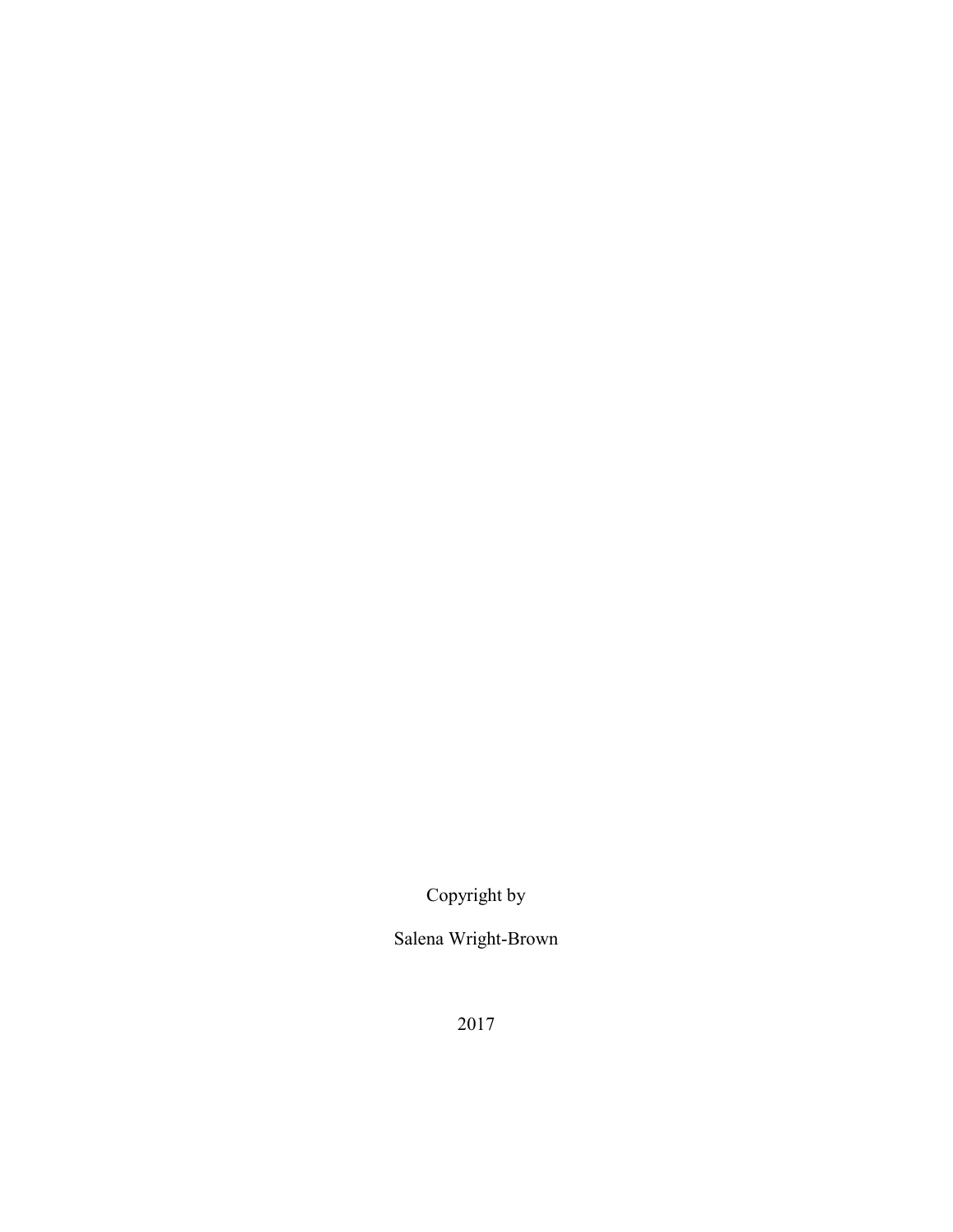Copyright by

Salena Wright-Brown

2017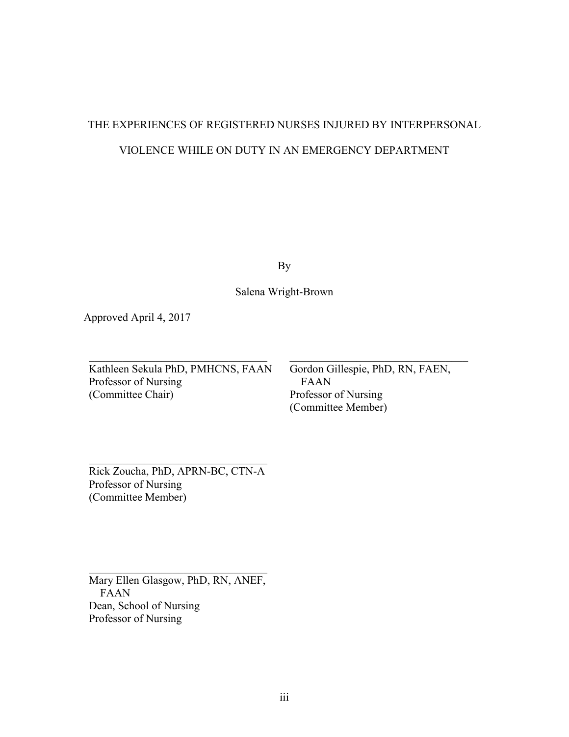# THE EXPERIENCES OF REGISTERED NURSES INJURED BY INTERPERSONAL VIOLENCE WHILE ON DUTY IN AN EMERGENCY DEPARTMENT

By

Salena Wright-Brown

Approved April 4, 2017

\_\_\_\_\_\_\_\_\_\_\_\_\_\_\_\_\_\_\_\_\_\_\_\_\_\_\_\_\_\_\_\_
Kathleen Sekula PhD, PMHCNS, FAAN
Professor of Nursing
(Committee Chair)

\_\_\_\_\_\_\_\_\_\_\_\_\_\_\_\_\_\_\_\_\_\_\_\_\_\_\_\_\_\_\_\_
Gordon Gillespie, PhD, RN, FAEN, FAAN
Professor of Nursing
(Committee Member)

\_\_\_\_\_\_\_\_\_\_\_\_\_\_\_\_\_\_\_\_\_\_\_\_\_\_\_\_\_\_\_\_
Rick Zoucha, PhD, APRN-BC, CTN-A
Professor of Nursing
(Committee Member)

\_\_\_\_\_\_\_\_\_\_\_\_\_\_\_\_\_\_\_\_\_\_\_\_\_\_\_\_\_\_\_\_
Mary Ellen Glasgow, PhD, RN, ANEF, FAAN
Dean, School of Nursing
Professor of Nursing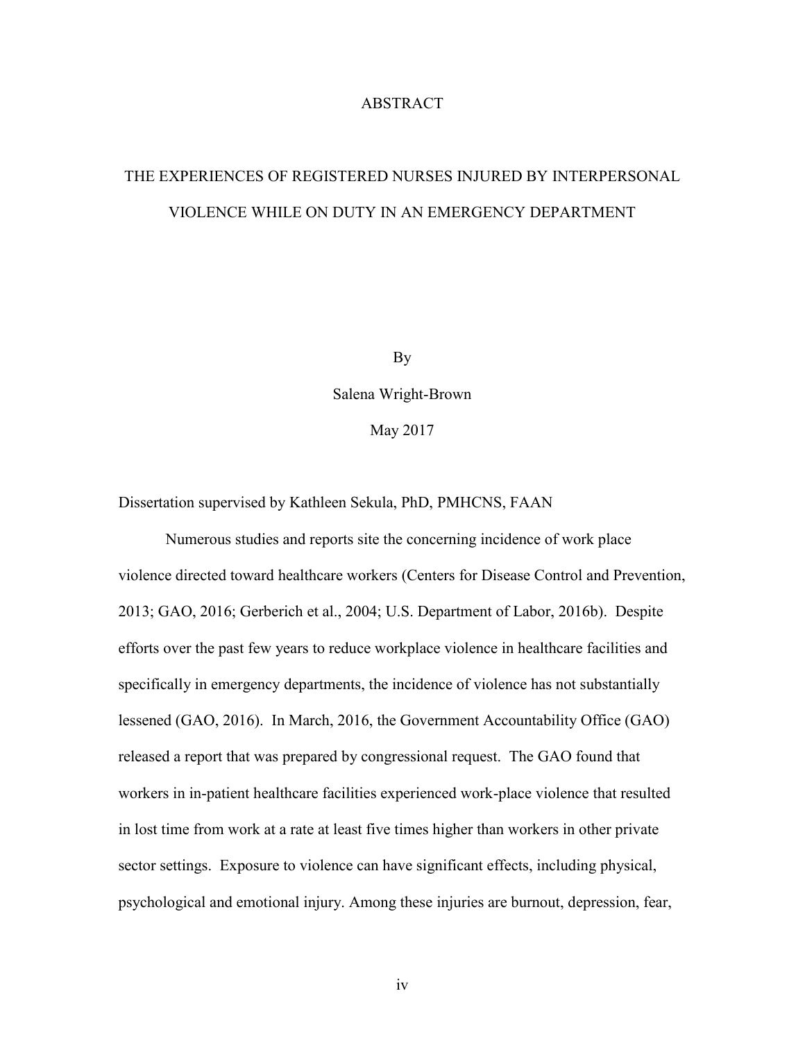# ABSTRACT

## THE EXPERIENCES OF REGISTERED NURSES INJURED BY INTERPERSONAL VIOLENCE WHILE ON DUTY IN AN EMERGENCY DEPARTMENT

By

Salena Wright-Brown

May 2017

Dissertation supervised by Kathleen Sekula, PhD, PMHCNS, FAAN

Numerous studies and reports site the concerning incidence of work place violence directed toward healthcare workers (Centers for Disease Control and Prevention, 2013; GAO, 2016; Gerberich et al., 2004; U.S. Department of Labor, 2016b). Despite efforts over the past few years to reduce workplace violence in healthcare facilities and specifically in emergency departments, the incidence of violence has not substantially lessened (GAO, 2016). In March, 2016, the Government Accountability Office (GAO) released a report that was prepared by congressional request. The GAO found that workers in in-patient healthcare facilities experienced work-place violence that resulted in lost time from work at a rate at least five times higher than workers in other private sector settings. Exposure to violence can have significant effects, including physical, psychological and emotional injury. Among these injuries are burnout, depression, fear,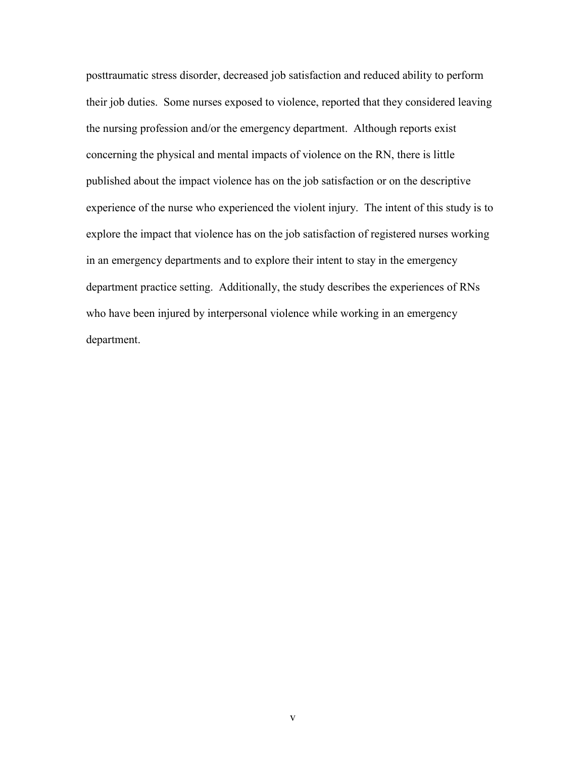posttraumatic stress disorder, decreased job satisfaction and reduced ability to perform their job duties. Some nurses exposed to violence, reported that they considered leaving the nursing profession and/or the emergency department. Although reports exist concerning the physical and mental impacts of violence on the RN, there is little published about the impact violence has on the job satisfaction or on the descriptive experience of the nurse who experienced the violent injury. The intent of this study is to explore the impact that violence has on the job satisfaction of registered nurses working in an emergency departments and to explore their intent to stay in the emergency department practice setting. Additionally, the study describes the experiences of RNs who have been injured by interpersonal violence while working in an emergency department.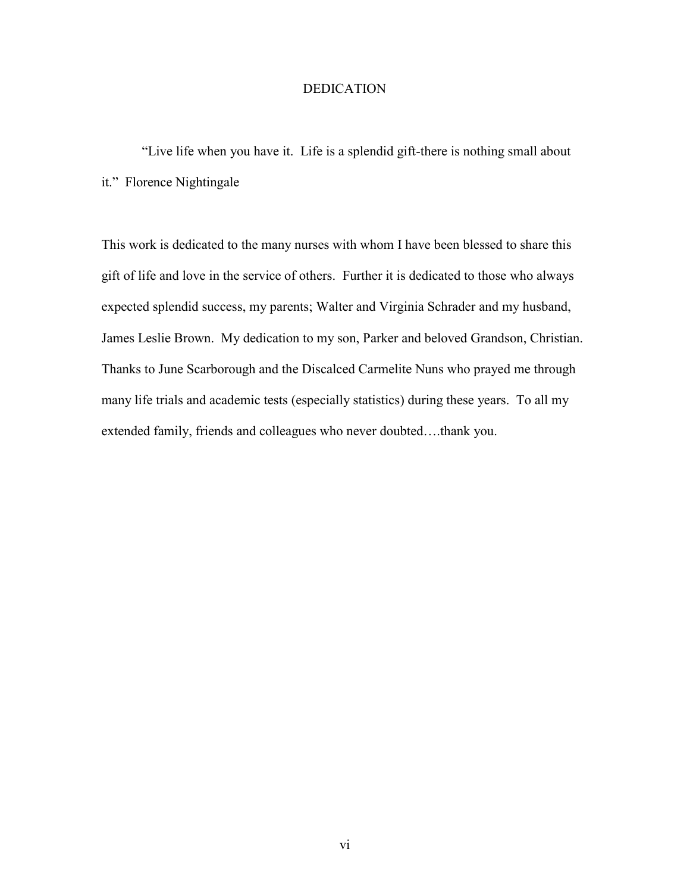# DEDICATION

"Live life when you have it. Life is a splendid gift-there is nothing small about it." Florence Nightingale

This work is dedicated to the many nurses with whom I have been blessed to share this gift of life and love in the service of others. Further it is dedicated to those who always expected splendid success, my parents; Walter and Virginia Schrader and my husband, James Leslie Brown. My dedication to my son, Parker and beloved Grandson, Christian. Thanks to June Scarborough and the Discalced Carmelite Nuns who prayed me through many life trials and academic tests (especially statistics) during these years. To all my extended family, friends and colleagues who never doubted….thank you.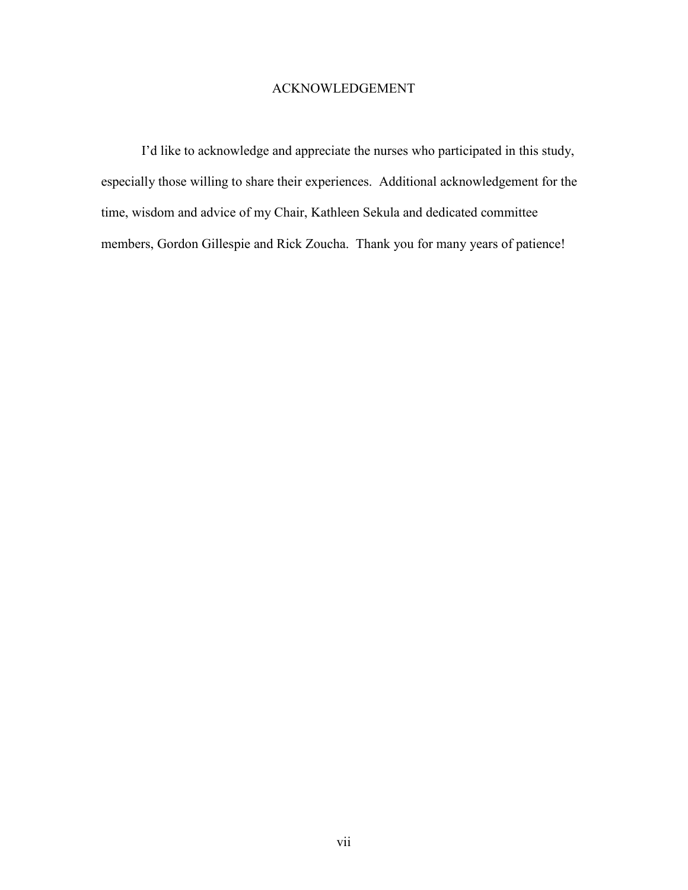# ACKNOWLEDGEMENT

I'd like to acknowledge and appreciate the nurses who participated in this study, especially those willing to share their experiences. Additional acknowledgement for the time, wisdom and advice of my Chair, Kathleen Sekula and dedicated committee members, Gordon Gillespie and Rick Zoucha. Thank you for many years of patience!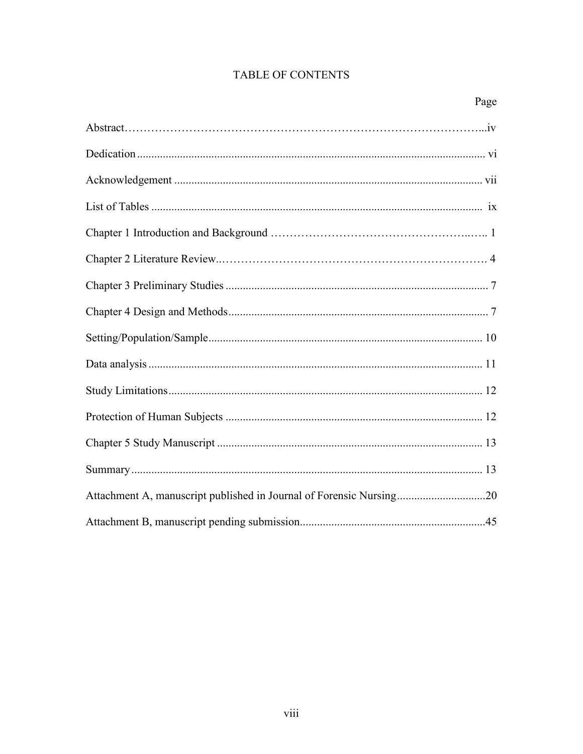# TABLE OF CONTENTS

| | Page |
|---|---|
| Abstract | iv |
| Dedication | vi |
| Acknowledgement | vii |
| List of Tables | ix |
| Chapter 1 Introduction and Background | 1 |
| Chapter 2 Literature Review | 4 |
| Chapter 3 Preliminary Studies | 7 |
| Chapter 4 Design and Methods | 7 |
| Setting/Population/Sample | 10 |
| Data analysis | 11 |
| Study Limitations | 12 |
| Protection of Human Subjects | 12 |
| Chapter 5 Study Manuscript | 13 |
| Summary | 13 |
| Attachment A, manuscript published in Journal of Forensic Nursing | 20 |
| Attachment B, manuscript pending submission | 45 |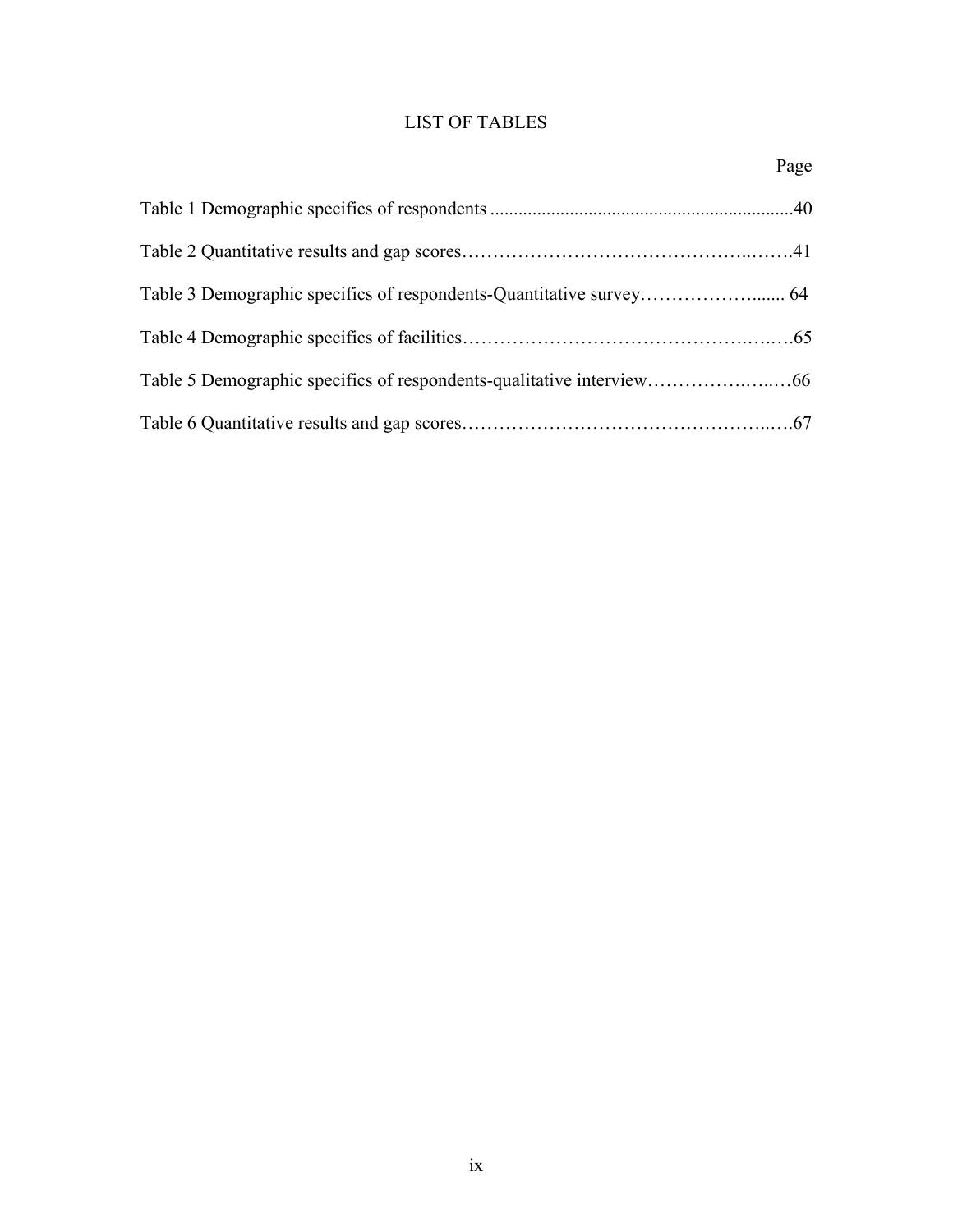# LIST OF TABLES

| | Page |
|---|---|
| Table 1 Demographic specifics of respondents | 40 |
| Table 2 Quantitative results and gap scores | 41 |
| Table 3 Demographic specifics of respondents-Quantitative survey | 64 |
| Table 4 Demographic specifics of facilities | 65 |
| Table 5 Demographic specifics of respondents-qualitative interview | 66 |
| Table 6 Quantitative results and gap scores | 67 |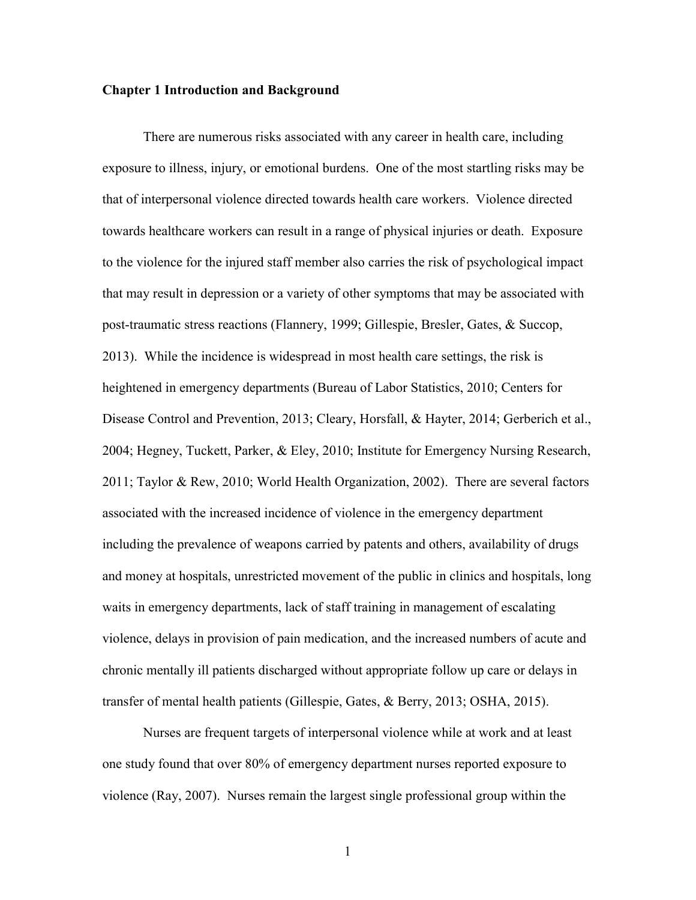**Chapter 1 Introduction and Background**

There are numerous risks associated with any career in health care, including exposure to illness, injury, or emotional burdens. One of the most startling risks may be that of interpersonal violence directed towards health care workers. Violence directed towards healthcare workers can result in a range of physical injuries or death. Exposure to the violence for the injured staff member also carries the risk of psychological impact that may result in depression or a variety of other symptoms that may be associated with post-traumatic stress reactions (Flannery, 1999; Gillespie, Bresler, Gates, & Succop, 2013). While the incidence is widespread in most health care settings, the risk is heightened in emergency departments (Bureau of Labor Statistics, 2010; Centers for Disease Control and Prevention, 2013; Cleary, Horsfall, & Hayter, 2014; Gerberich et al., 2004; Hegney, Tuckett, Parker, & Eley, 2010; Institute for Emergency Nursing Research, 2011; Taylor & Rew, 2010; World Health Organization, 2002). There are several factors associated with the increased incidence of violence in the emergency department including the prevalence of weapons carried by patents and others, availability of drugs and money at hospitals, unrestricted movement of the public in clinics and hospitals, long waits in emergency departments, lack of staff training in management of escalating violence, delays in provision of pain medication, and the increased numbers of acute and chronic mentally ill patients discharged without appropriate follow up care or delays in transfer of mental health patients (Gillespie, Gates, & Berry, 2013; OSHA, 2015).

Nurses are frequent targets of interpersonal violence while at work and at least one study found that over 80% of emergency department nurses reported exposure to violence (Ray, 2007). Nurses remain the largest single professional group within the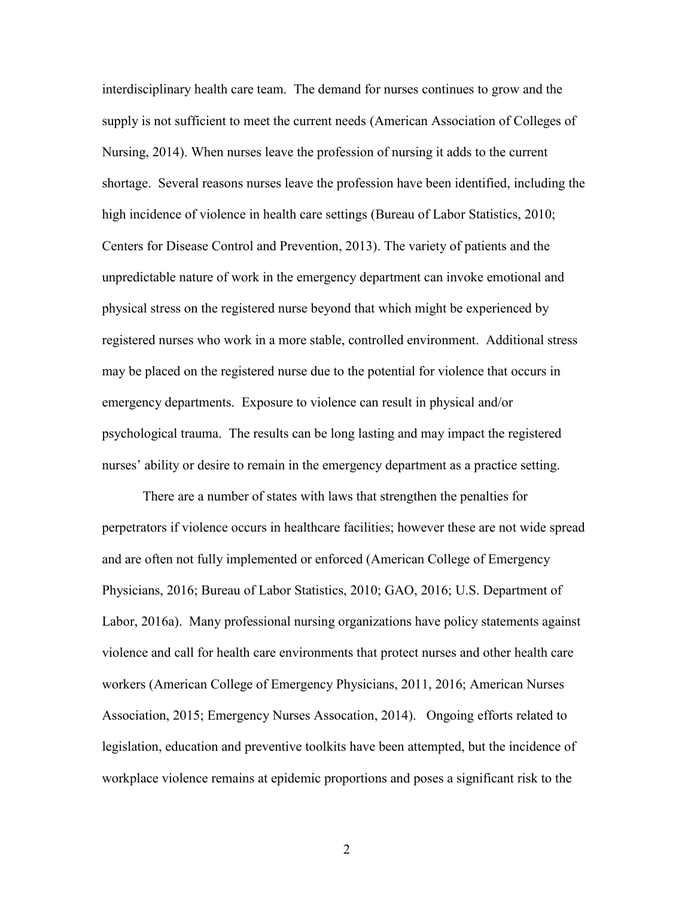interdisciplinary health care team. The demand for nurses continues to grow and the supply is not sufficient to meet the current needs (American Association of Colleges of Nursing, 2014). When nurses leave the profession of nursing it adds to the current shortage. Several reasons nurses leave the profession have been identified, including the high incidence of violence in health care settings (Bureau of Labor Statistics, 2010; Centers for Disease Control and Prevention, 2013). The variety of patients and the unpredictable nature of work in the emergency department can invoke emotional and physical stress on the registered nurse beyond that which might be experienced by registered nurses who work in a more stable, controlled environment. Additional stress may be placed on the registered nurse due to the potential for violence that occurs in emergency departments. Exposure to violence can result in physical and/or psychological trauma. The results can be long lasting and may impact the registered nurses' ability or desire to remain in the emergency department as a practice setting.

There are a number of states with laws that strengthen the penalties for perpetrators if violence occurs in healthcare facilities; however these are not wide spread and are often not fully implemented or enforced (American College of Emergency Physicians, 2016; Bureau of Labor Statistics, 2010; GAO, 2016; U.S. Department of Labor, 2016a). Many professional nursing organizations have policy statements against violence and call for health care environments that protect nurses and other health care workers (American College of Emergency Physicians, 2011, 2016; American Nurses Association, 2015; Emergency Nurses Assocation, 2014). Ongoing efforts related to legislation, education and preventive toolkits have been attempted, but the incidence of workplace violence remains at epidemic proportions and poses a significant risk to the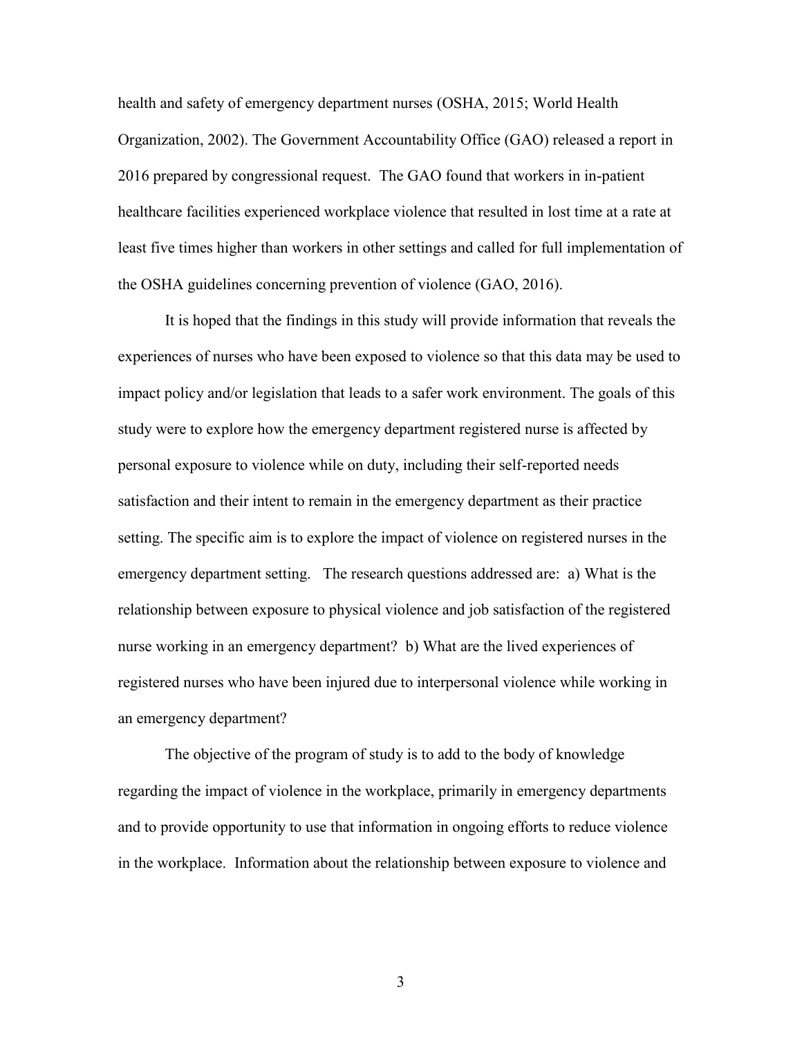health and safety of emergency department nurses (OSHA, 2015; World Health Organization, 2002). The Government Accountability Office (GAO) released a report in 2016 prepared by congressional request. The GAO found that workers in in-patient healthcare facilities experienced workplace violence that resulted in lost time at a rate at least five times higher than workers in other settings and called for full implementation of the OSHA guidelines concerning prevention of violence (GAO, 2016).

It is hoped that the findings in this study will provide information that reveals the experiences of nurses who have been exposed to violence so that this data may be used to impact policy and/or legislation that leads to a safer work environment. The goals of this study were to explore how the emergency department registered nurse is affected by personal exposure to violence while on duty, including their self-reported needs satisfaction and their intent to remain in the emergency department as their practice setting. The specific aim is to explore the impact of violence on registered nurses in the emergency department setting. The research questions addressed are: a) What is the relationship between exposure to physical violence and job satisfaction of the registered nurse working in an emergency department? b) What are the lived experiences of registered nurses who have been injured due to interpersonal violence while working in an emergency department?

The objective of the program of study is to add to the body of knowledge regarding the impact of violence in the workplace, primarily in emergency departments and to provide opportunity to use that information in ongoing efforts to reduce violence in the workplace. Information about the relationship between exposure to violence and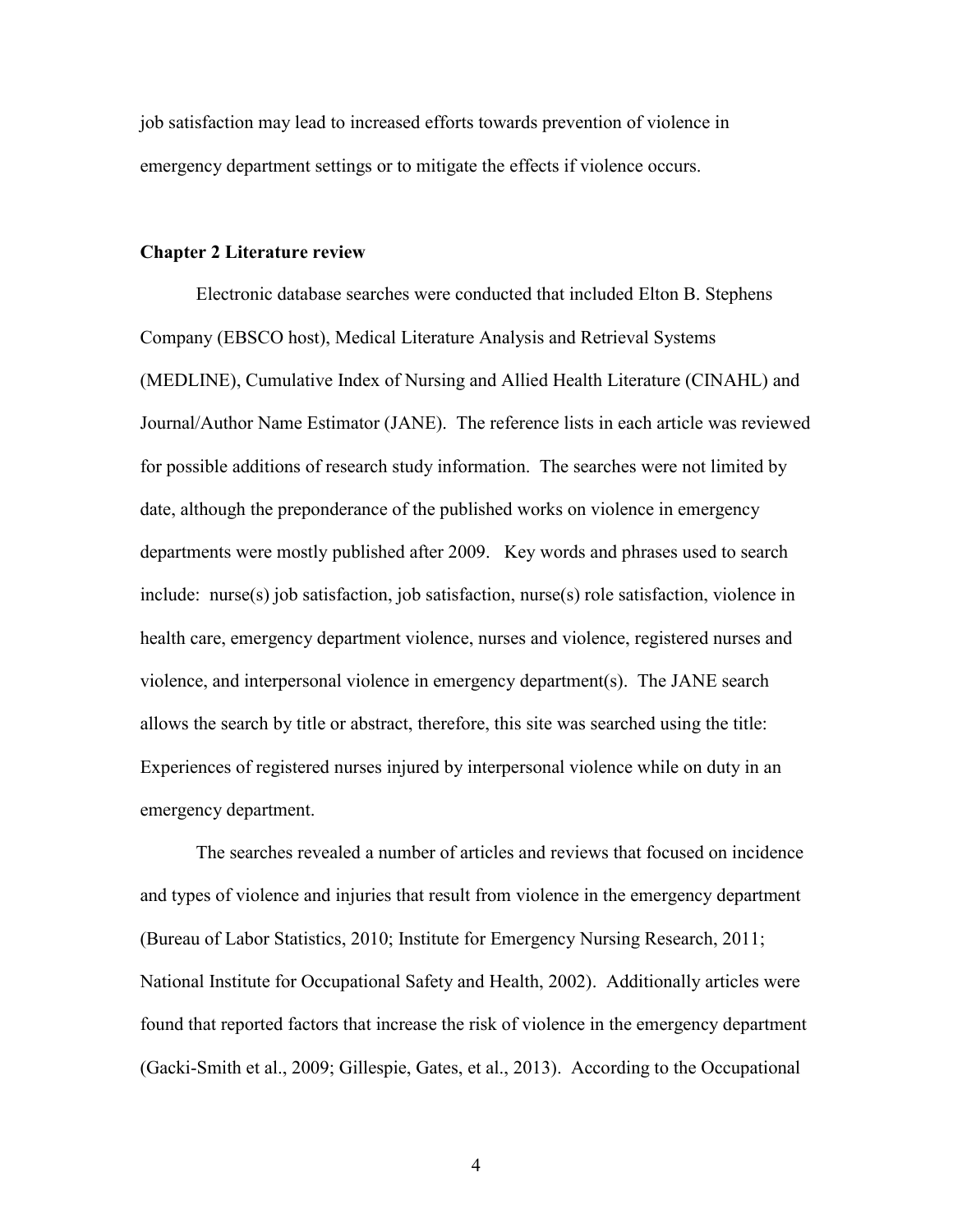job satisfaction may lead to increased efforts towards prevention of violence in emergency department settings or to mitigate the effects if violence occurs.

## Chapter 2 Literature review

Electronic database searches were conducted that included Elton B. Stephens Company (EBSCO host), Medical Literature Analysis and Retrieval Systems (MEDLINE), Cumulative Index of Nursing and Allied Health Literature (CINAHL) and Journal/Author Name Estimator (JANE). The reference lists in each article was reviewed for possible additions of research study information. The searches were not limited by date, although the preponderance of the published works on violence in emergency departments were mostly published after 2009. Key words and phrases used to search include: nurse(s) job satisfaction, job satisfaction, nurse(s) role satisfaction, violence in health care, emergency department violence, nurses and violence, registered nurses and violence, and interpersonal violence in emergency department(s). The JANE search allows the search by title or abstract, therefore, this site was searched using the title: Experiences of registered nurses injured by interpersonal violence while on duty in an emergency department.

The searches revealed a number of articles and reviews that focused on incidence and types of violence and injuries that result from violence in the emergency department (Bureau of Labor Statistics, 2010; Institute for Emergency Nursing Research, 2011; National Institute for Occupational Safety and Health, 2002). Additionally articles were found that reported factors that increase the risk of violence in the emergency department (Gacki-Smith et al., 2009; Gillespie, Gates, et al., 2013). According to the Occupational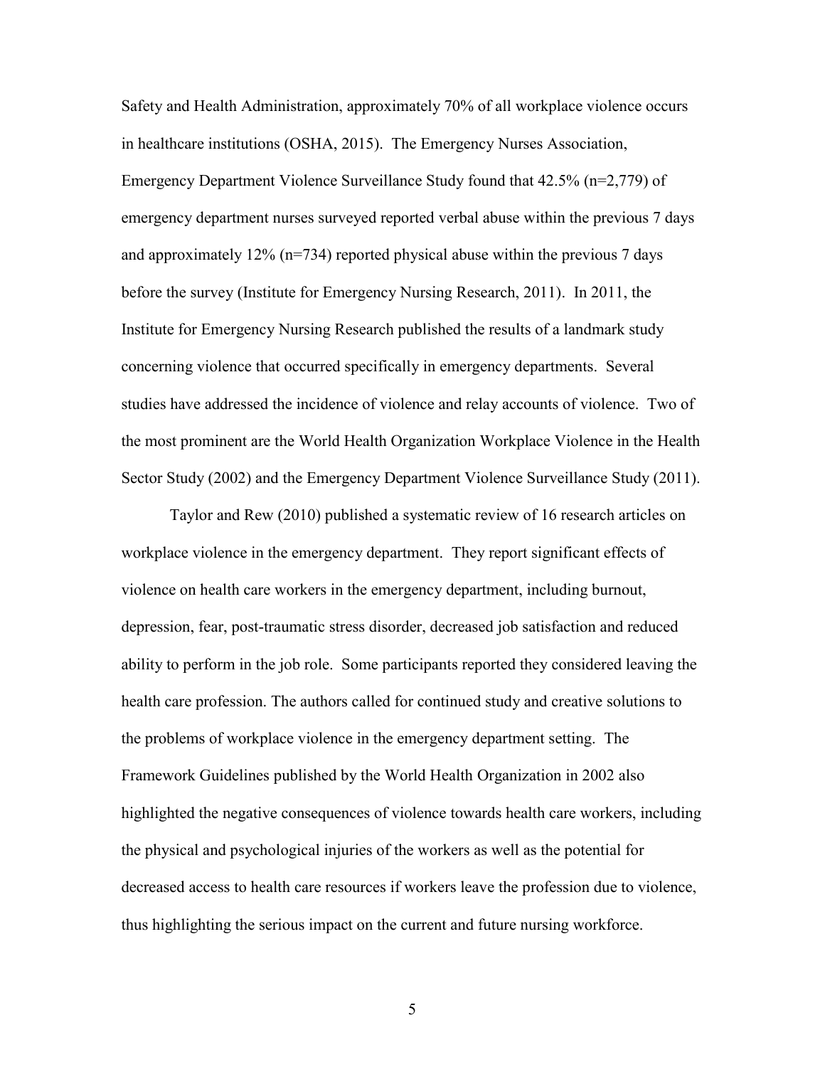Safety and Health Administration, approximately 70% of all workplace violence occurs in healthcare institutions (OSHA, 2015). The Emergency Nurses Association, Emergency Department Violence Surveillance Study found that 42.5% (n=2,779) of emergency department nurses surveyed reported verbal abuse within the previous 7 days and approximately 12% (n=734) reported physical abuse within the previous 7 days before the survey (Institute for Emergency Nursing Research, 2011). In 2011, the Institute for Emergency Nursing Research published the results of a landmark study concerning violence that occurred specifically in emergency departments. Several studies have addressed the incidence of violence and relay accounts of violence. Two of the most prominent are the World Health Organization Workplace Violence in the Health Sector Study (2002) and the Emergency Department Violence Surveillance Study (2011).

Taylor and Rew (2010) published a systematic review of 16 research articles on workplace violence in the emergency department. They report significant effects of violence on health care workers in the emergency department, including burnout, depression, fear, post-traumatic stress disorder, decreased job satisfaction and reduced ability to perform in the job role. Some participants reported they considered leaving the health care profession. The authors called for continued study and creative solutions to the problems of workplace violence in the emergency department setting. The Framework Guidelines published by the World Health Organization in 2002 also highlighted the negative consequences of violence towards health care workers, including the physical and psychological injuries of the workers as well as the potential for decreased access to health care resources if workers leave the profession due to violence, thus highlighting the serious impact on the current and future nursing workforce.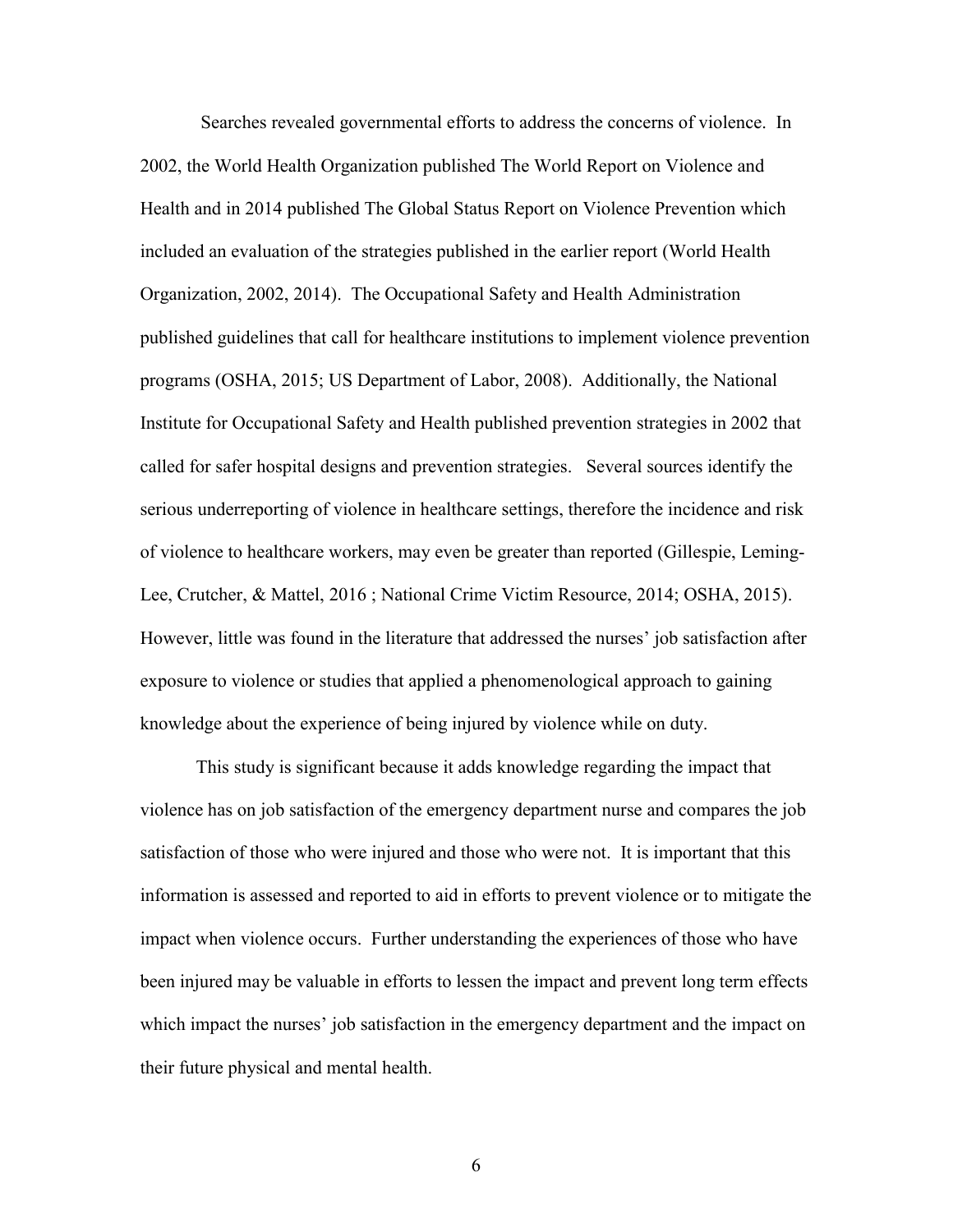Searches revealed governmental efforts to address the concerns of violence. In 2002, the World Health Organization published The World Report on Violence and Health and in 2014 published The Global Status Report on Violence Prevention which included an evaluation of the strategies published in the earlier report (World Health Organization, 2002, 2014). The Occupational Safety and Health Administration published guidelines that call for healthcare institutions to implement violence prevention programs (OSHA, 2015; US Department of Labor, 2008). Additionally, the National Institute for Occupational Safety and Health published prevention strategies in 2002 that called for safer hospital designs and prevention strategies. Several sources identify the serious underreporting of violence in healthcare settings, therefore the incidence and risk of violence to healthcare workers, may even be greater than reported (Gillespie, Leming-Lee, Crutcher, & Mattel, 2016 ; National Crime Victim Resource, 2014; OSHA, 2015). However, little was found in the literature that addressed the nurses' job satisfaction after exposure to violence or studies that applied a phenomenological approach to gaining knowledge about the experience of being injured by violence while on duty.

This study is significant because it adds knowledge regarding the impact that violence has on job satisfaction of the emergency department nurse and compares the job satisfaction of those who were injured and those who were not. It is important that this information is assessed and reported to aid in efforts to prevent violence or to mitigate the impact when violence occurs. Further understanding the experiences of those who have been injured may be valuable in efforts to lessen the impact and prevent long term effects which impact the nurses' job satisfaction in the emergency department and the impact on their future physical and mental health.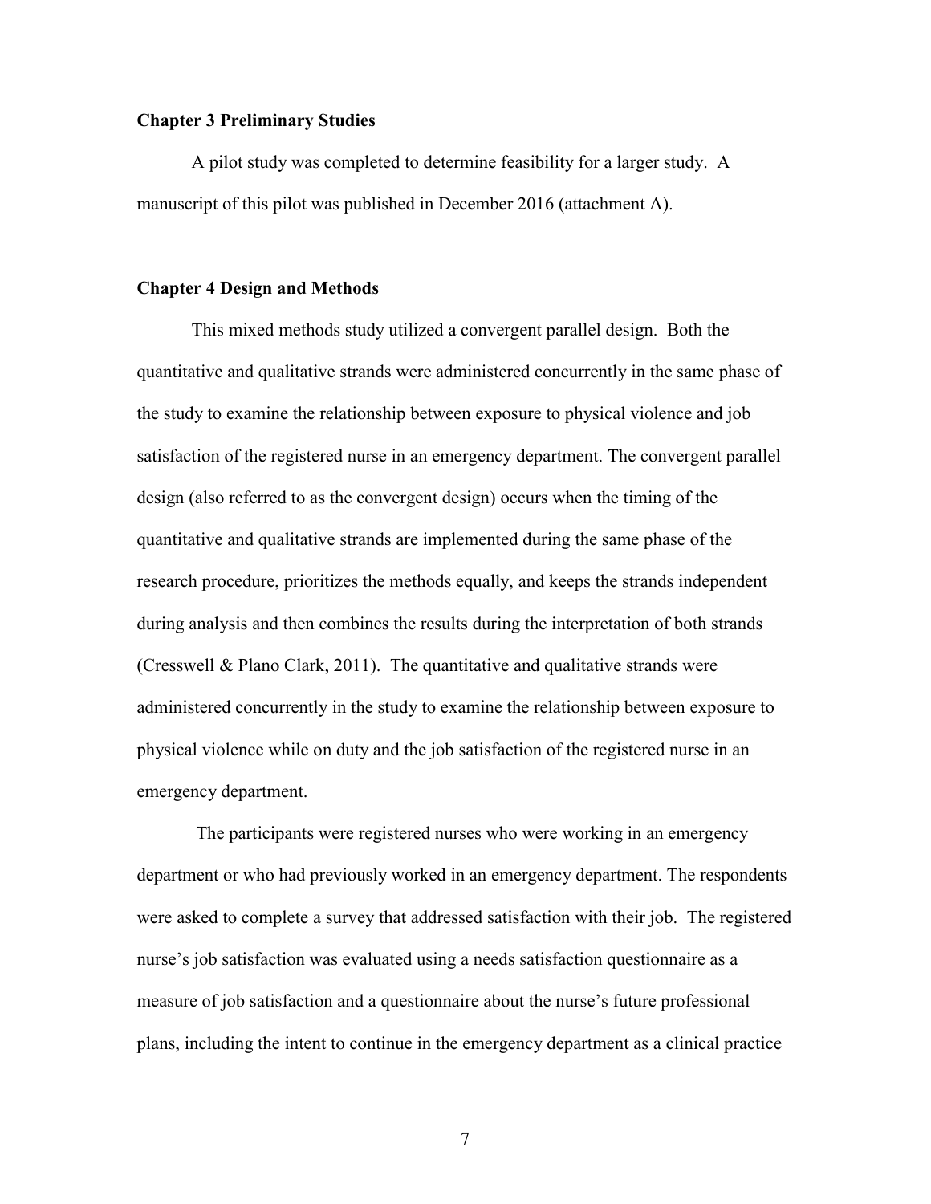**Chapter 3 Preliminary Studies**

A pilot study was completed to determine feasibility for a larger study. A manuscript of this pilot was published in December 2016 (attachment A).

**Chapter 4 Design and Methods**

This mixed methods study utilized a convergent parallel design. Both the quantitative and qualitative strands were administered concurrently in the same phase of the study to examine the relationship between exposure to physical violence and job satisfaction of the registered nurse in an emergency department. The convergent parallel design (also referred to as the convergent design) occurs when the timing of the quantitative and qualitative strands are implemented during the same phase of the research procedure, prioritizes the methods equally, and keeps the strands independent during analysis and then combines the results during the interpretation of both strands (Cresswell & Plano Clark, 2011). The quantitative and qualitative strands were administered concurrently in the study to examine the relationship between exposure to physical violence while on duty and the job satisfaction of the registered nurse in an emergency department.

The participants were registered nurses who were working in an emergency department or who had previously worked in an emergency department. The respondents were asked to complete a survey that addressed satisfaction with their job. The registered nurse's job satisfaction was evaluated using a needs satisfaction questionnaire as a measure of job satisfaction and a questionnaire about the nurse's future professional plans, including the intent to continue in the emergency department as a clinical practice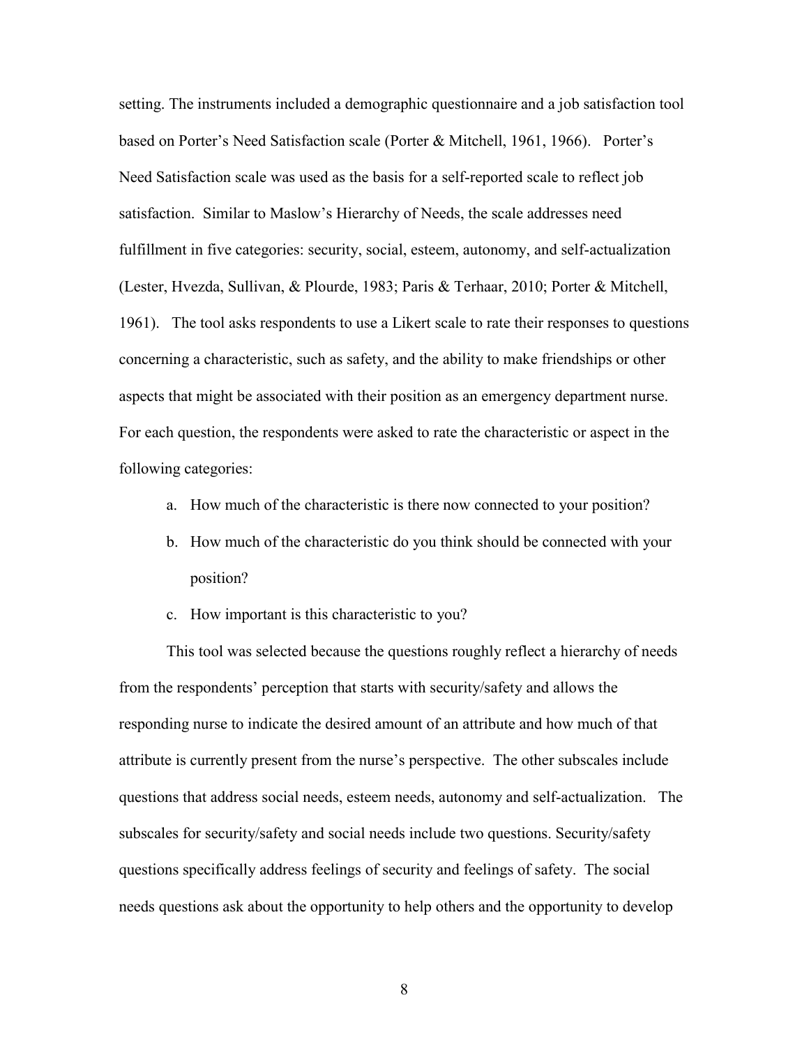setting. The instruments included a demographic questionnaire and a job satisfaction tool based on Porter's Need Satisfaction scale (Porter & Mitchell, 1961, 1966). Porter's Need Satisfaction scale was used as the basis for a self-reported scale to reflect job satisfaction. Similar to Maslow's Hierarchy of Needs, the scale addresses need fulfillment in five categories: security, social, esteem, autonomy, and self-actualization (Lester, Hvezda, Sullivan, & Plourde, 1983; Paris & Terhaar, 2010; Porter & Mitchell, 1961). The tool asks respondents to use a Likert scale to rate their responses to questions concerning a characteristic, such as safety, and the ability to make friendships or other aspects that might be associated with their position as an emergency department nurse. For each question, the respondents were asked to rate the characteristic or aspect in the following categories:

a. How much of the characteristic is there now connected to your position?
b. How much of the characteristic do you think should be connected with your position?
c. How important is this characteristic to you?

This tool was selected because the questions roughly reflect a hierarchy of needs from the respondents' perception that starts with security/safety and allows the responding nurse to indicate the desired amount of an attribute and how much of that attribute is currently present from the nurse's perspective. The other subscales include questions that address social needs, esteem needs, autonomy and self-actualization. The subscales for security/safety and social needs include two questions. Security/safety questions specifically address feelings of security and feelings of safety. The social needs questions ask about the opportunity to help others and the opportunity to develop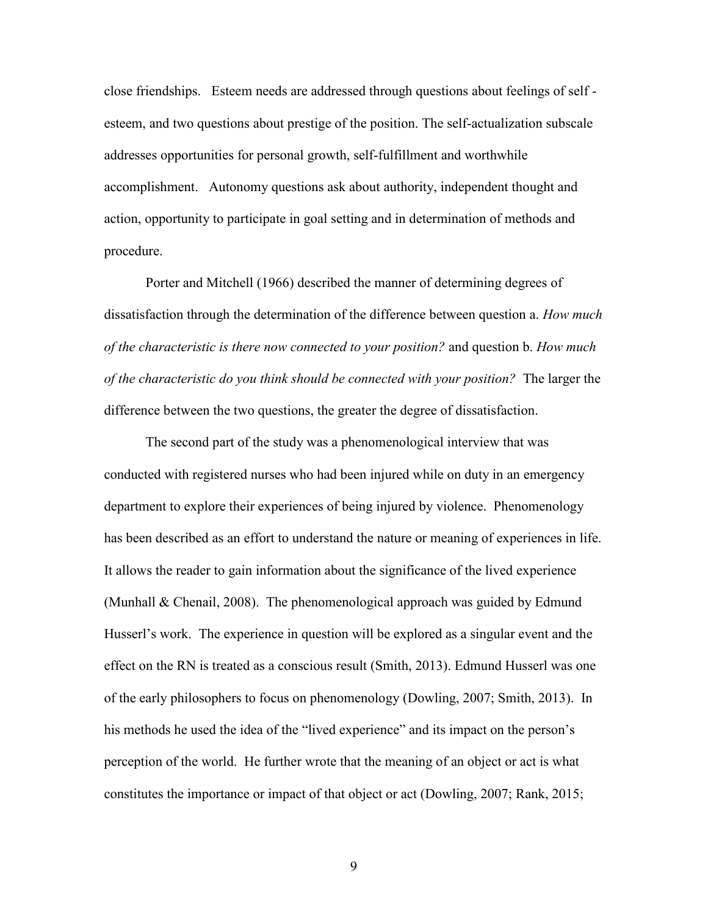close friendships. Esteem needs are addressed through questions about feelings of self -esteem, and two questions about prestige of the position. The self-actualization subscale addresses opportunities for personal growth, self-fulfillment and worthwhile accomplishment. Autonomy questions ask about authority, independent thought and action, opportunity to participate in goal setting and in determination of methods and procedure.

Porter and Mitchell (1966) described the manner of determining degrees of dissatisfaction through the determination of the difference between question a. *How much of the characteristic is there now connected to your position?* and question b. *How much of the characteristic do you think should be connected with your position?* The larger the difference between the two questions, the greater the degree of dissatisfaction.

The second part of the study was a phenomenological interview that was conducted with registered nurses who had been injured while on duty in an emergency department to explore their experiences of being injured by violence. Phenomenology has been described as an effort to understand the nature or meaning of experiences in life. It allows the reader to gain information about the significance of the lived experience (Munhall & Chenail, 2008). The phenomenological approach was guided by Edmund Husserl's work. The experience in question will be explored as a singular event and the effect on the RN is treated as a conscious result (Smith, 2013). Edmund Husserl was one of the early philosophers to focus on phenomenology (Dowling, 2007; Smith, 2013). In his methods he used the idea of the "lived experience" and its impact on the person's perception of the world. He further wrote that the meaning of an object or act is what constitutes the importance or impact of that object or act (Dowling, 2007; Rank, 2015;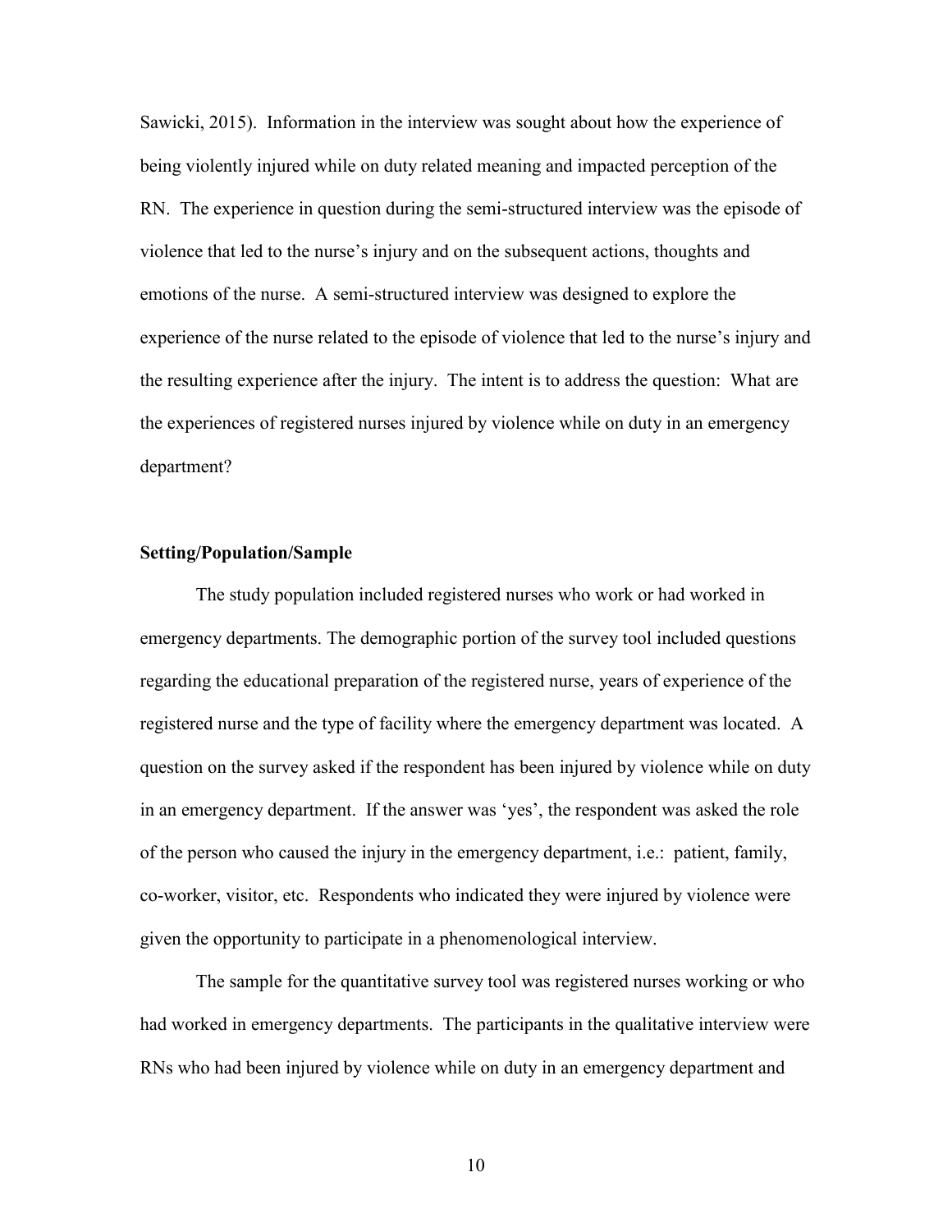Sawicki, 2015). Information in the interview was sought about how the experience of being violently injured while on duty related meaning and impacted perception of the RN. The experience in question during the semi-structured interview was the episode of violence that led to the nurse's injury and on the subsequent actions, thoughts and emotions of the nurse. A semi-structured interview was designed to explore the experience of the nurse related to the episode of violence that led to the nurse's injury and the resulting experience after the injury. The intent is to address the question: What are the experiences of registered nurses injured by violence while on duty in an emergency department?

**Setting/Population/Sample**

The study population included registered nurses who work or had worked in emergency departments. The demographic portion of the survey tool included questions regarding the educational preparation of the registered nurse, years of experience of the registered nurse and the type of facility where the emergency department was located. A question on the survey asked if the respondent has been injured by violence while on duty in an emergency department. If the answer was 'yes', the respondent was asked the role of the person who caused the injury in the emergency department, i.e.: patient, family, co-worker, visitor, etc. Respondents who indicated they were injured by violence were given the opportunity to participate in a phenomenological interview.

The sample for the quantitative survey tool was registered nurses working or who had worked in emergency departments. The participants in the qualitative interview were RNs who had been injured by violence while on duty in an emergency department and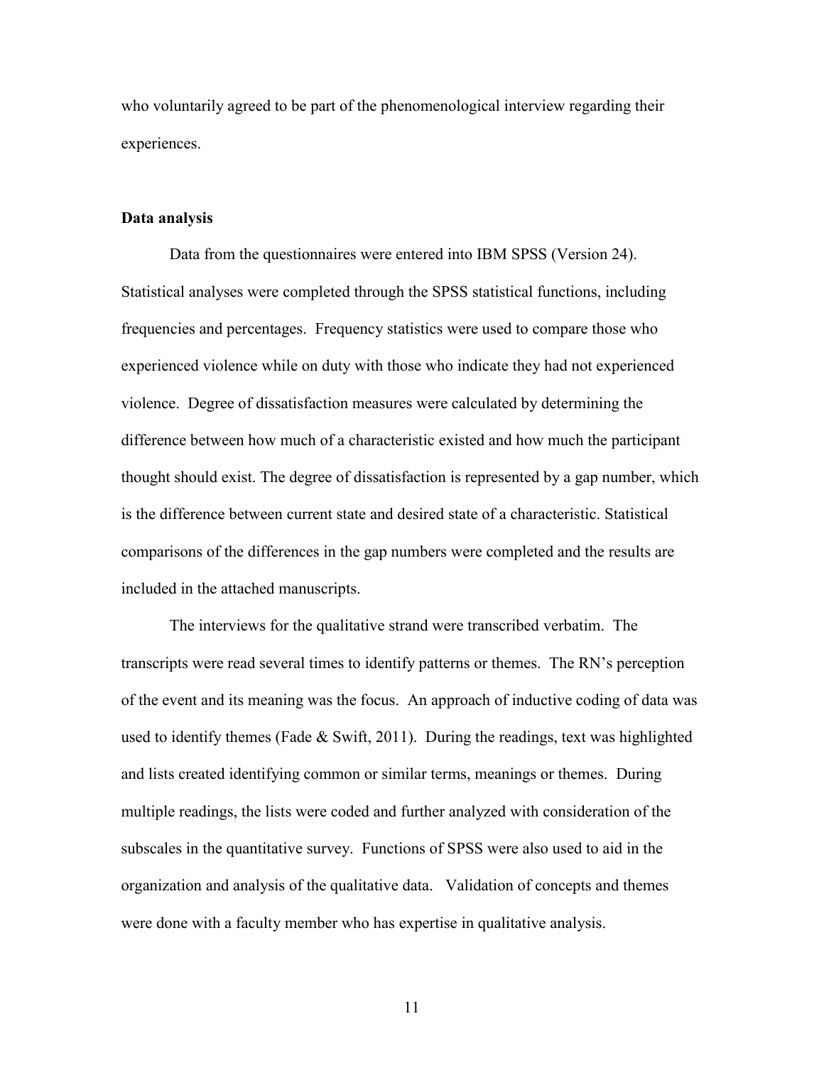who voluntarily agreed to be part of the phenomenological interview regarding their experiences.

**Data analysis**

Data from the questionnaires were entered into IBM SPSS (Version 24). Statistical analyses were completed through the SPSS statistical functions, including frequencies and percentages. Frequency statistics were used to compare those who experienced violence while on duty with those who indicate they had not experienced violence. Degree of dissatisfaction measures were calculated by determining the difference between how much of a characteristic existed and how much the participant thought should exist. The degree of dissatisfaction is represented by a gap number, which is the difference between current state and desired state of a characteristic. Statistical comparisons of the differences in the gap numbers were completed and the results are included in the attached manuscripts.

The interviews for the qualitative strand were transcribed verbatim. The transcripts were read several times to identify patterns or themes. The RN's perception of the event and its meaning was the focus. An approach of inductive coding of data was used to identify themes (Fade & Swift, 2011). During the readings, text was highlighted and lists created identifying common or similar terms, meanings or themes. During multiple readings, the lists were coded and further analyzed with consideration of the subscales in the quantitative survey. Functions of SPSS were also used to aid in the organization and analysis of the qualitative data. Validation of concepts and themes were done with a faculty member who has expertise in qualitative analysis.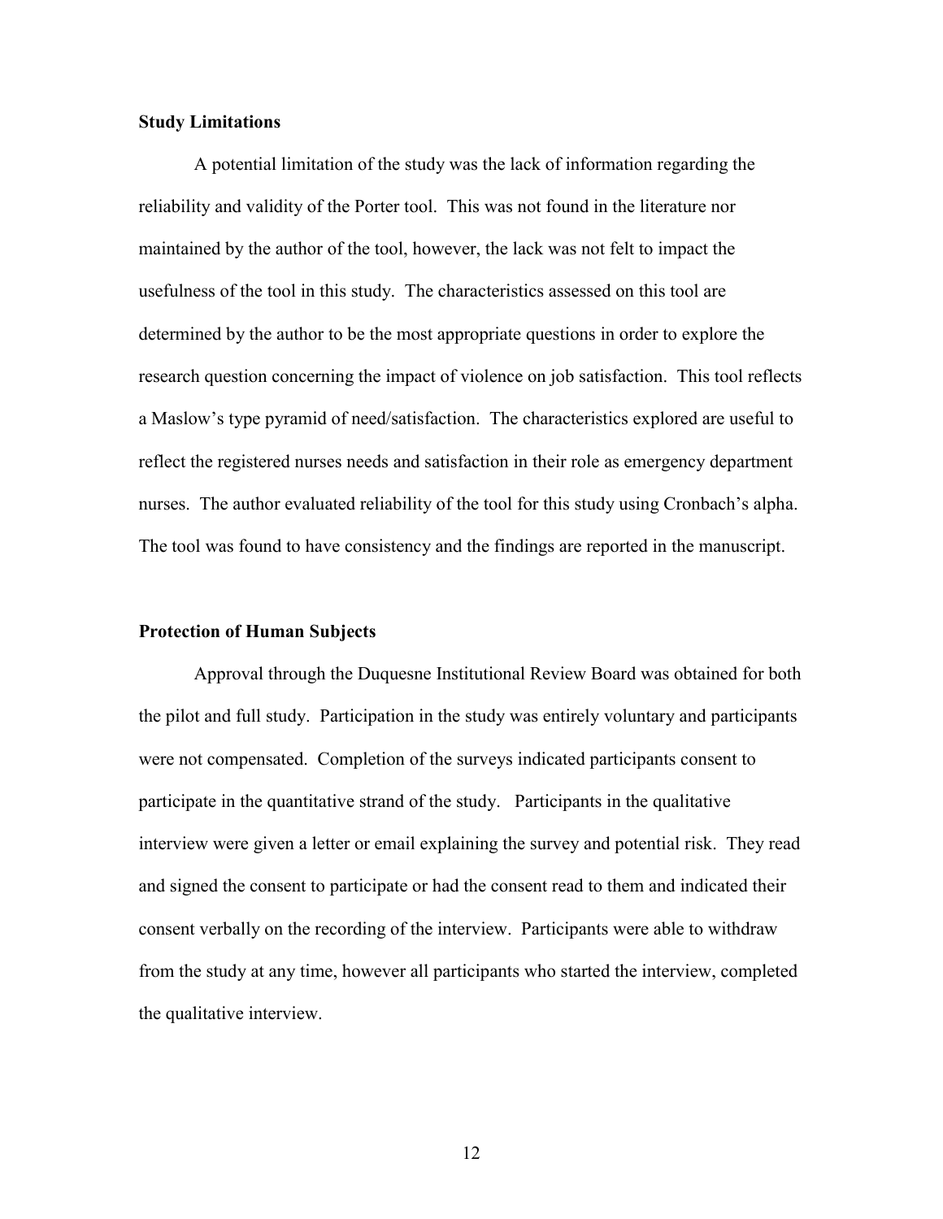**Study Limitations**

A potential limitation of the study was the lack of information regarding the reliability and validity of the Porter tool. This was not found in the literature nor maintained by the author of the tool, however, the lack was not felt to impact the usefulness of the tool in this study. The characteristics assessed on this tool are determined by the author to be the most appropriate questions in order to explore the research question concerning the impact of violence on job satisfaction. This tool reflects a Maslow's type pyramid of need/satisfaction. The characteristics explored are useful to reflect the registered nurses needs and satisfaction in their role as emergency department nurses. The author evaluated reliability of the tool for this study using Cronbach's alpha. The tool was found to have consistency and the findings are reported in the manuscript.

**Protection of Human Subjects**

Approval through the Duquesne Institutional Review Board was obtained for both the pilot and full study. Participation in the study was entirely voluntary and participants were not compensated. Completion of the surveys indicated participants consent to participate in the quantitative strand of the study. Participants in the qualitative interview were given a letter or email explaining the survey and potential risk. They read and signed the consent to participate or had the consent read to them and indicated their consent verbally on the recording of the interview. Participants were able to withdraw from the study at any time, however all participants who started the interview, completed the qualitative interview.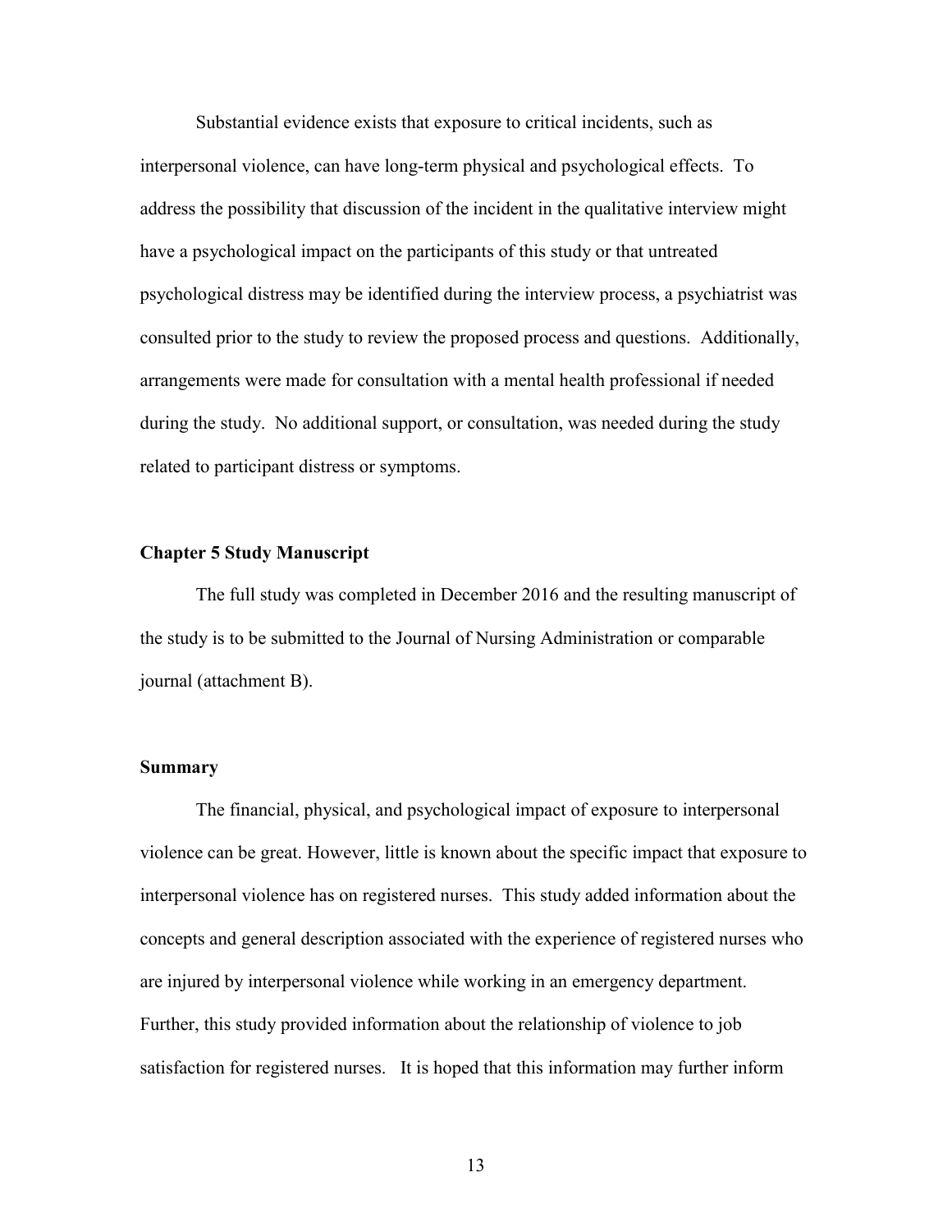Substantial evidence exists that exposure to critical incidents, such as interpersonal violence, can have long-term physical and psychological effects. To address the possibility that discussion of the incident in the qualitative interview might have a psychological impact on the participants of this study or that untreated psychological distress may be identified during the interview process, a psychiatrist was consulted prior to the study to review the proposed process and questions. Additionally, arrangements were made for consultation with a mental health professional if needed during the study. No additional support, or consultation, was needed during the study related to participant distress or symptoms.

### Chapter 5 Study Manuscript

The full study was completed in December 2016 and the resulting manuscript of the study is to be submitted to the Journal of Nursing Administration or comparable journal (attachment B).

### Summary

The financial, physical, and psychological impact of exposure to interpersonal violence can be great. However, little is known about the specific impact that exposure to interpersonal violence has on registered nurses. This study added information about the concepts and general description associated with the experience of registered nurses who are injured by interpersonal violence while working in an emergency department. Further, this study provided information about the relationship of violence to job satisfaction for registered nurses. It is hoped that this information may further inform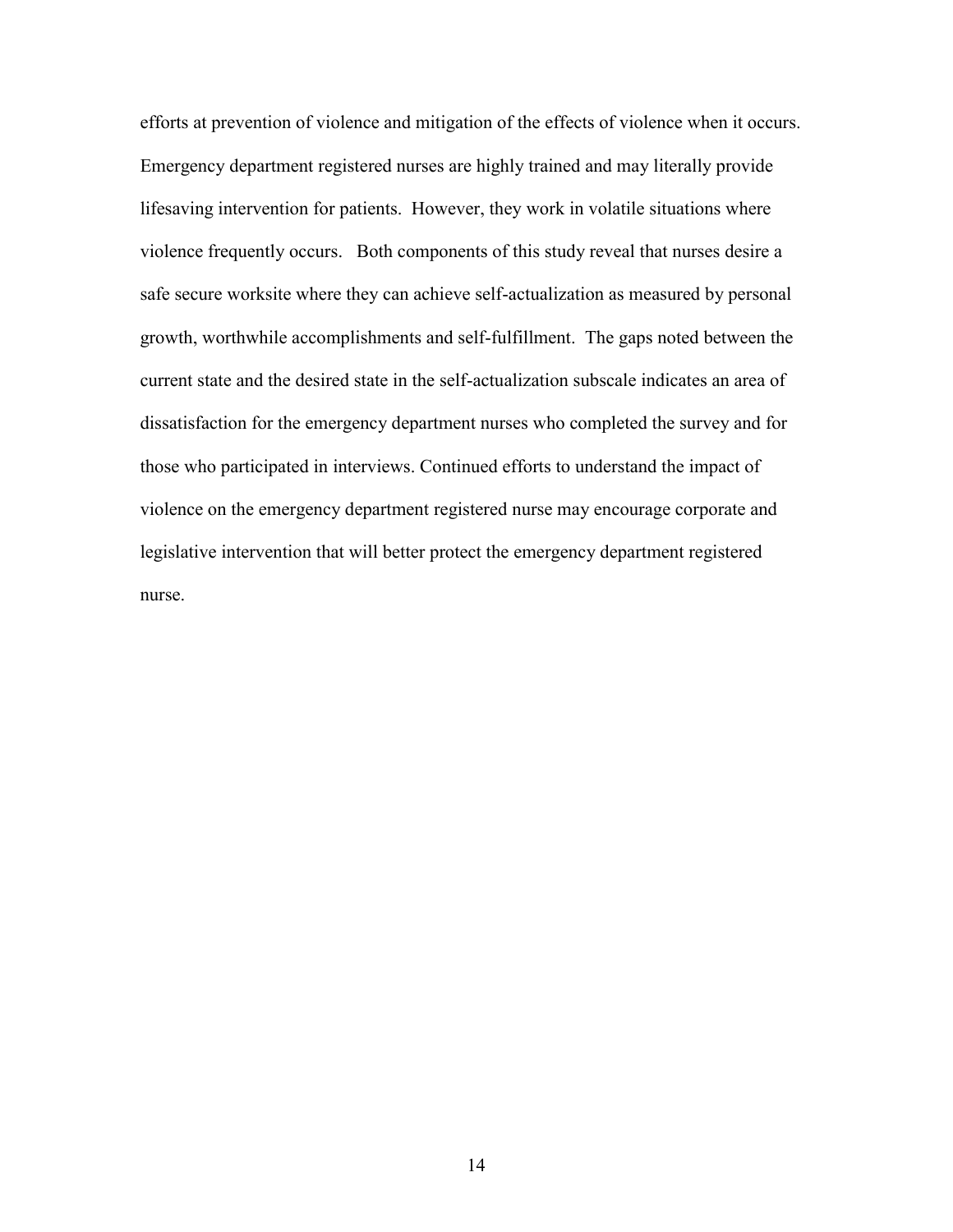efforts at prevention of violence and mitigation of the effects of violence when it occurs. Emergency department registered nurses are highly trained and may literally provide lifesaving intervention for patients. However, they work in volatile situations where violence frequently occurs. Both components of this study reveal that nurses desire a safe secure worksite where they can achieve self-actualization as measured by personal growth, worthwhile accomplishments and self-fulfillment. The gaps noted between the current state and the desired state in the self-actualization subscale indicates an area of dissatisfaction for the emergency department nurses who completed the survey and for those who participated in interviews. Continued efforts to understand the impact of violence on the emergency department registered nurse may encourage corporate and legislative intervention that will better protect the emergency department registered nurse.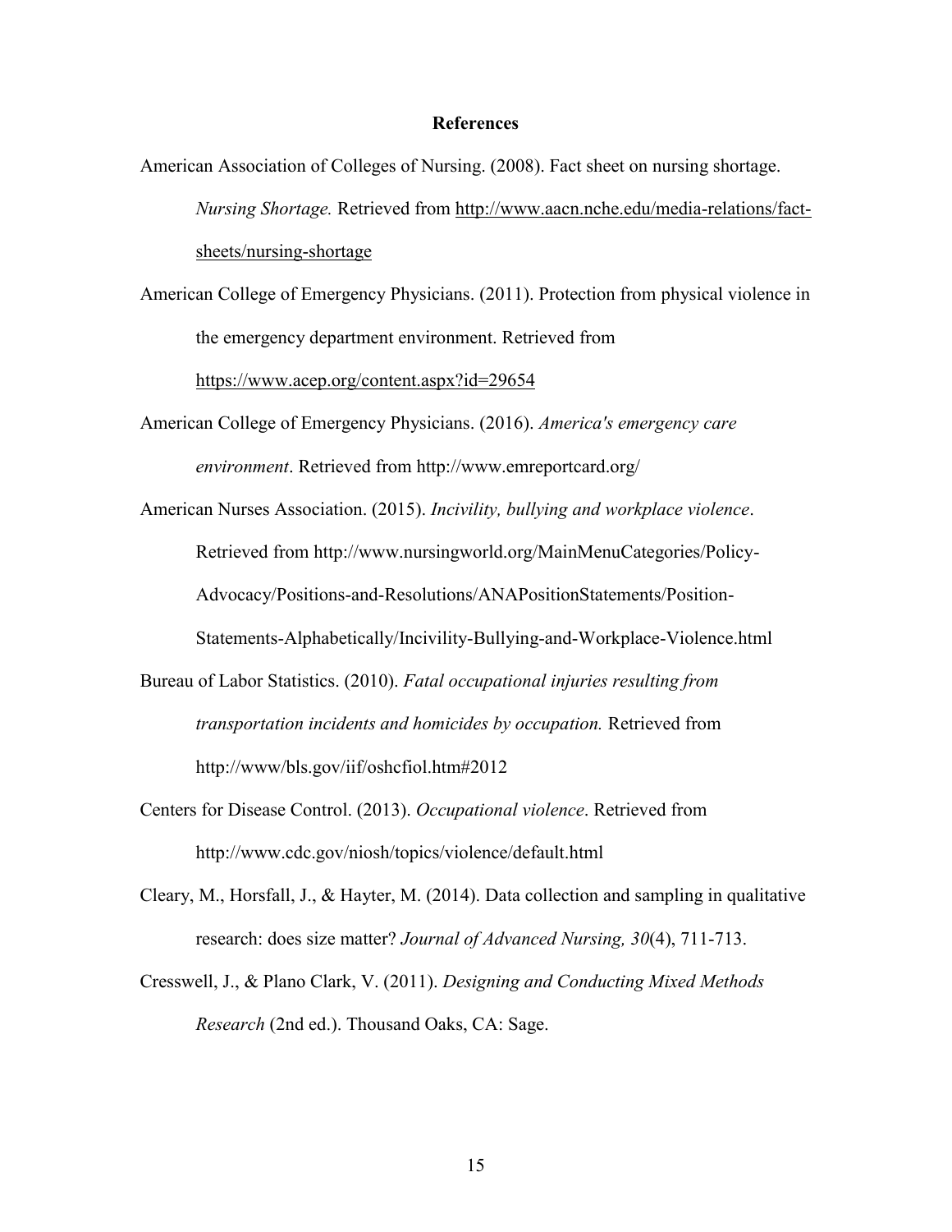## References

American Association of Colleges of Nursing. (2008). Fact sheet on nursing shortage. *Nursing Shortage.* Retrieved from http://www.aacn.nche.edu/media-relations/fact-sheets/nursing-shortage

American College of Emergency Physicians. (2011). Protection from physical violence in the emergency department environment. Retrieved from https://www.acep.org/content.aspx?id=29654

American College of Emergency Physicians. (2016). *America's emergency care environment*. Retrieved from http://www.emreportcard.org/

American Nurses Association. (2015). *Incivility, bullying and workplace violence*. Retrieved from http://www.nursingworld.org/MainMenuCategories/Policy-Advocacy/Positions-and-Resolutions/ANAPositionStatements/Position-Statements-Alphabetically/Incivility-Bullying-and-Workplace-Violence.html

Bureau of Labor Statistics. (2010). *Fatal occupational injuries resulting from transportation incidents and homicides by occupation.* Retrieved from http://www/bls.gov/iif/oshcfiol.htm#2012

Centers for Disease Control. (2013). *Occupational violence*. Retrieved from http://www.cdc.gov/niosh/topics/violence/default.html

Cleary, M., Horsfall, J., & Hayter, M. (2014). Data collection and sampling in qualitative research: does size matter? *Journal of Advanced Nursing, 30*(4), 711-713.

Cresswell, J., & Plano Clark, V. (2011). *Designing and Conducting Mixed Methods Research* (2nd ed.). Thousand Oaks, CA: Sage.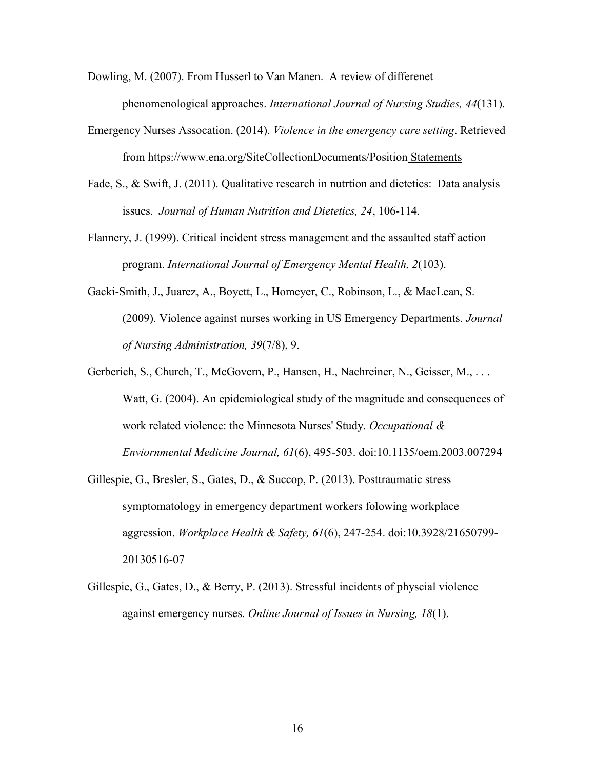Dowling, M. (2007). From Husserl to Van Manen. A review of differenet phenomenological approaches. *International Journal of Nursing Studies, 44*(131).

Emergency Nurses Assocation. (2014). *Violence in the emergency care setting*. Retrieved from https://www.ena.org/SiteCollectionDocuments/Position Statements

Fade, S., & Swift, J. (2011). Qualitative research in nutrtion and dietetics: Data analysis issues. *Journal of Human Nutrition and Dietetics, 24*, 106-114.

Flannery, J. (1999). Critical incident stress management and the assaulted staff action program. *International Journal of Emergency Mental Health, 2*(103).

Gacki-Smith, J., Juarez, A., Boyett, L., Homeyer, C., Robinson, L., & MacLean, S. (2009). Violence against nurses working in US Emergency Departments. *Journal of Nursing Administration, 39*(7/8), 9.

Gerberich, S., Church, T., McGovern, P., Hansen, H., Nachreiner, N., Geisser, M., . . . Watt, G. (2004). An epidemiological study of the magnitude and consequences of work related violence: the Minnesota Nurses' Study. *Occupational & Enviornmental Medicine Journal, 61*(6), 495-503. doi:10.1135/oem.2003.007294

Gillespie, G., Bresler, S., Gates, D., & Succop, P. (2013). Posttraumatic stress symptomatology in emergency department workers folowing workplace aggression. *Workplace Health & Safety, 61*(6), 247-254. doi:10.3928/21650799-20130516-07

Gillespie, G., Gates, D., & Berry, P. (2013). Stressful incidents of physcial violence against emergency nurses. *Online Journal of Issues in Nursing, 18*(1).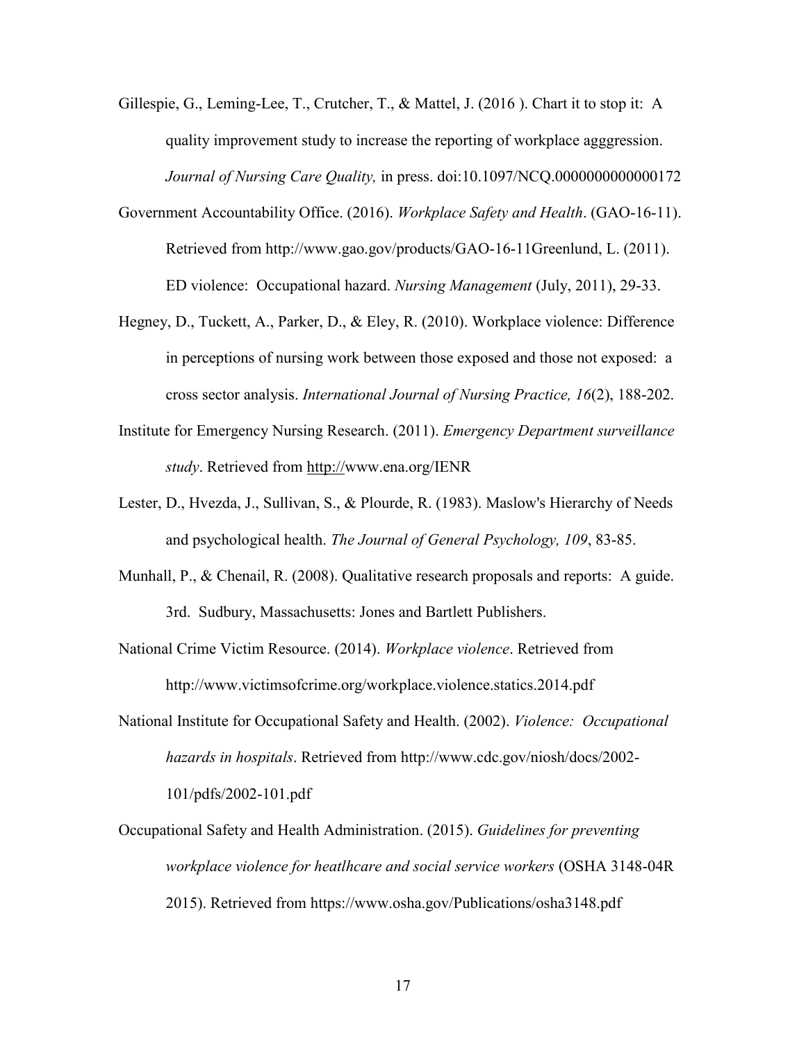Gillespie, G., Leming-Lee, T., Crutcher, T., & Mattel, J. (2016 ). Chart it to stop it: A quality improvement study to increase the reporting of workplace agggression. *Journal of Nursing Care Quality,* in press. doi:10.1097/NCQ.0000000000000172

Government Accountability Office. (2016). *Workplace Safety and Health*. (GAO-16-11). Retrieved from http://www.gao.gov/products/GAO-16-11Greenlund, L. (2011). ED violence: Occupational hazard. *Nursing Management* (July, 2011), 29-33.

Hegney, D., Tuckett, A., Parker, D., & Eley, R. (2010). Workplace violence: Difference in perceptions of nursing work between those exposed and those not exposed: a cross sector analysis. *International Journal of Nursing Practice, 16*(2), 188-202.

Institute for Emergency Nursing Research. (2011). *Emergency Department surveillance study*. Retrieved from http://www.ena.org/IENR

Lester, D., Hvezda, J., Sullivan, S., & Plourde, R. (1983). Maslow's Hierarchy of Needs and psychological health. *The Journal of General Psychology, 109*, 83-85.

Munhall, P., & Chenail, R. (2008). Qualitative research proposals and reports: A guide. 3rd. Sudbury, Massachusetts: Jones and Bartlett Publishers.

National Crime Victim Resource. (2014). *Workplace violence*. Retrieved from http://www.victimsofcrime.org/workplace.violence.statics.2014.pdf

National Institute for Occupational Safety and Health. (2002). *Violence: Occupational hazards in hospitals*. Retrieved from http://www.cdc.gov/niosh/docs/2002-101/pdfs/2002-101.pdf

Occupational Safety and Health Administration. (2015). *Guidelines for preventing workplace violence for heatlhcare and social service workers* (OSHA 3148-04R 2015). Retrieved from https://www.osha.gov/Publications/osha3148.pdf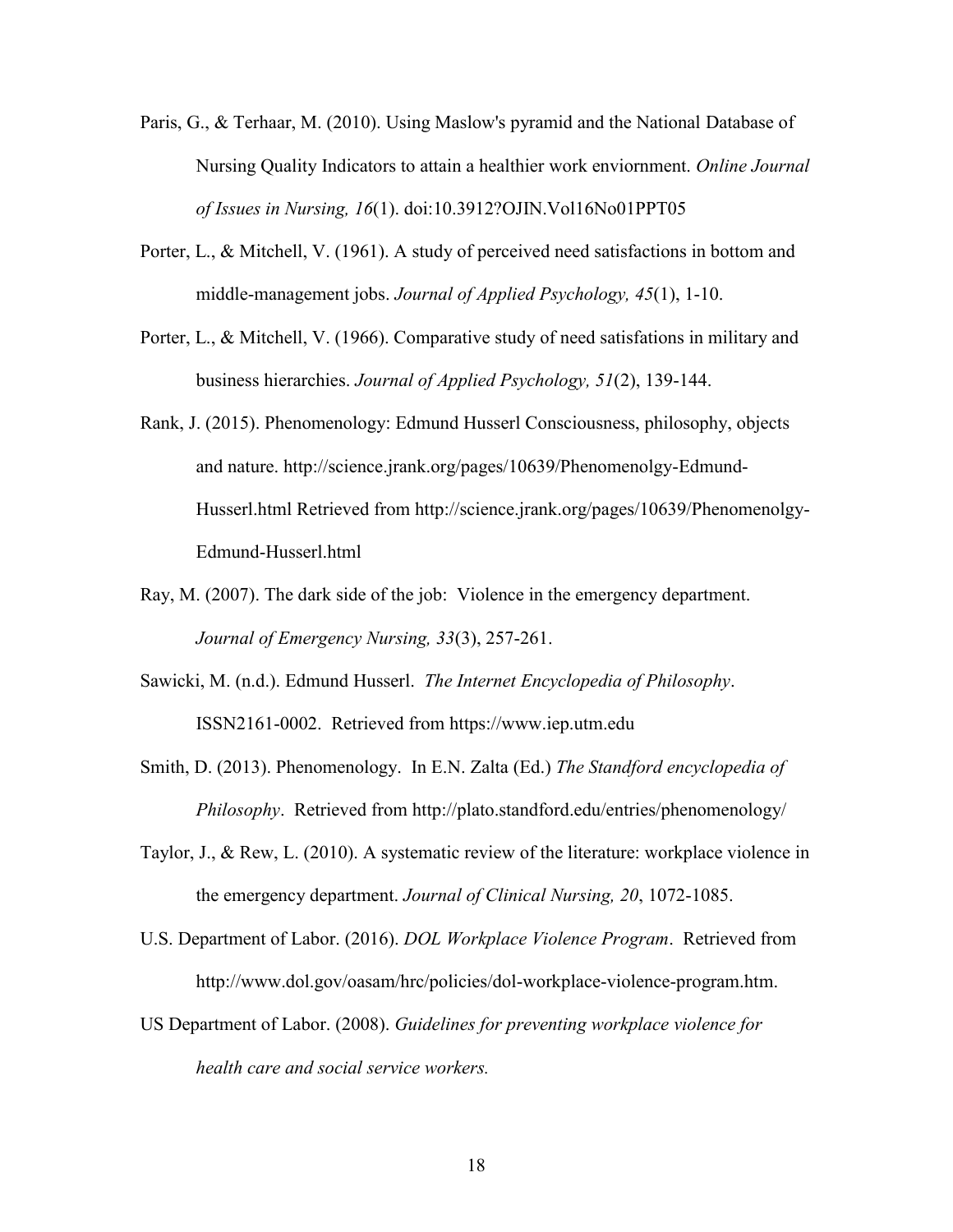Paris, G., & Terhaar, M. (2010). Using Maslow's pyramid and the National Database of Nursing Quality Indicators to attain a healthier work enviornment. *Online Journal of Issues in Nursing, 16*(1). doi:10.3912?OJIN.Vol16No01PPT05

Porter, L., & Mitchell, V. (1961). A study of perceived need satisfactions in bottom and middle-management jobs. *Journal of Applied Psychology, 45*(1), 1-10.

Porter, L., & Mitchell, V. (1966). Comparative study of need satisfations in military and business hierarchies. *Journal of Applied Psychology, 51*(2), 139-144.

Rank, J. (2015). Phenomenology: Edmund Husserl Consciousness, philosophy, objects and nature. http://science.jrank.org/pages/10639/Phenomenolgy-Edmund-Husserl.html Retrieved from http://science.jrank.org/pages/10639/Phenomenolgy-Edmund-Husserl.html

Ray, M. (2007). The dark side of the job: Violence in the emergency department. *Journal of Emergency Nursing, 33*(3), 257-261.

Sawicki, M. (n.d.). Edmund Husserl. *The Internet Encyclopedia of Philosophy*. ISSN2161-0002. Retrieved from https://www.iep.utm.edu

Smith, D. (2013). Phenomenology. In E.N. Zalta (Ed.) *The Standford encyclopedia of Philosophy*. Retrieved from http://plato.standford.edu/entries/phenomenology/

Taylor, J., & Rew, L. (2010). A systematic review of the literature: workplace violence in the emergency department. *Journal of Clinical Nursing, 20*, 1072-1085.

U.S. Department of Labor. (2016). *DOL Workplace Violence Program*. Retrieved from http://www.dol.gov/oasam/hrc/policies/dol-workplace-violence-program.htm.

US Department of Labor. (2008). *Guidelines for preventing workplace violence for health care and social service workers.*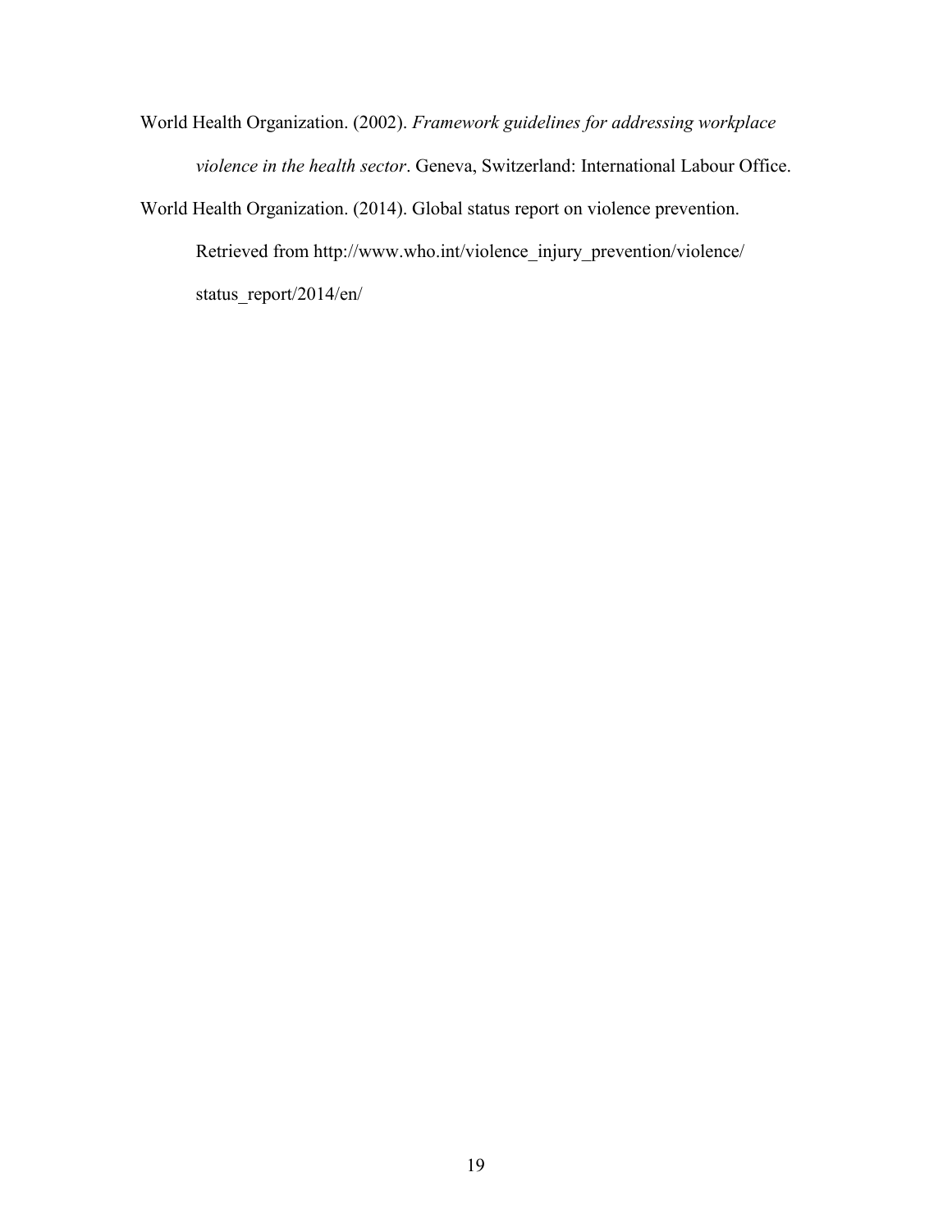World Health Organization. (2002). *Framework guidelines for addressing workplace violence in the health sector*. Geneva, Switzerland: International Labour Office.

World Health Organization. (2014). Global status report on violence prevention. Retrieved from http://www.who.int/violence_injury_prevention/violence/status_report/2014/en/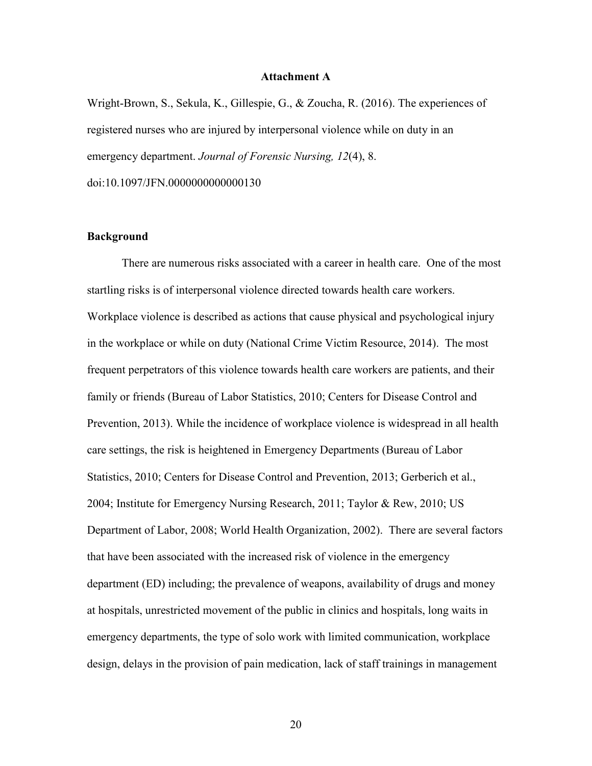## Attachment A

Wright-Brown, S., Sekula, K., Gillespie, G., & Zoucha, R. (2016). The experiences of registered nurses who are injured by interpersonal violence while on duty in an emergency department. *Journal of Forensic Nursing, 12*(4), 8. doi:10.1097/JFN.0000000000000130

### Background

There are numerous risks associated with a career in health care. One of the most startling risks is of interpersonal violence directed towards health care workers. Workplace violence is described as actions that cause physical and psychological injury in the workplace or while on duty (National Crime Victim Resource, 2014). The most frequent perpetrators of this violence towards health care workers are patients, and their family or friends (Bureau of Labor Statistics, 2010; Centers for Disease Control and Prevention, 2013). While the incidence of workplace violence is widespread in all health care settings, the risk is heightened in Emergency Departments (Bureau of Labor Statistics, 2010; Centers for Disease Control and Prevention, 2013; Gerberich et al., 2004; Institute for Emergency Nursing Research, 2011; Taylor & Rew, 2010; US Department of Labor, 2008; World Health Organization, 2002). There are several factors that have been associated with the increased risk of violence in the emergency department (ED) including; the prevalence of weapons, availability of drugs and money at hospitals, unrestricted movement of the public in clinics and hospitals, long waits in emergency departments, the type of solo work with limited communication, workplace design, delays in the provision of pain medication, lack of staff trainings in management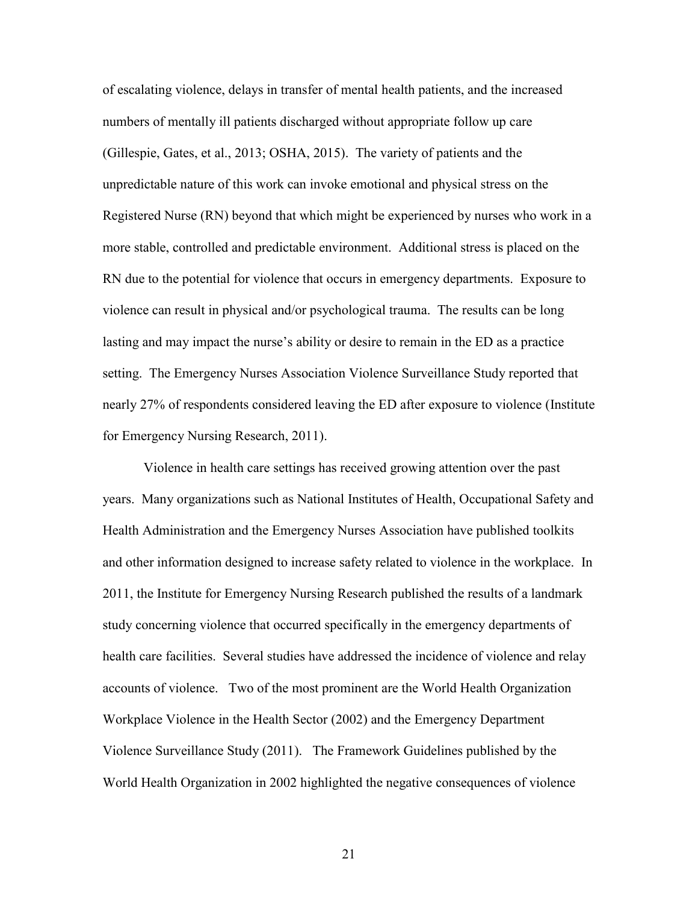of escalating violence, delays in transfer of mental health patients, and the increased numbers of mentally ill patients discharged without appropriate follow up care (Gillespie, Gates, et al., 2013; OSHA, 2015). The variety of patients and the unpredictable nature of this work can invoke emotional and physical stress on the Registered Nurse (RN) beyond that which might be experienced by nurses who work in a more stable, controlled and predictable environment. Additional stress is placed on the RN due to the potential for violence that occurs in emergency departments. Exposure to violence can result in physical and/or psychological trauma. The results can be long lasting and may impact the nurse's ability or desire to remain in the ED as a practice setting. The Emergency Nurses Association Violence Surveillance Study reported that nearly 27% of respondents considered leaving the ED after exposure to violence (Institute for Emergency Nursing Research, 2011).

Violence in health care settings has received growing attention over the past years. Many organizations such as National Institutes of Health, Occupational Safety and Health Administration and the Emergency Nurses Association have published toolkits and other information designed to increase safety related to violence in the workplace. In 2011, the Institute for Emergency Nursing Research published the results of a landmark study concerning violence that occurred specifically in the emergency departments of health care facilities. Several studies have addressed the incidence of violence and relay accounts of violence. Two of the most prominent are the World Health Organization Workplace Violence in the Health Sector (2002) and the Emergency Department Violence Surveillance Study (2011). The Framework Guidelines published by the World Health Organization in 2002 highlighted the negative consequences of violence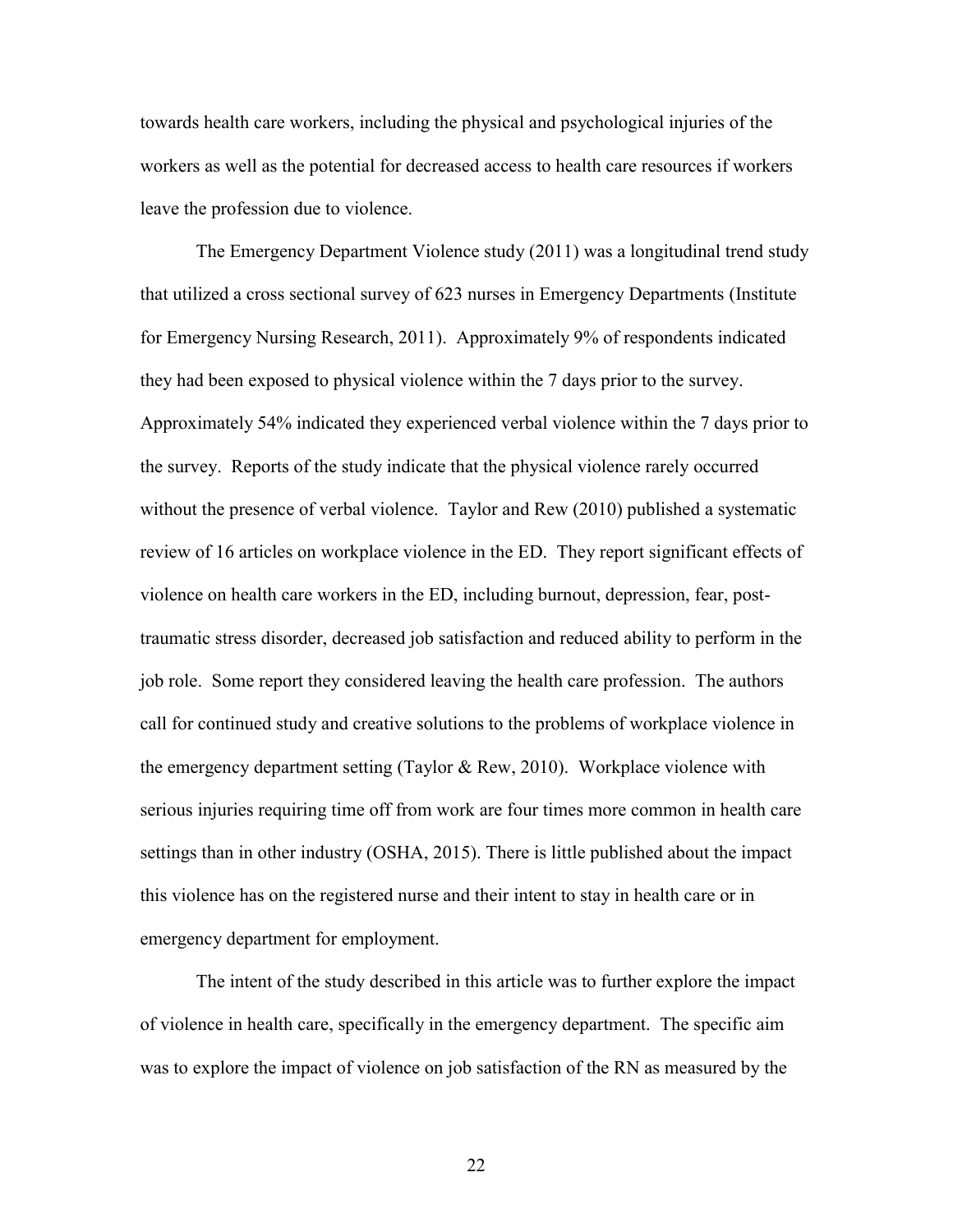towards health care workers, including the physical and psychological injuries of the workers as well as the potential for decreased access to health care resources if workers leave the profession due to violence.

The Emergency Department Violence study (2011) was a longitudinal trend study that utilized a cross sectional survey of 623 nurses in Emergency Departments (Institute for Emergency Nursing Research, 2011). Approximately 9% of respondents indicated they had been exposed to physical violence within the 7 days prior to the survey. Approximately 54% indicated they experienced verbal violence within the 7 days prior to the survey. Reports of the study indicate that the physical violence rarely occurred without the presence of verbal violence. Taylor and Rew (2010) published a systematic review of 16 articles on workplace violence in the ED. They report significant effects of violence on health care workers in the ED, including burnout, depression, fear, post-traumatic stress disorder, decreased job satisfaction and reduced ability to perform in the job role. Some report they considered leaving the health care profession. The authors call for continued study and creative solutions to the problems of workplace violence in the emergency department setting (Taylor & Rew, 2010). Workplace violence with serious injuries requiring time off from work are four times more common in health care settings than in other industry (OSHA, 2015). There is little published about the impact this violence has on the registered nurse and their intent to stay in health care or in emergency department for employment.

The intent of the study described in this article was to further explore the impact of violence in health care, specifically in the emergency department. The specific aim was to explore the impact of violence on job satisfaction of the RN as measured by the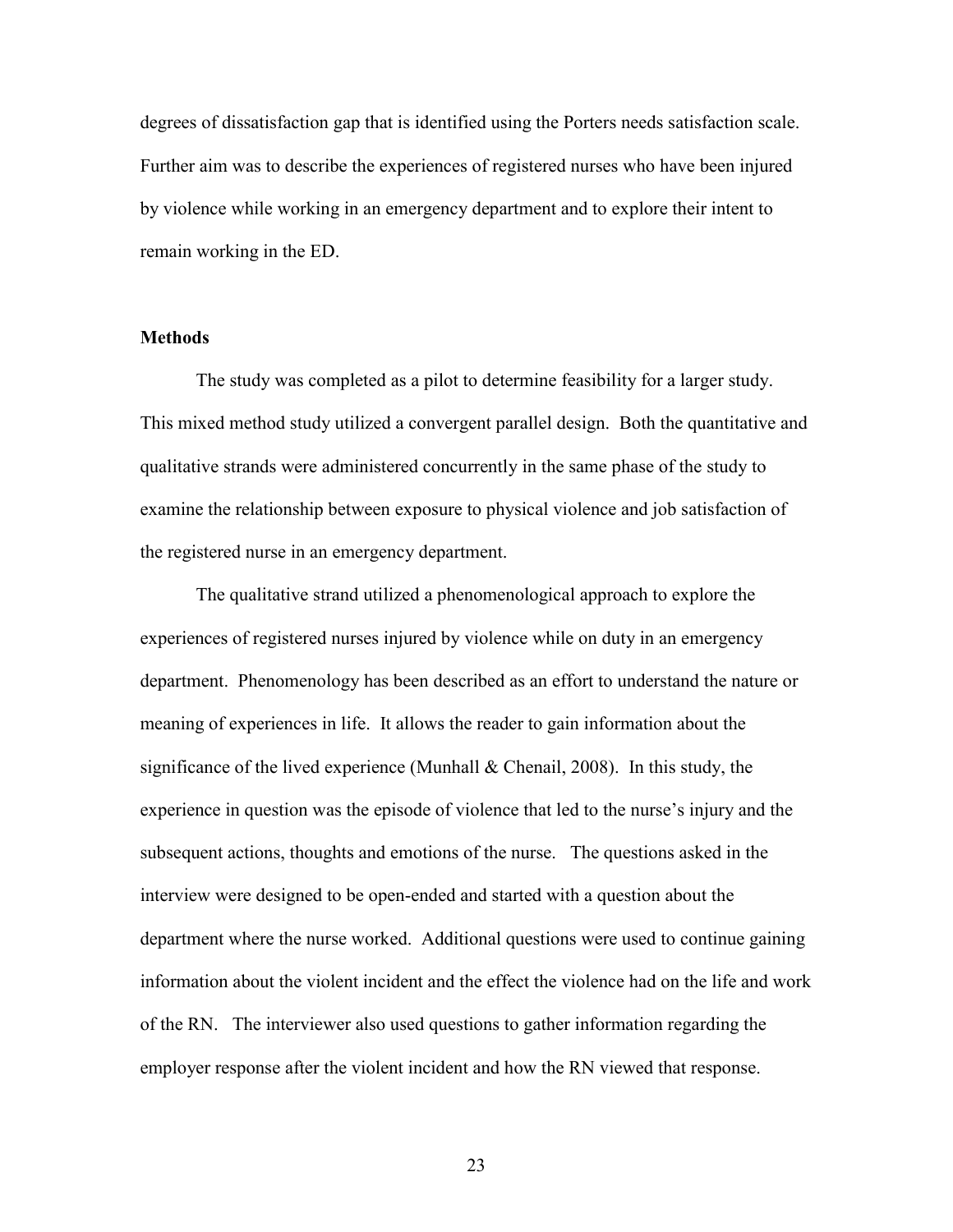degrees of dissatisfaction gap that is identified using the Porters needs satisfaction scale. Further aim was to describe the experiences of registered nurses who have been injured by violence while working in an emergency department and to explore their intent to remain working in the ED.

## Methods

The study was completed as a pilot to determine feasibility for a larger study. This mixed method study utilized a convergent parallel design. Both the quantitative and qualitative strands were administered concurrently in the same phase of the study to examine the relationship between exposure to physical violence and job satisfaction of the registered nurse in an emergency department.

The qualitative strand utilized a phenomenological approach to explore the experiences of registered nurses injured by violence while on duty in an emergency department. Phenomenology has been described as an effort to understand the nature or meaning of experiences in life. It allows the reader to gain information about the significance of the lived experience (Munhall & Chenail, 2008). In this study, the experience in question was the episode of violence that led to the nurse's injury and the subsequent actions, thoughts and emotions of the nurse. The questions asked in the interview were designed to be open-ended and started with a question about the department where the nurse worked. Additional questions were used to continue gaining information about the violent incident and the effect the violence had on the life and work of the RN. The interviewer also used questions to gather information regarding the employer response after the violent incident and how the RN viewed that response.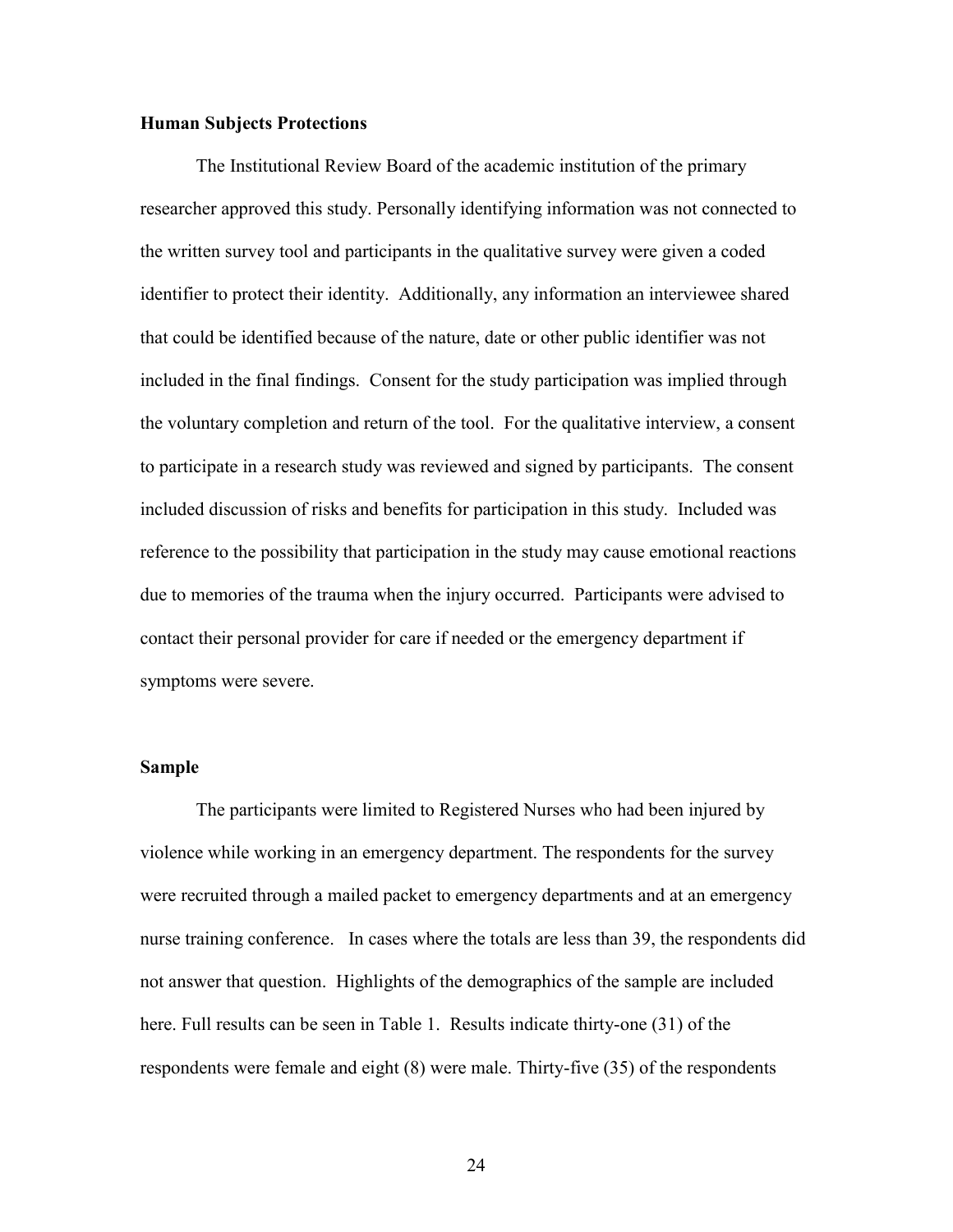**Human Subjects Protections**

The Institutional Review Board of the academic institution of the primary researcher approved this study. Personally identifying information was not connected to the written survey tool and participants in the qualitative survey were given a coded identifier to protect their identity. Additionally, any information an interviewee shared that could be identified because of the nature, date or other public identifier was not included in the final findings. Consent for the study participation was implied through the voluntary completion and return of the tool. For the qualitative interview, a consent to participate in a research study was reviewed and signed by participants. The consent included discussion of risks and benefits for participation in this study. Included was reference to the possibility that participation in the study may cause emotional reactions due to memories of the trauma when the injury occurred. Participants were advised to contact their personal provider for care if needed or the emergency department if symptoms were severe.

**Sample**

The participants were limited to Registered Nurses who had been injured by violence while working in an emergency department. The respondents for the survey were recruited through a mailed packet to emergency departments and at an emergency nurse training conference. In cases where the totals are less than 39, the respondents did not answer that question. Highlights of the demographics of the sample are included here. Full results can be seen in Table 1. Results indicate thirty-one (31) of the respondents were female and eight (8) were male. Thirty-five (35) of the respondents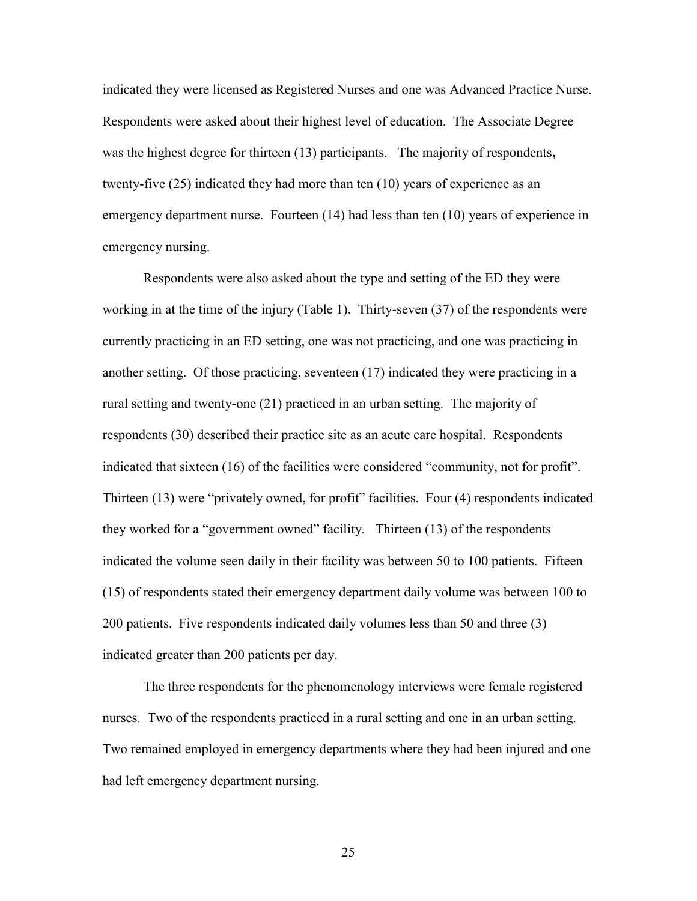indicated they were licensed as Registered Nurses and one was Advanced Practice Nurse. Respondents were asked about their highest level of education. The Associate Degree was the highest degree for thirteen (13) participants. The majority of respondents**,** twenty-five (25) indicated they had more than ten (10) years of experience as an emergency department nurse. Fourteen (14) had less than ten (10) years of experience in emergency nursing.

Respondents were also asked about the type and setting of the ED they were working in at the time of the injury (Table 1). Thirty-seven (37) of the respondents were currently practicing in an ED setting, one was not practicing, and one was practicing in another setting. Of those practicing, seventeen (17) indicated they were practicing in a rural setting and twenty-one (21) practiced in an urban setting. The majority of respondents (30) described their practice site as an acute care hospital. Respondents indicated that sixteen (16) of the facilities were considered "community, not for profit". Thirteen (13) were "privately owned, for profit" facilities. Four (4) respondents indicated they worked for a "government owned" facility. Thirteen (13) of the respondents indicated the volume seen daily in their facility was between 50 to 100 patients. Fifteen (15) of respondents stated their emergency department daily volume was between 100 to 200 patients. Five respondents indicated daily volumes less than 50 and three (3) indicated greater than 200 patients per day.

The three respondents for the phenomenology interviews were female registered nurses. Two of the respondents practiced in a rural setting and one in an urban setting. Two remained employed in emergency departments where they had been injured and one had left emergency department nursing.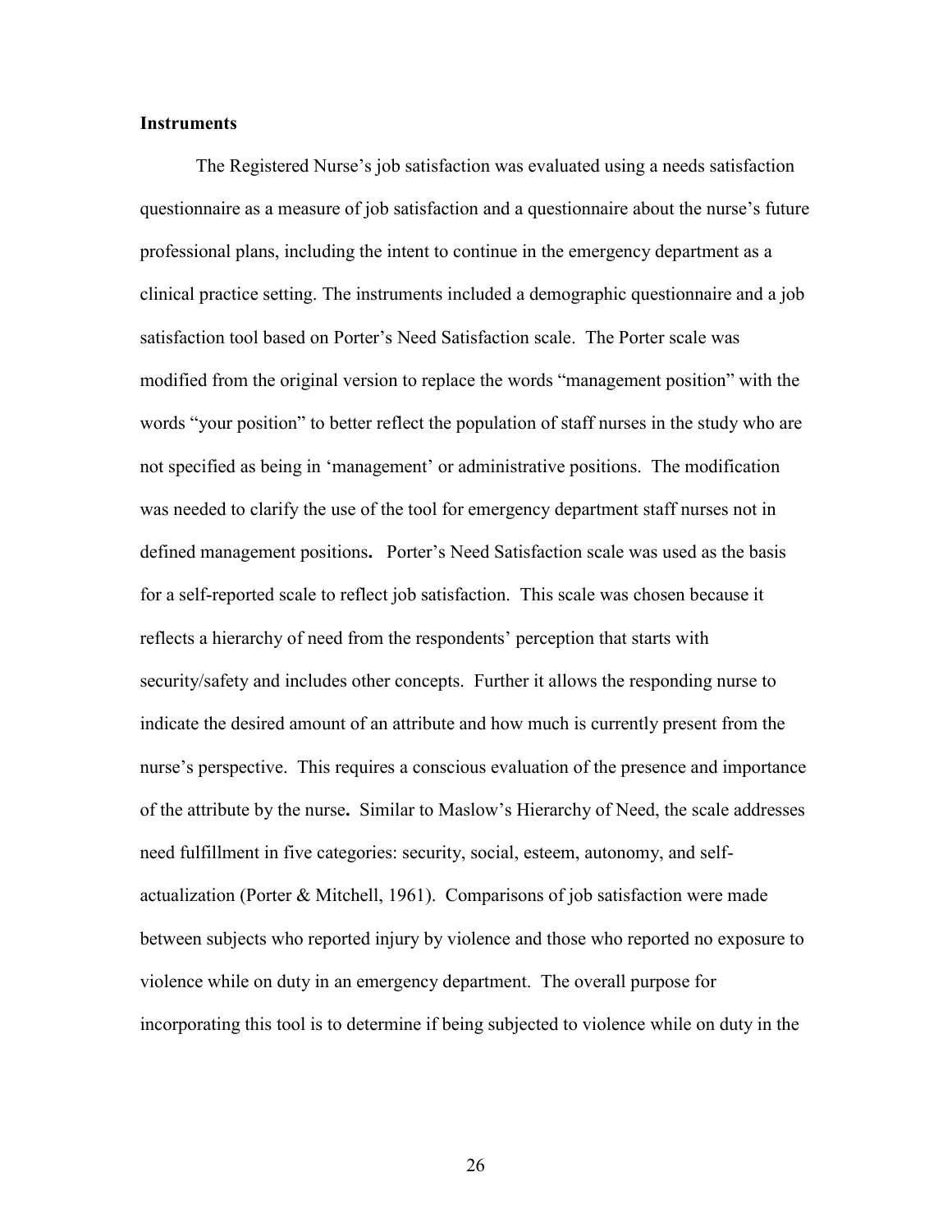**Instruments**

The Registered Nurse's job satisfaction was evaluated using a needs satisfaction questionnaire as a measure of job satisfaction and a questionnaire about the nurse's future professional plans, including the intent to continue in the emergency department as a clinical practice setting. The instruments included a demographic questionnaire and a job satisfaction tool based on Porter's Need Satisfaction scale. The Porter scale was modified from the original version to replace the words "management position" with the words "your position" to better reflect the population of staff nurses in the study who are not specified as being in 'management' or administrative positions. The modification was needed to clarify the use of the tool for emergency department staff nurses not in defined management positions**.** Porter's Need Satisfaction scale was used as the basis for a self-reported scale to reflect job satisfaction. This scale was chosen because it reflects a hierarchy of need from the respondents' perception that starts with security/safety and includes other concepts. Further it allows the responding nurse to indicate the desired amount of an attribute and how much is currently present from the nurse's perspective. This requires a conscious evaluation of the presence and importance of the attribute by the nurse**.** Similar to Maslow's Hierarchy of Need, the scale addresses need fulfillment in five categories: security, social, esteem, autonomy, and self-actualization (Porter & Mitchell, 1961). Comparisons of job satisfaction were made between subjects who reported injury by violence and those who reported no exposure to violence while on duty in an emergency department. The overall purpose for incorporating this tool is to determine if being subjected to violence while on duty in the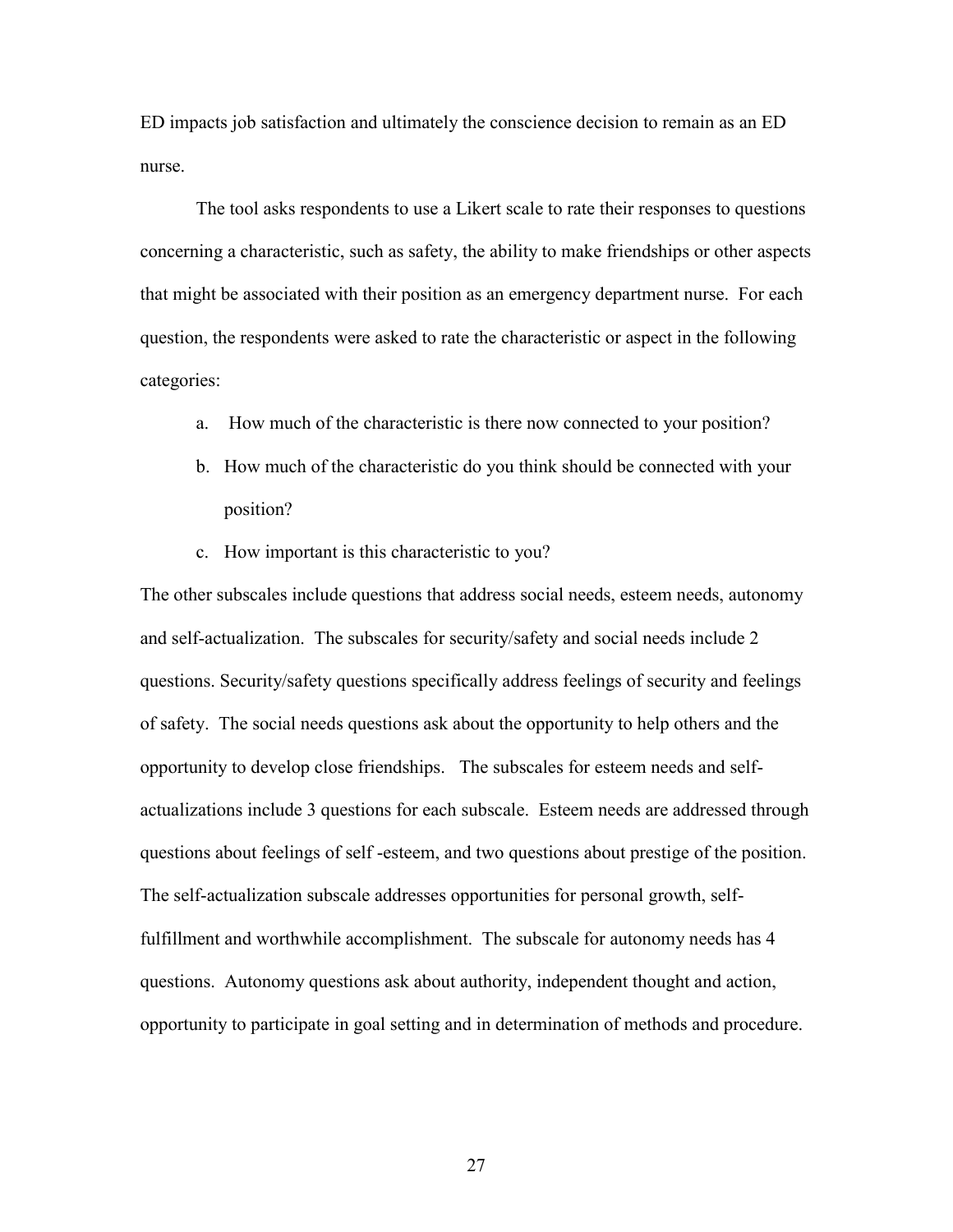ED impacts job satisfaction and ultimately the conscience decision to remain as an ED nurse.

The tool asks respondents to use a Likert scale to rate their responses to questions concerning a characteristic, such as safety, the ability to make friendships or other aspects that might be associated with their position as an emergency department nurse. For each question, the respondents were asked to rate the characteristic or aspect in the following categories:

a. How much of the characteristic is there now connected to your position?
b. How much of the characteristic do you think should be connected with your position?
c. How important is this characteristic to you?

The other subscales include questions that address social needs, esteem needs, autonomy and self-actualization. The subscales for security/safety and social needs include 2 questions. Security/safety questions specifically address feelings of security and feelings of safety. The social needs questions ask about the opportunity to help others and the opportunity to develop close friendships. The subscales for esteem needs and self-actualizations include 3 questions for each subscale. Esteem needs are addressed through questions about feelings of self -esteem, and two questions about prestige of the position. The self-actualization subscale addresses opportunities for personal growth, self-fulfillment and worthwhile accomplishment. The subscale for autonomy needs has 4 questions. Autonomy questions ask about authority, independent thought and action, opportunity to participate in goal setting and in determination of methods and procedure.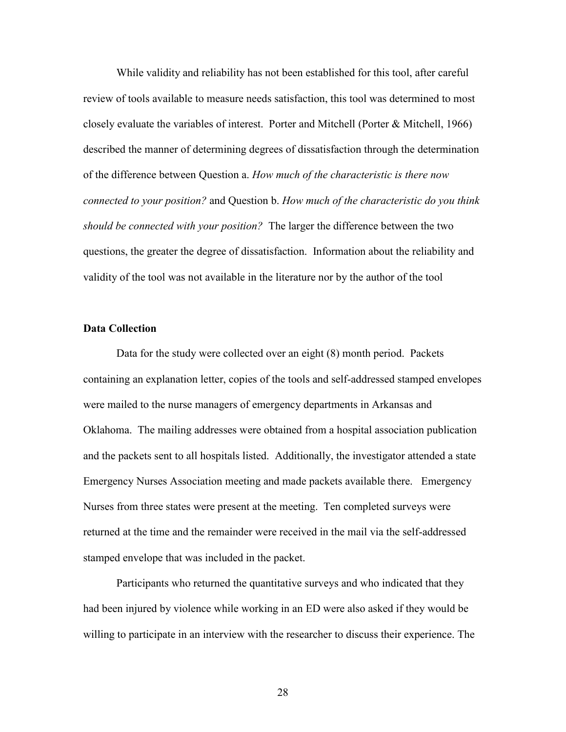While validity and reliability has not been established for this tool, after careful review of tools available to measure needs satisfaction, this tool was determined to most closely evaluate the variables of interest. Porter and Mitchell (Porter & Mitchell, 1966) described the manner of determining degrees of dissatisfaction through the determination of the difference between Question a. *How much of the characteristic is there now connected to your position?* and Question b. *How much of the characteristic do you think should be connected with your position?* The larger the difference between the two questions, the greater the degree of dissatisfaction. Information about the reliability and validity of the tool was not available in the literature nor by the author of the tool

**Data Collection**

Data for the study were collected over an eight (8) month period. Packets containing an explanation letter, copies of the tools and self-addressed stamped envelopes were mailed to the nurse managers of emergency departments in Arkansas and Oklahoma. The mailing addresses were obtained from a hospital association publication and the packets sent to all hospitals listed. Additionally, the investigator attended a state Emergency Nurses Association meeting and made packets available there. Emergency Nurses from three states were present at the meeting. Ten completed surveys were returned at the time and the remainder were received in the mail via the self-addressed stamped envelope that was included in the packet.

Participants who returned the quantitative surveys and who indicated that they had been injured by violence while working in an ED were also asked if they would be willing to participate in an interview with the researcher to discuss their experience. The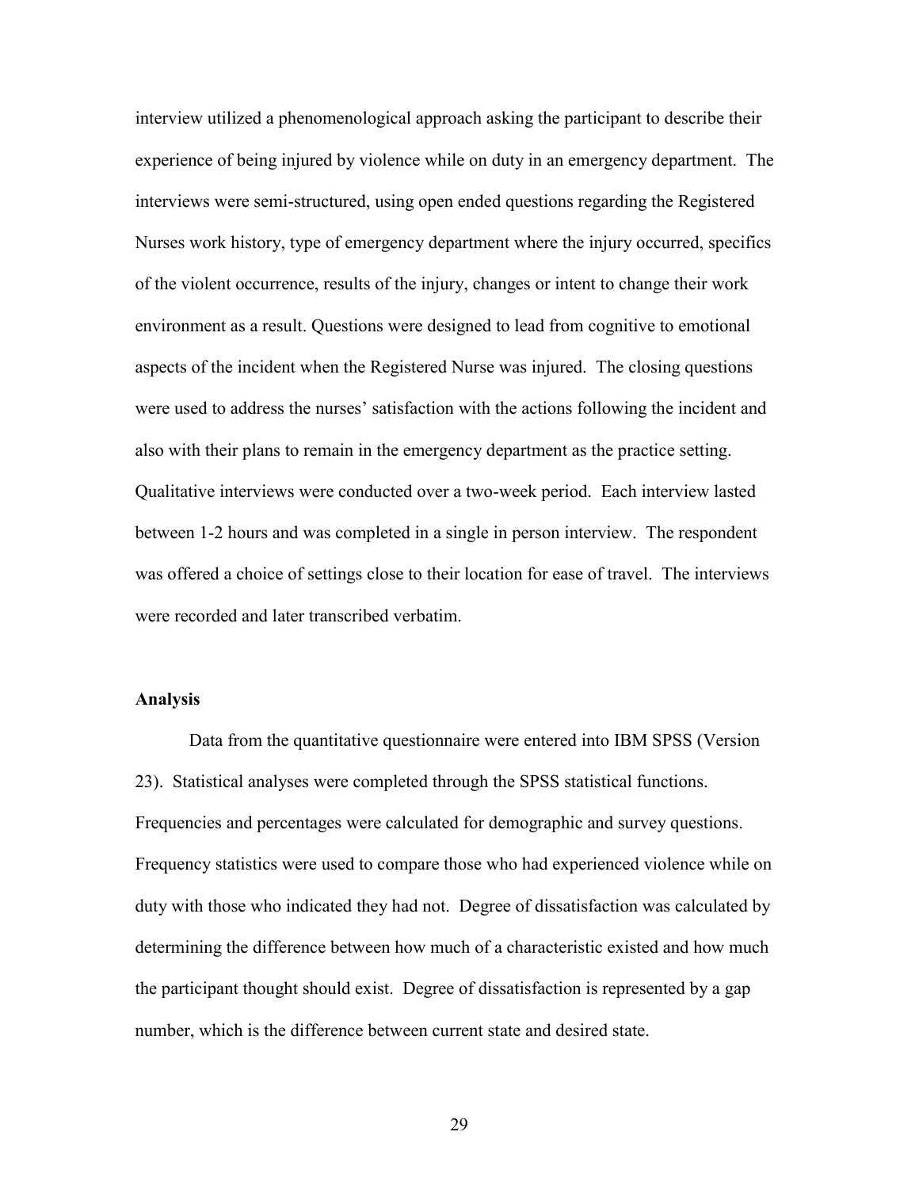interview utilized a phenomenological approach asking the participant to describe their experience of being injured by violence while on duty in an emergency department. The interviews were semi-structured, using open ended questions regarding the Registered Nurses work history, type of emergency department where the injury occurred, specifics of the violent occurrence, results of the injury, changes or intent to change their work environment as a result. Questions were designed to lead from cognitive to emotional aspects of the incident when the Registered Nurse was injured. The closing questions were used to address the nurses' satisfaction with the actions following the incident and also with their plans to remain in the emergency department as the practice setting. Qualitative interviews were conducted over a two-week period. Each interview lasted between 1-2 hours and was completed in a single in person interview. The respondent was offered a choice of settings close to their location for ease of travel. The interviews were recorded and later transcribed verbatim.

### Analysis

Data from the quantitative questionnaire were entered into IBM SPSS (Version 23). Statistical analyses were completed through the SPSS statistical functions. Frequencies and percentages were calculated for demographic and survey questions. Frequency statistics were used to compare those who had experienced violence while on duty with those who indicated they had not. Degree of dissatisfaction was calculated by determining the difference between how much of a characteristic existed and how much the participant thought should exist. Degree of dissatisfaction is represented by a gap number, which is the difference between current state and desired state.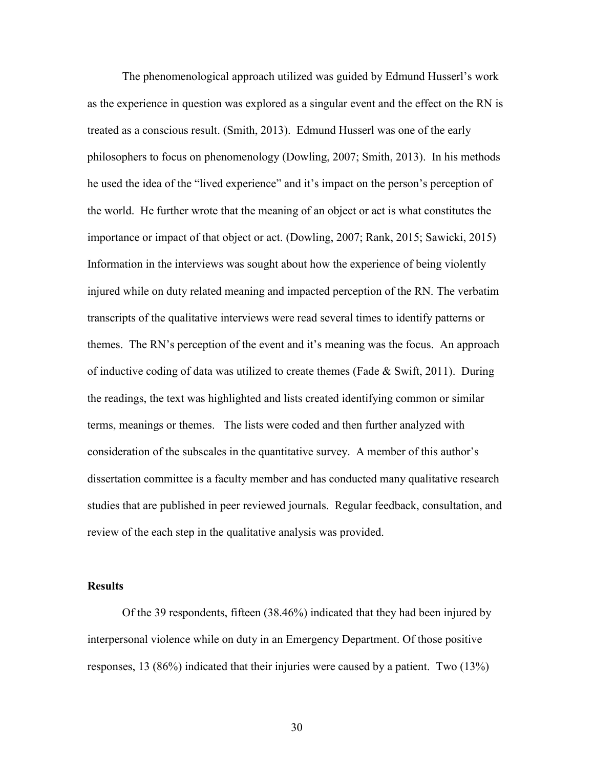The phenomenological approach utilized was guided by Edmund Husserl's work as the experience in question was explored as a singular event and the effect on the RN is treated as a conscious result. (Smith, 2013). Edmund Husserl was one of the early philosophers to focus on phenomenology (Dowling, 2007; Smith, 2013). In his methods he used the idea of the "lived experience" and it's impact on the person's perception of the world. He further wrote that the meaning of an object or act is what constitutes the importance or impact of that object or act. (Dowling, 2007; Rank, 2015; Sawicki, 2015) Information in the interviews was sought about how the experience of being violently injured while on duty related meaning and impacted perception of the RN. The verbatim transcripts of the qualitative interviews were read several times to identify patterns or themes. The RN's perception of the event and it's meaning was the focus. An approach of inductive coding of data was utilized to create themes (Fade & Swift, 2011). During the readings, the text was highlighted and lists created identifying common or similar terms, meanings or themes. The lists were coded and then further analyzed with consideration of the subscales in the quantitative survey. A member of this author's dissertation committee is a faculty member and has conducted many qualitative research studies that are published in peer reviewed journals. Regular feedback, consultation, and review of the each step in the qualitative analysis was provided.

## Results

Of the 39 respondents, fifteen (38.46%) indicated that they had been injured by interpersonal violence while on duty in an Emergency Department. Of those positive responses, 13 (86%) indicated that their injuries were caused by a patient. Two (13%)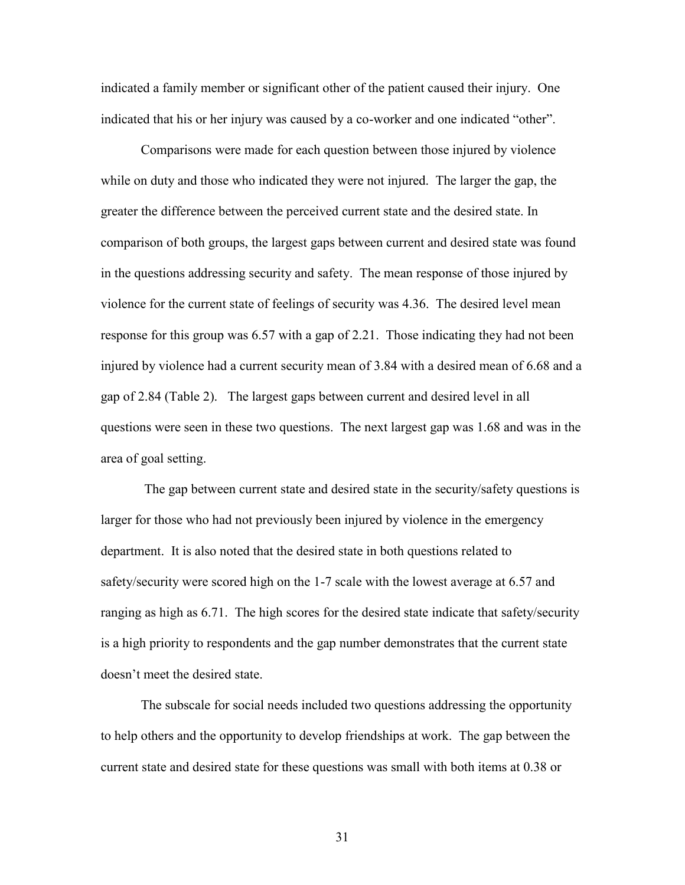indicated a family member or significant other of the patient caused their injury. One indicated that his or her injury was caused by a co-worker and one indicated "other".

Comparisons were made for each question between those injured by violence while on duty and those who indicated they were not injured. The larger the gap, the greater the difference between the perceived current state and the desired state. In comparison of both groups, the largest gaps between current and desired state was found in the questions addressing security and safety. The mean response of those injured by violence for the current state of feelings of security was 4.36. The desired level mean response for this group was 6.57 with a gap of 2.21. Those indicating they had not been injured by violence had a current security mean of 3.84 with a desired mean of 6.68 and a gap of 2.84 (Table 2). The largest gaps between current and desired level in all questions were seen in these two questions. The next largest gap was 1.68 and was in the area of goal setting.

The gap between current state and desired state in the security/safety questions is larger for those who had not previously been injured by violence in the emergency department. It is also noted that the desired state in both questions related to safety/security were scored high on the 1-7 scale with the lowest average at 6.57 and ranging as high as 6.71. The high scores for the desired state indicate that safety/security is a high priority to respondents and the gap number demonstrates that the current state doesn't meet the desired state.

The subscale for social needs included two questions addressing the opportunity to help others and the opportunity to develop friendships at work. The gap between the current state and desired state for these questions was small with both items at 0.38 or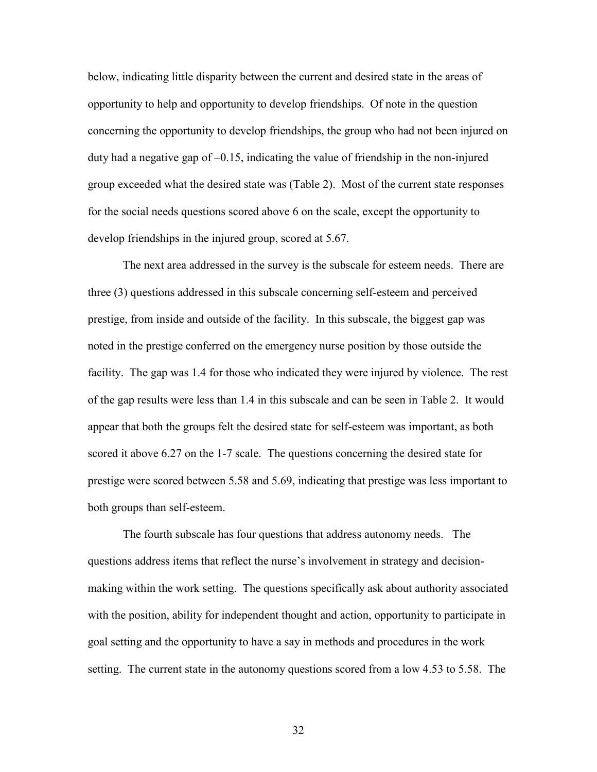below, indicating little disparity between the current and desired state in the areas of opportunity to help and opportunity to develop friendships. Of note in the question concerning the opportunity to develop friendships, the group who had not been injured on duty had a negative gap of –0.15, indicating the value of friendship in the non-injured group exceeded what the desired state was (Table 2). Most of the current state responses for the social needs questions scored above 6 on the scale, except the opportunity to develop friendships in the injured group, scored at 5.67.

The next area addressed in the survey is the subscale for esteem needs. There are three (3) questions addressed in this subscale concerning self-esteem and perceived prestige, from inside and outside of the facility. In this subscale, the biggest gap was noted in the prestige conferred on the emergency nurse position by those outside the facility. The gap was 1.4 for those who indicated they were injured by violence. The rest of the gap results were less than 1.4 in this subscale and can be seen in Table 2. It would appear that both the groups felt the desired state for self-esteem was important, as both scored it above 6.27 on the 1-7 scale. The questions concerning the desired state for prestige were scored between 5.58 and 5.69, indicating that prestige was less important to both groups than self-esteem.

The fourth subscale has four questions that address autonomy needs. The questions address items that reflect the nurse's involvement in strategy and decision-making within the work setting. The questions specifically ask about authority associated with the position, ability for independent thought and action, opportunity to participate in goal setting and the opportunity to have a say in methods and procedures in the work setting. The current state in the autonomy questions scored from a low 4.53 to 5.58. The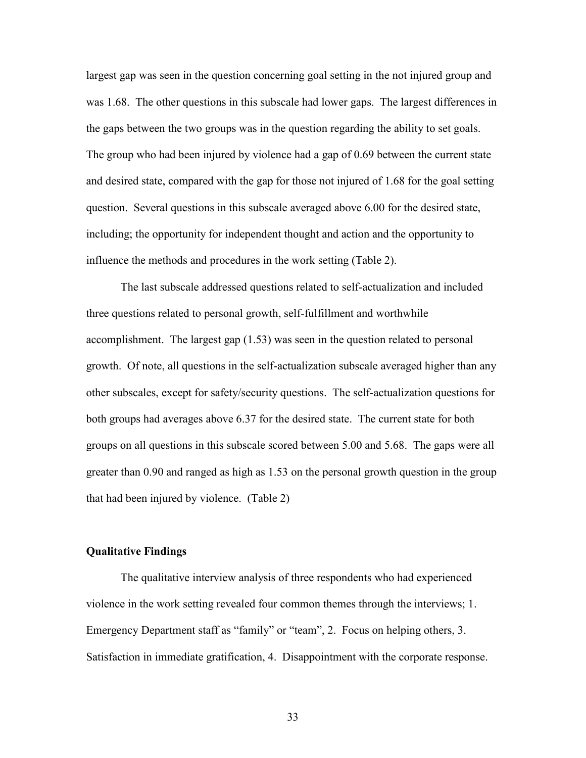largest gap was seen in the question concerning goal setting in the not injured group and was 1.68. The other questions in this subscale had lower gaps. The largest differences in the gaps between the two groups was in the question regarding the ability to set goals. The group who had been injured by violence had a gap of 0.69 between the current state and desired state, compared with the gap for those not injured of 1.68 for the goal setting question. Several questions in this subscale averaged above 6.00 for the desired state, including; the opportunity for independent thought and action and the opportunity to influence the methods and procedures in the work setting (Table 2).

The last subscale addressed questions related to self-actualization and included three questions related to personal growth, self-fulfillment and worthwhile accomplishment. The largest gap (1.53) was seen in the question related to personal growth. Of note, all questions in the self-actualization subscale averaged higher than any other subscales, except for safety/security questions. The self-actualization questions for both groups had averages above 6.37 for the desired state. The current state for both groups on all questions in this subscale scored between 5.00 and 5.68. The gaps were all greater than 0.90 and ranged as high as 1.53 on the personal growth question in the group that had been injured by violence. (Table 2)

**Qualitative Findings**

The qualitative interview analysis of three respondents who had experienced violence in the work setting revealed four common themes through the interviews; 1. Emergency Department staff as "family" or "team", 2. Focus on helping others, 3. Satisfaction in immediate gratification, 4. Disappointment with the corporate response.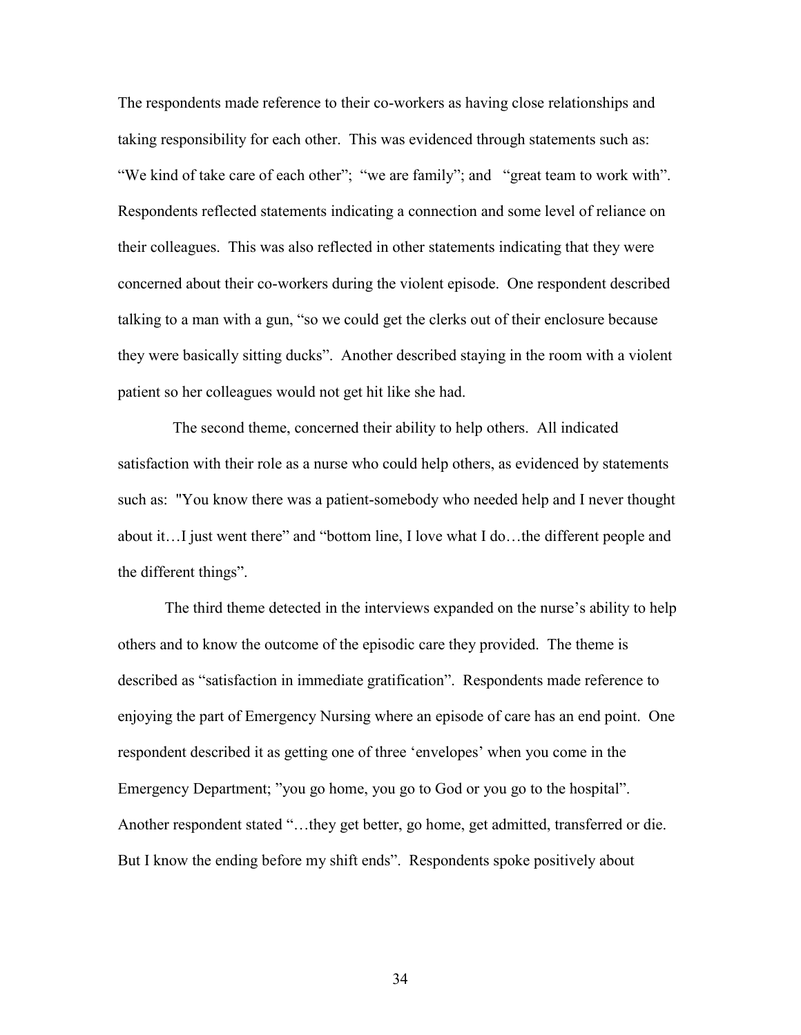The respondents made reference to their co-workers as having close relationships and taking responsibility for each other. This was evidenced through statements such as: "We kind of take care of each other"; "we are family"; and "great team to work with". Respondents reflected statements indicating a connection and some level of reliance on their colleagues. This was also reflected in other statements indicating that they were concerned about their co-workers during the violent episode. One respondent described talking to a man with a gun, "so we could get the clerks out of their enclosure because they were basically sitting ducks". Another described staying in the room with a violent patient so her colleagues would not get hit like she had.

The second theme, concerned their ability to help others. All indicated satisfaction with their role as a nurse who could help others, as evidenced by statements such as: "You know there was a patient-somebody who needed help and I never thought about it…I just went there" and "bottom line, I love what I do…the different people and the different things".

The third theme detected in the interviews expanded on the nurse's ability to help others and to know the outcome of the episodic care they provided. The theme is described as "satisfaction in immediate gratification". Respondents made reference to enjoying the part of Emergency Nursing where an episode of care has an end point. One respondent described it as getting one of three 'envelopes' when you come in the Emergency Department; "you go home, you go to God or you go to the hospital". Another respondent stated "…they get better, go home, get admitted, transferred or die. But I know the ending before my shift ends". Respondents spoke positively about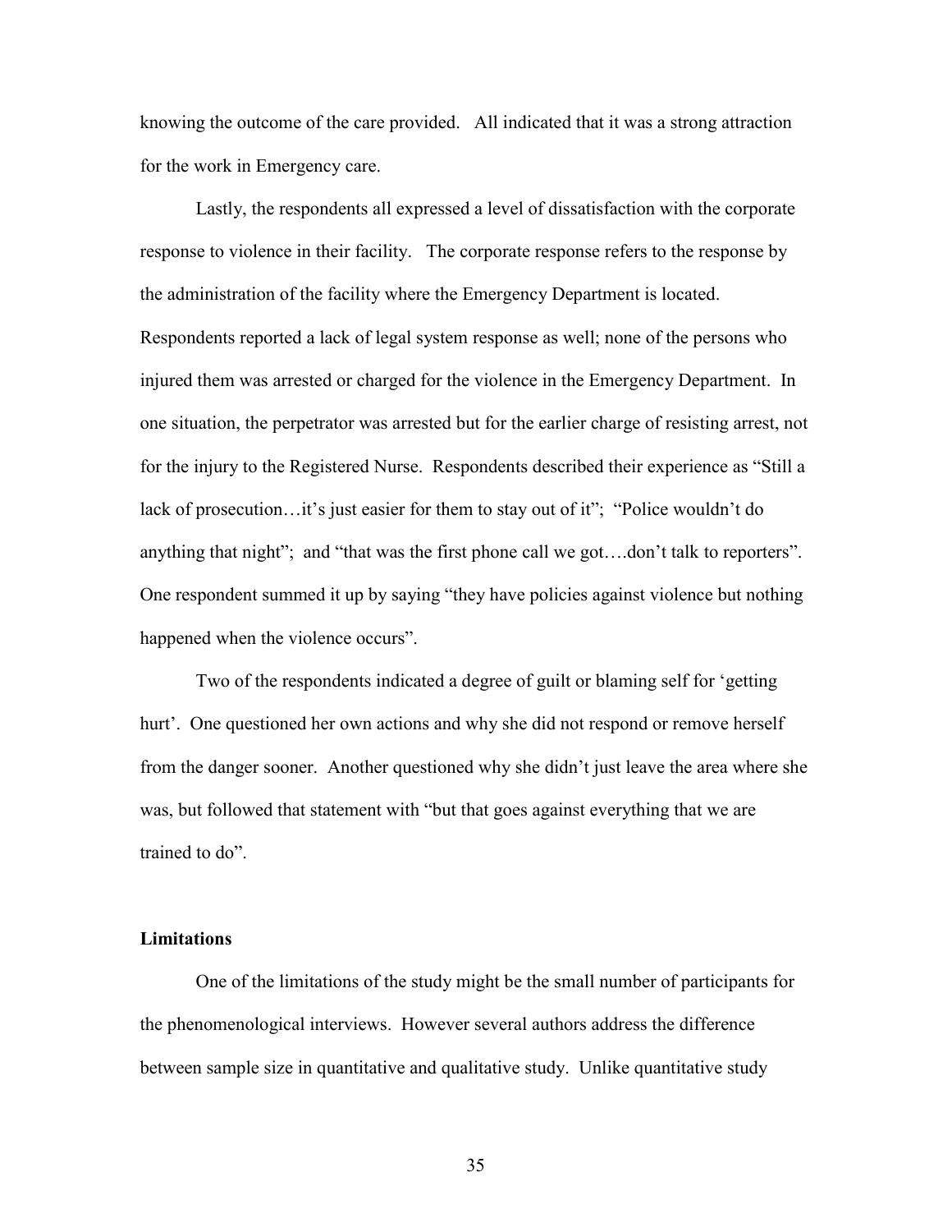knowing the outcome of the care provided. All indicated that it was a strong attraction for the work in Emergency care.

Lastly, the respondents all expressed a level of dissatisfaction with the corporate response to violence in their facility. The corporate response refers to the response by the administration of the facility where the Emergency Department is located. Respondents reported a lack of legal system response as well; none of the persons who injured them was arrested or charged for the violence in the Emergency Department. In one situation, the perpetrator was arrested but for the earlier charge of resisting arrest, not for the injury to the Registered Nurse. Respondents described their experience as "Still a lack of prosecution…it's just easier for them to stay out of it"; "Police wouldn't do anything that night"; and "that was the first phone call we got….don't talk to reporters". One respondent summed it up by saying "they have policies against violence but nothing happened when the violence occurs".

Two of the respondents indicated a degree of guilt or blaming self for 'getting hurt'. One questioned her own actions and why she did not respond or remove herself from the danger sooner. Another questioned why she didn't just leave the area where she was, but followed that statement with "but that goes against everything that we are trained to do".

### Limitations

One of the limitations of the study might be the small number of participants for the phenomenological interviews. However several authors address the difference between sample size in quantitative and qualitative study. Unlike quantitative study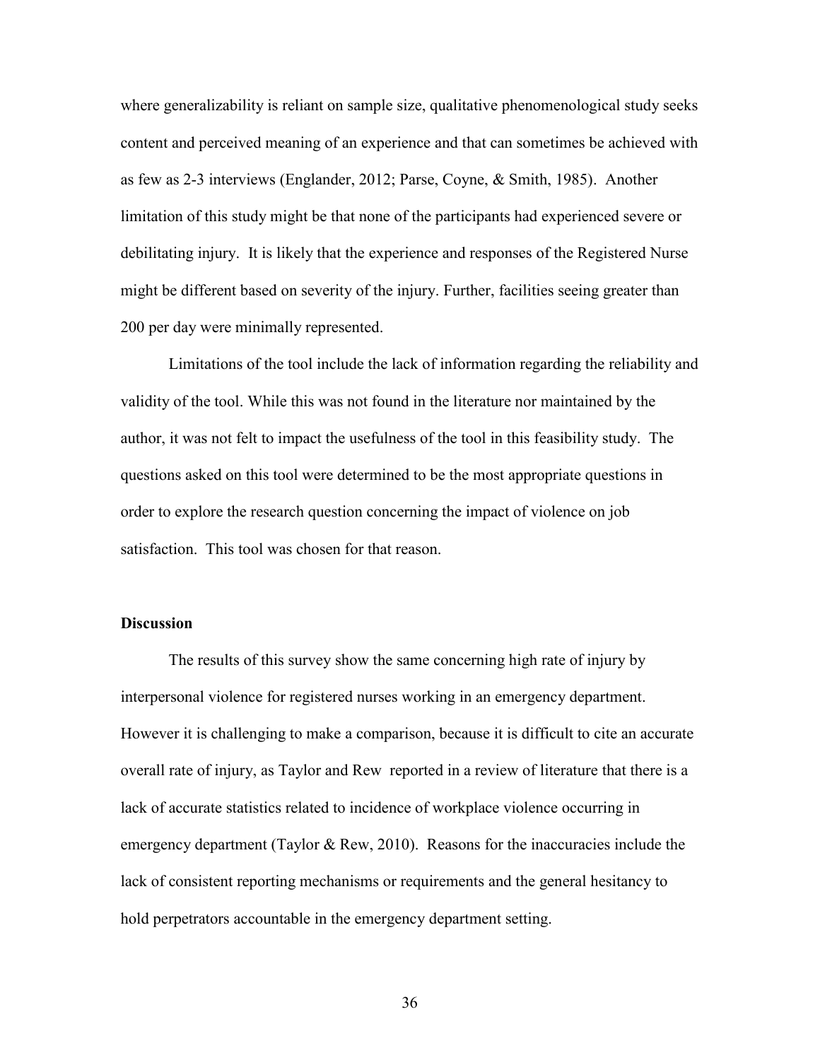where generalizability is reliant on sample size, qualitative phenomenological study seeks content and perceived meaning of an experience and that can sometimes be achieved with as few as 2-3 interviews (Englander, 2012; Parse, Coyne, & Smith, 1985). Another limitation of this study might be that none of the participants had experienced severe or debilitating injury. It is likely that the experience and responses of the Registered Nurse might be different based on severity of the injury. Further, facilities seeing greater than 200 per day were minimally represented.

Limitations of the tool include the lack of information regarding the reliability and validity of the tool. While this was not found in the literature nor maintained by the author, it was not felt to impact the usefulness of the tool in this feasibility study. The questions asked on this tool were determined to be the most appropriate questions in order to explore the research question concerning the impact of violence on job satisfaction. This tool was chosen for that reason.

**Discussion**

The results of this survey show the same concerning high rate of injury by interpersonal violence for registered nurses working in an emergency department. However it is challenging to make a comparison, because it is difficult to cite an accurate overall rate of injury, as Taylor and Rew reported in a review of literature that there is a lack of accurate statistics related to incidence of workplace violence occurring in emergency department (Taylor & Rew, 2010). Reasons for the inaccuracies include the lack of consistent reporting mechanisms or requirements and the general hesitancy to hold perpetrators accountable in the emergency department setting.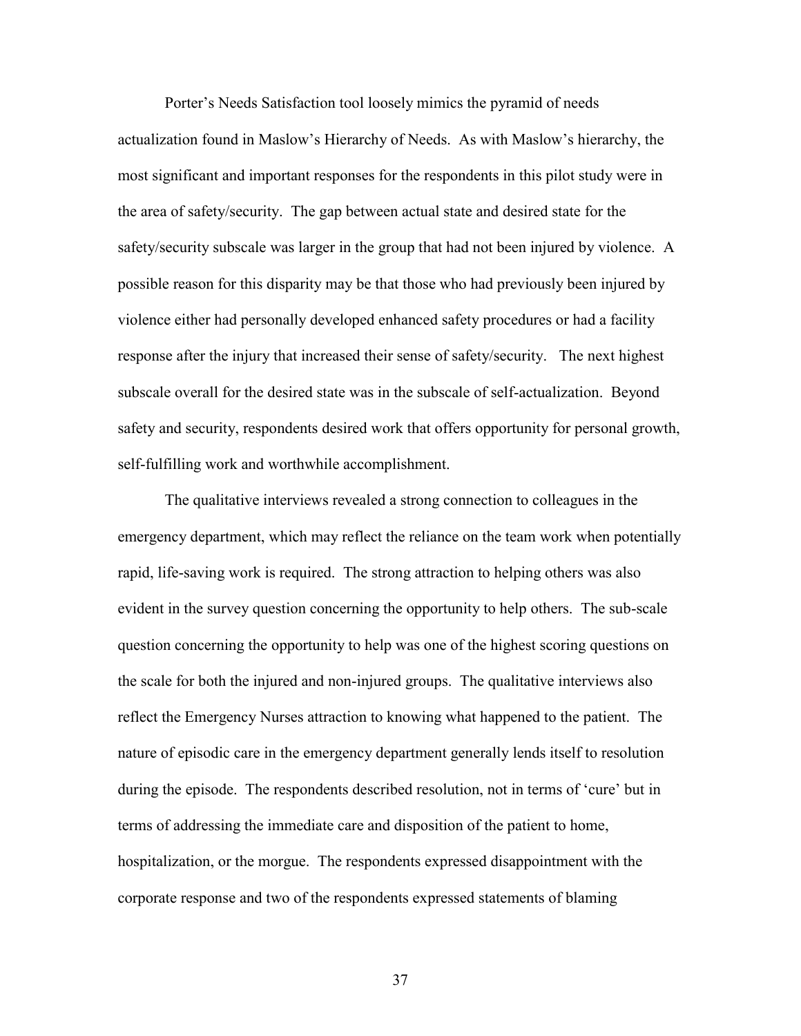Porter's Needs Satisfaction tool loosely mimics the pyramid of needs actualization found in Maslow's Hierarchy of Needs. As with Maslow's hierarchy, the most significant and important responses for the respondents in this pilot study were in the area of safety/security. The gap between actual state and desired state for the safety/security subscale was larger in the group that had not been injured by violence. A possible reason for this disparity may be that those who had previously been injured by violence either had personally developed enhanced safety procedures or had a facility response after the injury that increased their sense of safety/security. The next highest subscale overall for the desired state was in the subscale of self-actualization. Beyond safety and security, respondents desired work that offers opportunity for personal growth, self-fulfilling work and worthwhile accomplishment.

The qualitative interviews revealed a strong connection to colleagues in the emergency department, which may reflect the reliance on the team work when potentially rapid, life-saving work is required. The strong attraction to helping others was also evident in the survey question concerning the opportunity to help others. The sub-scale question concerning the opportunity to help was one of the highest scoring questions on the scale for both the injured and non-injured groups. The qualitative interviews also reflect the Emergency Nurses attraction to knowing what happened to the patient. The nature of episodic care in the emergency department generally lends itself to resolution during the episode. The respondents described resolution, not in terms of 'cure' but in terms of addressing the immediate care and disposition of the patient to home, hospitalization, or the morgue. The respondents expressed disappointment with the corporate response and two of the respondents expressed statements of blaming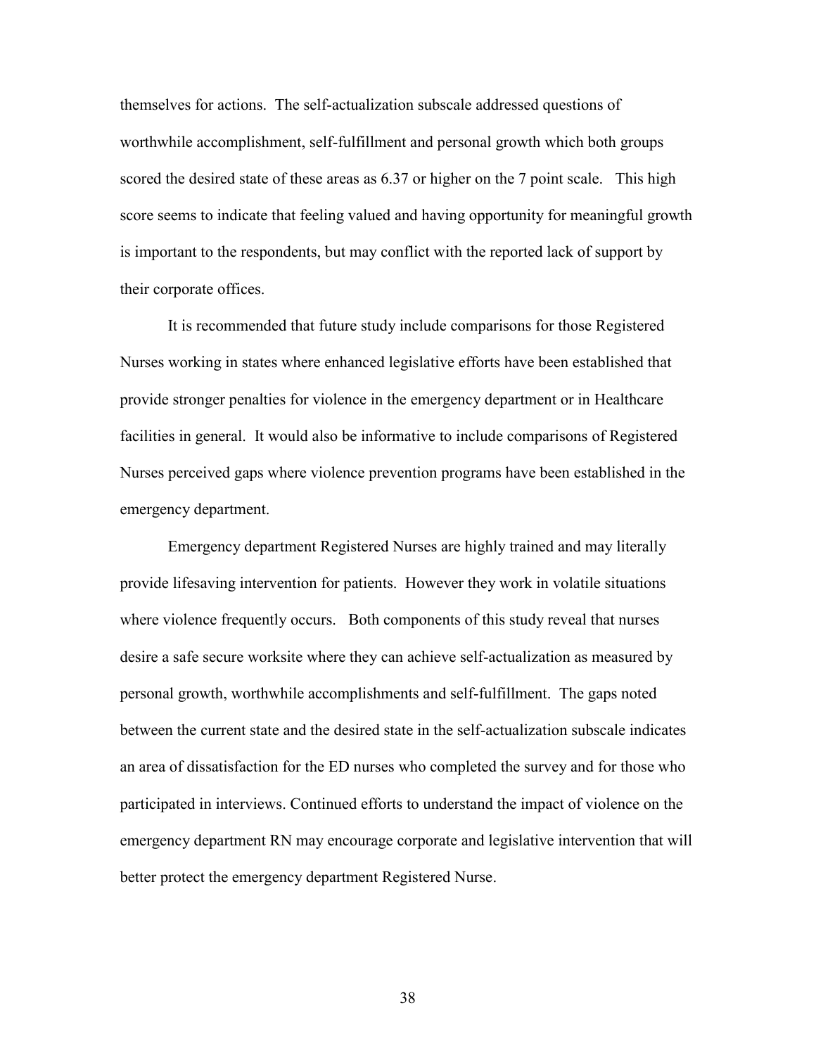themselves for actions. The self-actualization subscale addressed questions of worthwhile accomplishment, self-fulfillment and personal growth which both groups scored the desired state of these areas as 6.37 or higher on the 7 point scale. This high score seems to indicate that feeling valued and having opportunity for meaningful growth is important to the respondents, but may conflict with the reported lack of support by their corporate offices.

It is recommended that future study include comparisons for those Registered Nurses working in states where enhanced legislative efforts have been established that provide stronger penalties for violence in the emergency department or in Healthcare facilities in general. It would also be informative to include comparisons of Registered Nurses perceived gaps where violence prevention programs have been established in the emergency department.

Emergency department Registered Nurses are highly trained and may literally provide lifesaving intervention for patients. However they work in volatile situations where violence frequently occurs. Both components of this study reveal that nurses desire a safe secure worksite where they can achieve self-actualization as measured by personal growth, worthwhile accomplishments and self-fulfillment. The gaps noted between the current state and the desired state in the self-actualization subscale indicates an area of dissatisfaction for the ED nurses who completed the survey and for those who participated in interviews. Continued efforts to understand the impact of violence on the emergency department RN may encourage corporate and legislative intervention that will better protect the emergency department Registered Nurse.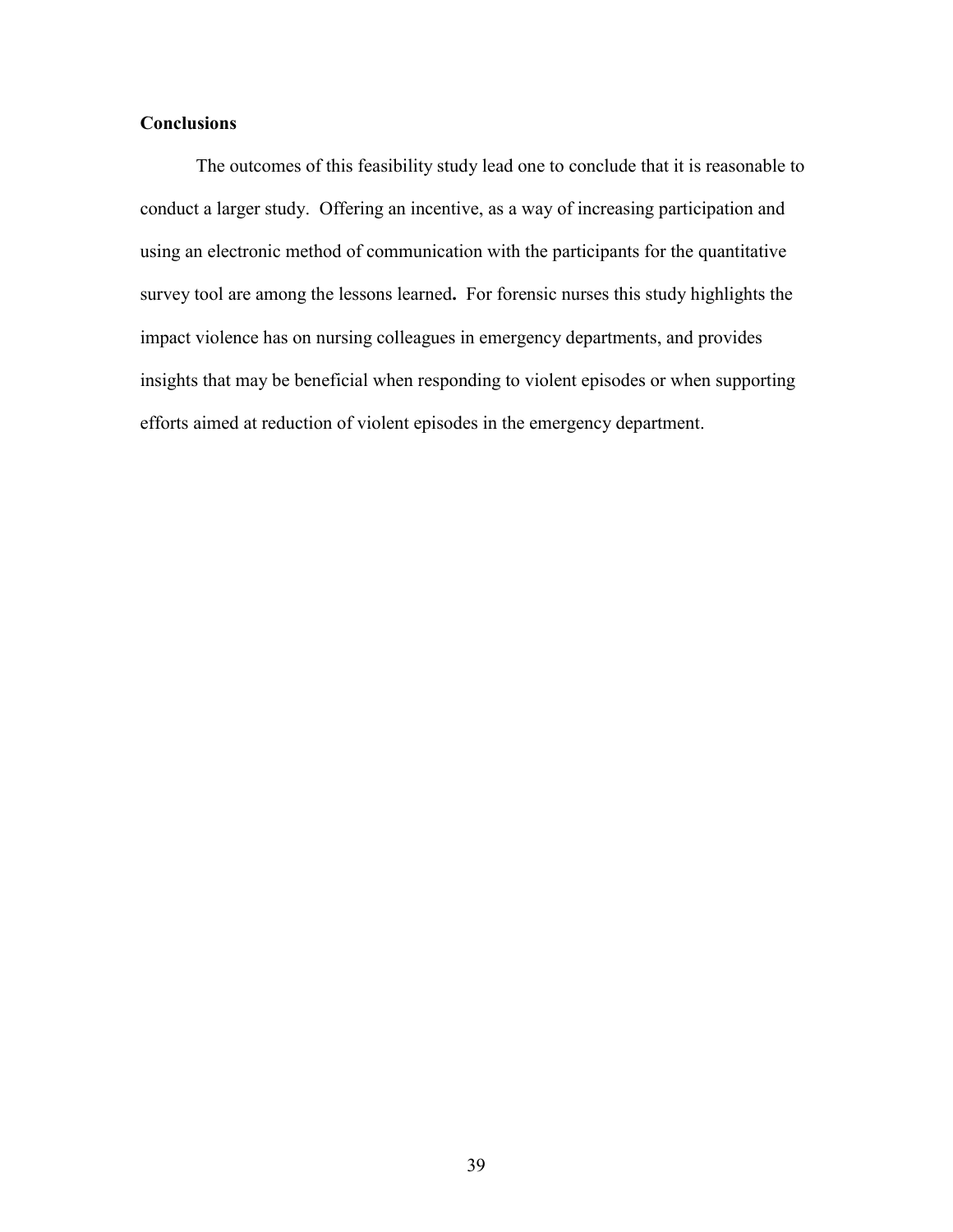**Conclusions**

The outcomes of this feasibility study lead one to conclude that it is reasonable to conduct a larger study. Offering an incentive, as a way of increasing participation and using an electronic method of communication with the participants for the quantitative survey tool are among the lessons learned**.** For forensic nurses this study highlights the impact violence has on nursing colleagues in emergency departments, and provides insights that may be beneficial when responding to violent episodes or when supporting efforts aimed at reduction of violent episodes in the emergency department.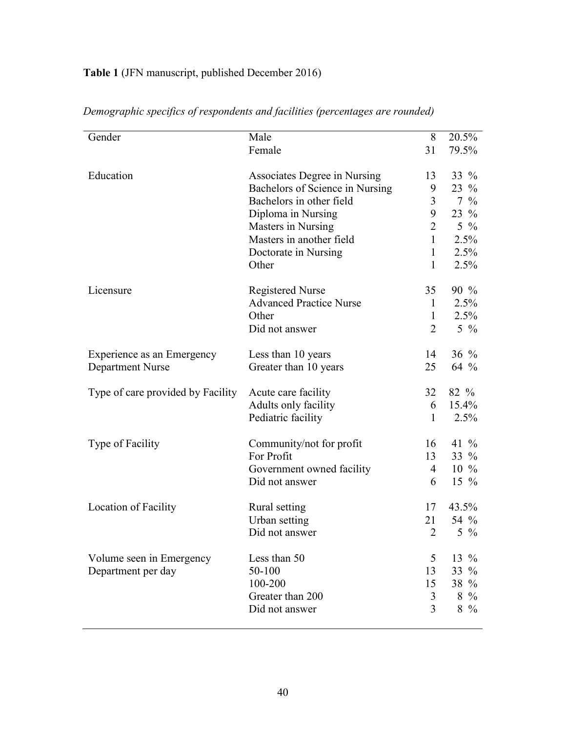**Table 1** (JFN manuscript, published December 2016)

*Demographic specifics of respondents and facilities (percentages are rounded)*

| | | | |
|---|---|---|---|
| Gender | Male | 8 | 20.5% |
| | Female | 31 | 79.5% |
| Education | Associates Degree in Nursing | 13 | 33 % |
| | Bachelors of Science in Nursing | 9 | 23 % |
| | Bachelors in other field | 3 | 7 % |
| | Diploma in Nursing | 9 | 23 % |
| | Masters in Nursing | 2 | 5 % |
| | Masters in another field | 1 | 2.5% |
| | Doctorate in Nursing | 1 | 2.5% |
| | Other | 1 | 2.5% |
| Licensure | Registered Nurse | 35 | 90 % |
| | Advanced Practice Nurse | 1 | 2.5% |
| | Other | 1 | 2.5% |
| | Did not answer | 2 | 5 % |
| Experience as an Emergency Department Nurse | Less than 10 years | 14 | 36 % |
| | Greater than 10 years | 25 | 64 % |
| Type of care provided by Facility | Acute care facility | 32 | 82 % |
| | Adults only facility | 6 | 15.4% |
| | Pediatric facility | 1 | 2.5% |
| Type of Facility | Community/not for profit | 16 | 41 % |
| | For Profit | 13 | 33 % |
| | Government owned facility | 4 | 10 % |
| | Did not answer | 6 | 15 % |
| Location of Facility | Rural setting | 17 | 43.5% |
| | Urban setting | 21 | 54 % |
| | Did not answer | 2 | 5 % |
| Volume seen in Emergency Department per day | Less than 50 | 5 | 13 % |
| | 50-100 | 13 | 33 % |
| | 100-200 | 15 | 38 % |
| | Greater than 200 | 3 | 8 % |
| | Did not answer | 3 | 8 % |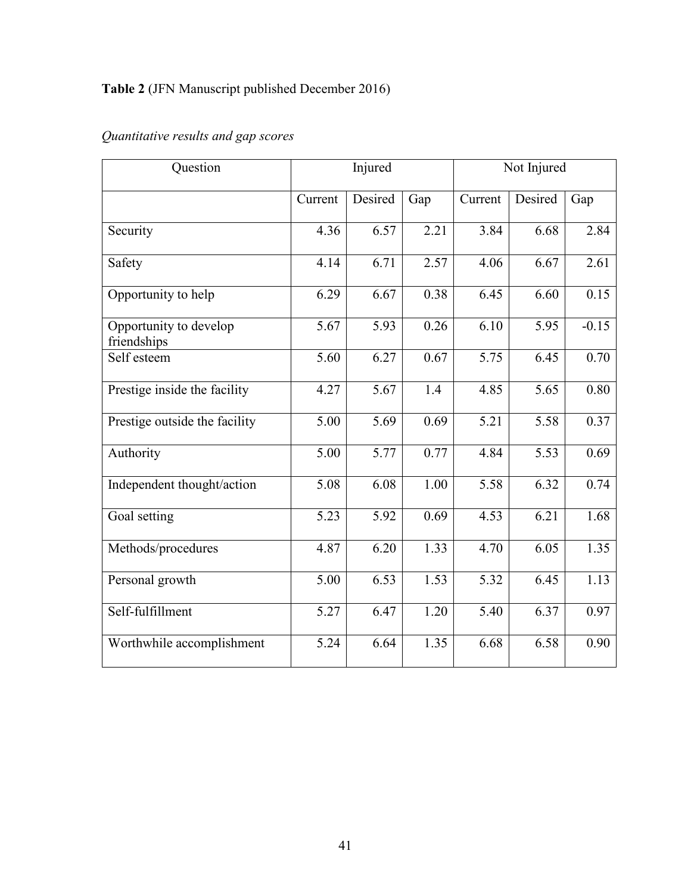**Table 2** (JFN Manuscript published December 2016)

*Quantitative results and gap scores*

| Question | Injured | | | Not Injured | | |
|---|---|---|---|---|---|---|
| | Current | Desired | Gap | Current | Desired | Gap |
| Security | 4.36 | 6.57 | 2.21 | 3.84 | 6.68 | 2.84 |
| Safety | 4.14 | 6.71 | 2.57 | 4.06 | 6.67 | 2.61 |
| Opportunity to help | 6.29 | 6.67 | 0.38 | 6.45 | 6.60 | 0.15 |
| Opportunity to develop friendships | 5.67 | 5.93 | 0.26 | 6.10 | 5.95 | -0.15 |
| Self esteem | 5.60 | 6.27 | 0.67 | 5.75 | 6.45 | 0.70 |
| Prestige inside the facility | 4.27 | 5.67 | 1.4 | 4.85 | 5.65 | 0.80 |
| Prestige outside the facility | 5.00 | 5.69 | 0.69 | 5.21 | 5.58 | 0.37 |
| Authority | 5.00 | 5.77 | 0.77 | 4.84 | 5.53 | 0.69 |
| Independent thought/action | 5.08 | 6.08 | 1.00 | 5.58 | 6.32 | 0.74 |
| Goal setting | 5.23 | 5.92 | 0.69 | 4.53 | 6.21 | 1.68 |
| Methods/procedures | 4.87 | 6.20 | 1.33 | 4.70 | 6.05 | 1.35 |
| Personal growth | 5.00 | 6.53 | 1.53 | 5.32 | 6.45 | 1.13 |
| Self-fulfillment | 5.27 | 6.47 | 1.20 | 5.40 | 6.37 | 0.97 |
| Worthwhile accomplishment | 5.24 | 6.64 | 1.35 | 6.68 | 6.58 | 0.90 |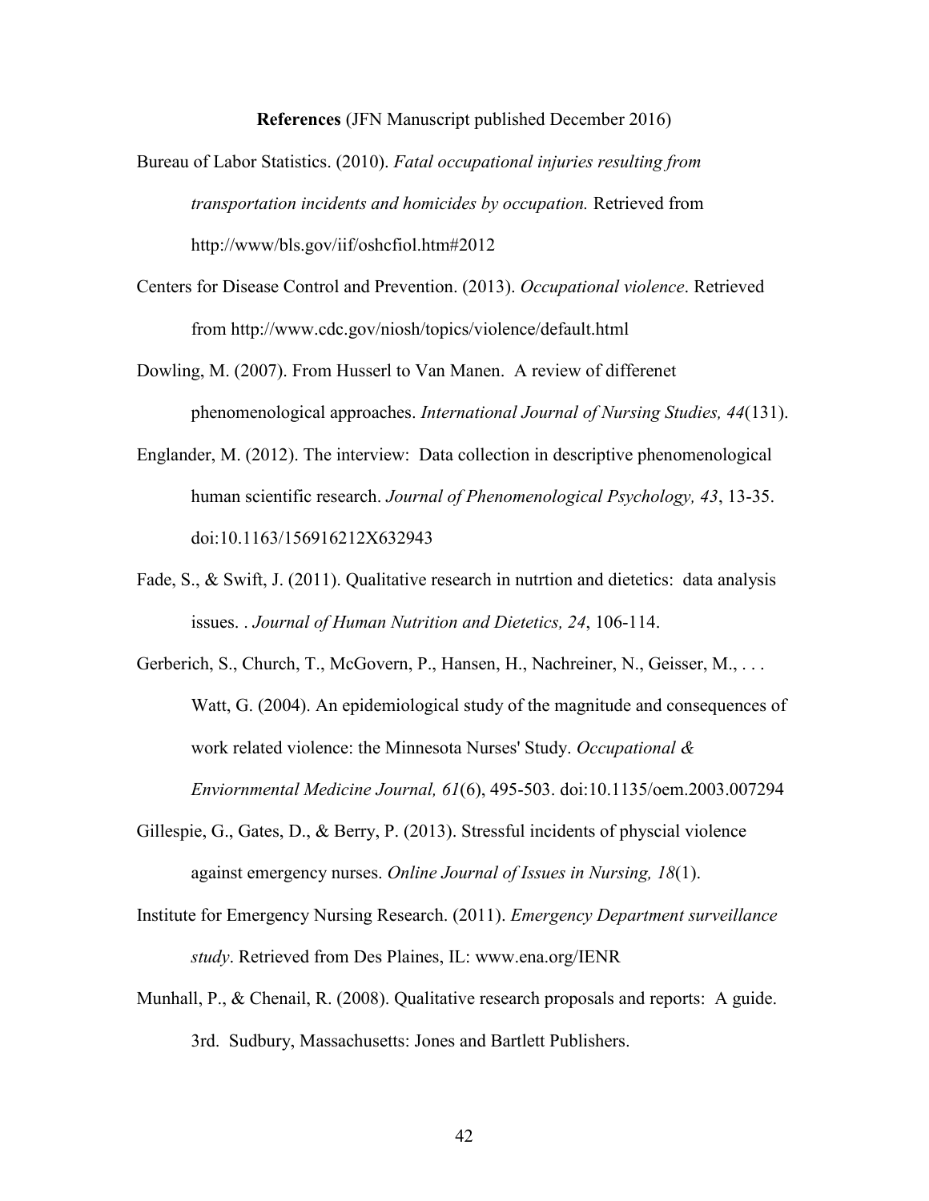**References** (JFN Manuscript published December 2016)

Bureau of Labor Statistics. (2010). *Fatal occupational injuries resulting from transportation incidents and homicides by occupation.* Retrieved from http://www/bls.gov/iif/oshcfiol.htm#2012

Centers for Disease Control and Prevention. (2013). *Occupational violence*. Retrieved from http://www.cdc.gov/niosh/topics/violence/default.html

Dowling, M. (2007). From Husserl to Van Manen. A review of differenet phenomenological approaches. *International Journal of Nursing Studies, 44*(131).

Englander, M. (2012). The interview: Data collection in descriptive phenomenological human scientific research. *Journal of Phenomenological Psychology, 43*, 13-35. doi:10.1163/156916212X632943

Fade, S., & Swift, J. (2011). Qualitative research in nutrtion and dietetics: data analysis issues. . *Journal of Human Nutrition and Dietetics, 24*, 106-114.

Gerberich, S., Church, T., McGovern, P., Hansen, H., Nachreiner, N., Geisser, M., . . . Watt, G. (2004). An epidemiological study of the magnitude and consequences of work related violence: the Minnesota Nurses' Study. *Occupational & Enviornmental Medicine Journal, 61*(6), 495-503. doi:10.1135/oem.2003.007294

Gillespie, G., Gates, D., & Berry, P. (2013). Stressful incidents of physcial violence against emergency nurses. *Online Journal of Issues in Nursing, 18*(1).

Institute for Emergency Nursing Research. (2011). *Emergency Department surveillance study*. Retrieved from Des Plaines, IL: www.ena.org/IENR

Munhall, P., & Chenail, R. (2008). Qualitative research proposals and reports: A guide. 3rd. Sudbury, Massachusetts: Jones and Bartlett Publishers.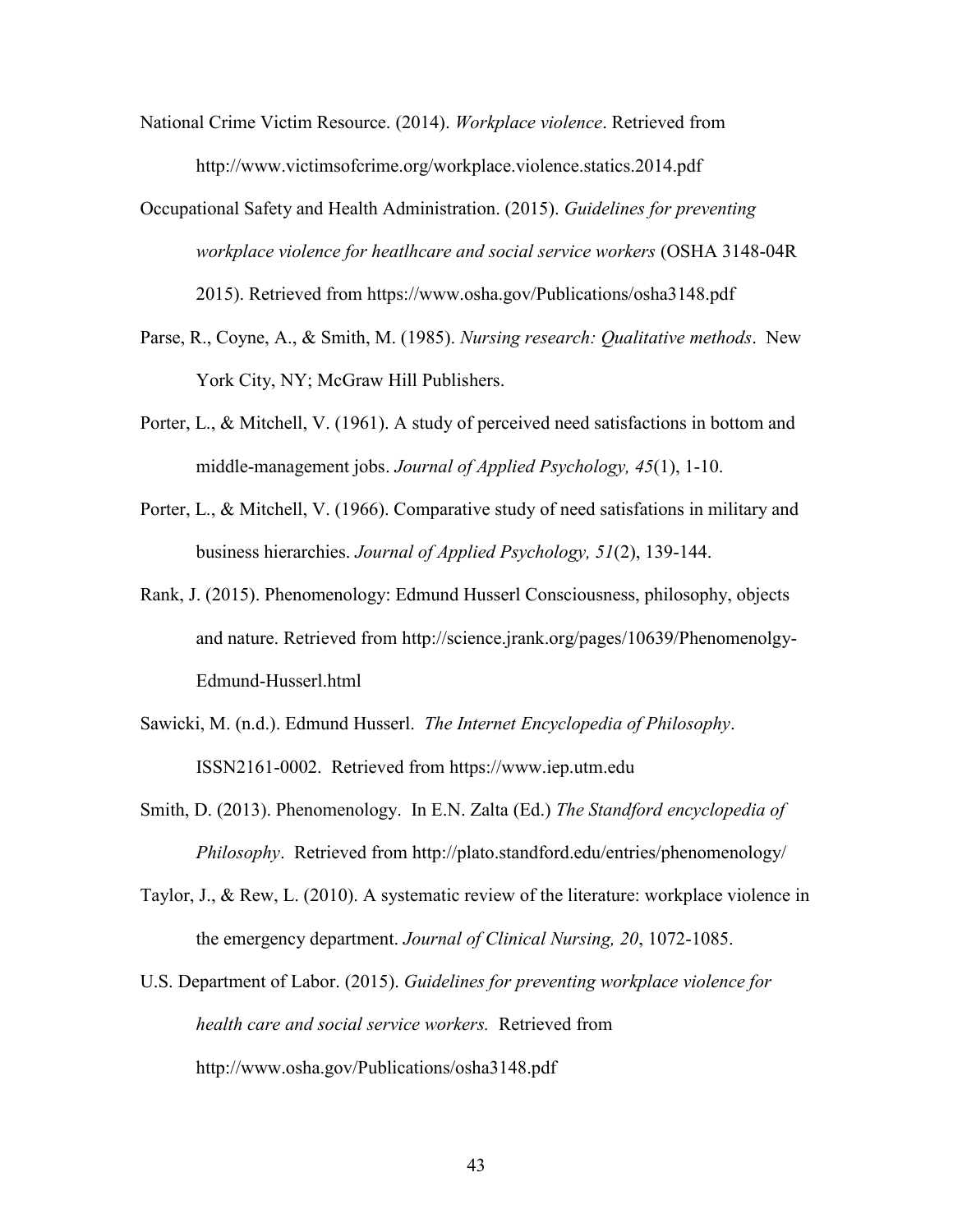National Crime Victim Resource. (2014). *Workplace violence*. Retrieved from http://www.victimsofcrime.org/workplace.violence.statics.2014.pdf

Occupational Safety and Health Administration. (2015). *Guidelines for preventing workplace violence for heatlhcare and social service workers* (OSHA 3148-04R 2015). Retrieved from https://www.osha.gov/Publications/osha3148.pdf

Parse, R., Coyne, A., & Smith, M. (1985). *Nursing research: Qualitative methods*. New York City, NY; McGraw Hill Publishers.

Porter, L., & Mitchell, V. (1961). A study of perceived need satisfactions in bottom and middle-management jobs. *Journal of Applied Psychology, 45*(1), 1-10.

Porter, L., & Mitchell, V. (1966). Comparative study of need satisfations in military and business hierarchies. *Journal of Applied Psychology, 51*(2), 139-144.

Rank, J. (2015). Phenomenology: Edmund Husserl Consciousness, philosophy, objects and nature. Retrieved from http://science.jrank.org/pages/10639/Phenomenolgy-Edmund-Husserl.html

Sawicki, M. (n.d.). Edmund Husserl. *The Internet Encyclopedia of Philosophy*. ISSN2161-0002. Retrieved from https://www.iep.utm.edu

Smith, D. (2013). Phenomenology. In E.N. Zalta (Ed.) *The Standford encyclopedia of Philosophy*. Retrieved from http://plato.standford.edu/entries/phenomenology/

Taylor, J., & Rew, L. (2010). A systematic review of the literature: workplace violence in the emergency department. *Journal of Clinical Nursing, 20*, 1072-1085.

U.S. Department of Labor. (2015). *Guidelines for preventing workplace violence for health care and social service workers.* Retrieved from http://www.osha.gov/Publications/osha3148.pdf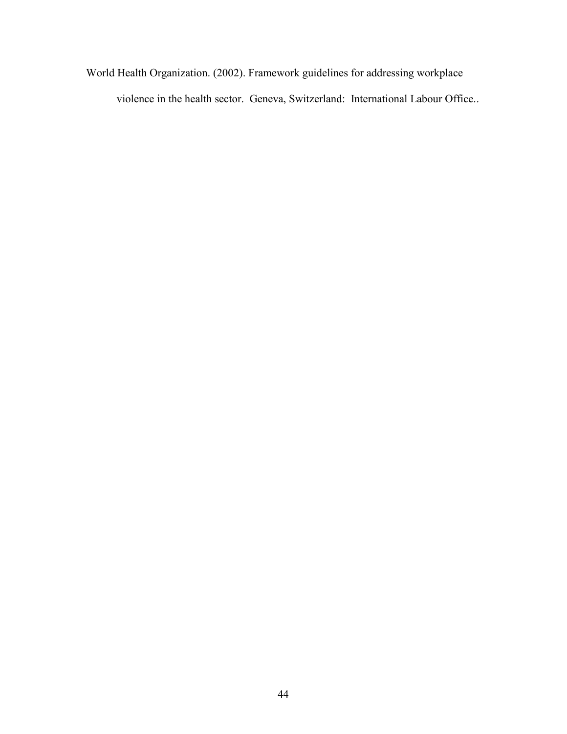World Health Organization. (2002). Framework guidelines for addressing workplace violence in the health sector. Geneva, Switzerland: International Labour Office..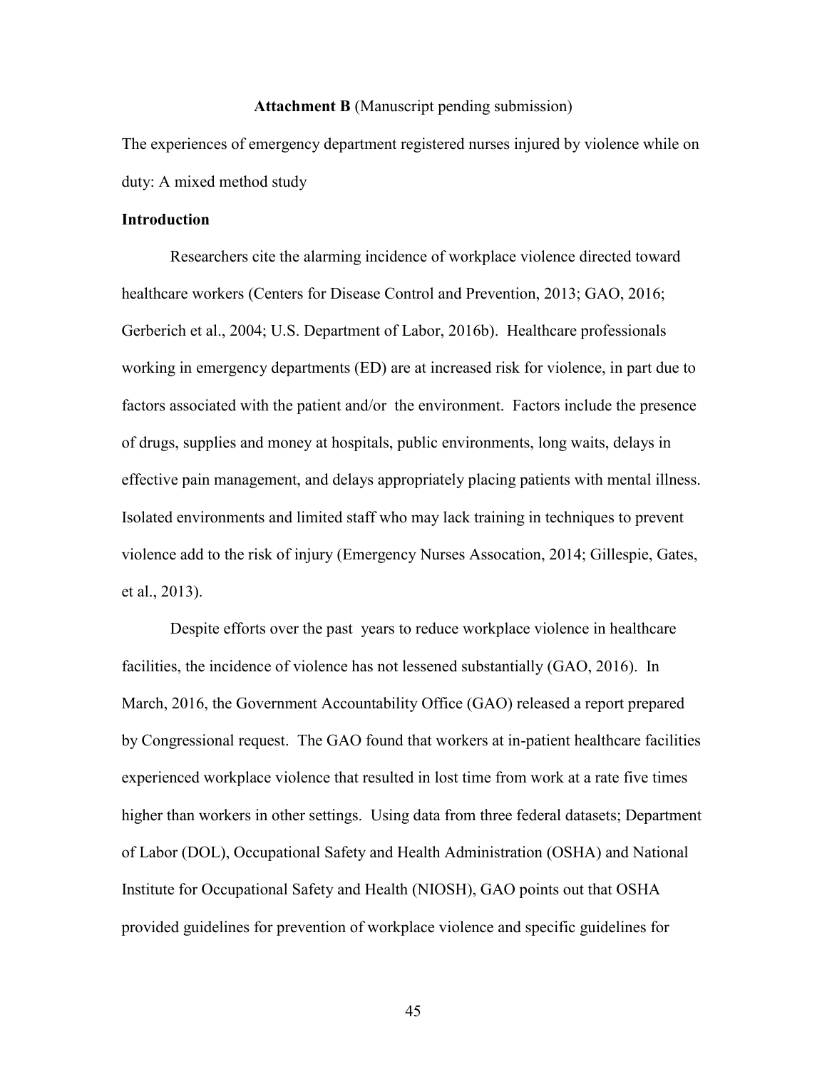**Attachment B** (Manuscript pending submission)

The experiences of emergency department registered nurses injured by violence while on duty: A mixed method study

**Introduction**

Researchers cite the alarming incidence of workplace violence directed toward healthcare workers (Centers for Disease Control and Prevention, 2013; GAO, 2016; Gerberich et al., 2004; U.S. Department of Labor, 2016b). Healthcare professionals working in emergency departments (ED) are at increased risk for violence, in part due to factors associated with the patient and/or the environment. Factors include the presence of drugs, supplies and money at hospitals, public environments, long waits, delays in effective pain management, and delays appropriately placing patients with mental illness. Isolated environments and limited staff who may lack training in techniques to prevent violence add to the risk of injury (Emergency Nurses Assocation, 2014; Gillespie, Gates, et al., 2013).

Despite efforts over the past years to reduce workplace violence in healthcare facilities, the incidence of violence has not lessened substantially (GAO, 2016). In March, 2016, the Government Accountability Office (GAO) released a report prepared by Congressional request. The GAO found that workers at in-patient healthcare facilities experienced workplace violence that resulted in lost time from work at a rate five times higher than workers in other settings. Using data from three federal datasets; Department of Labor (DOL), Occupational Safety and Health Administration (OSHA) and National Institute for Occupational Safety and Health (NIOSH), GAO points out that OSHA provided guidelines for prevention of workplace violence and specific guidelines for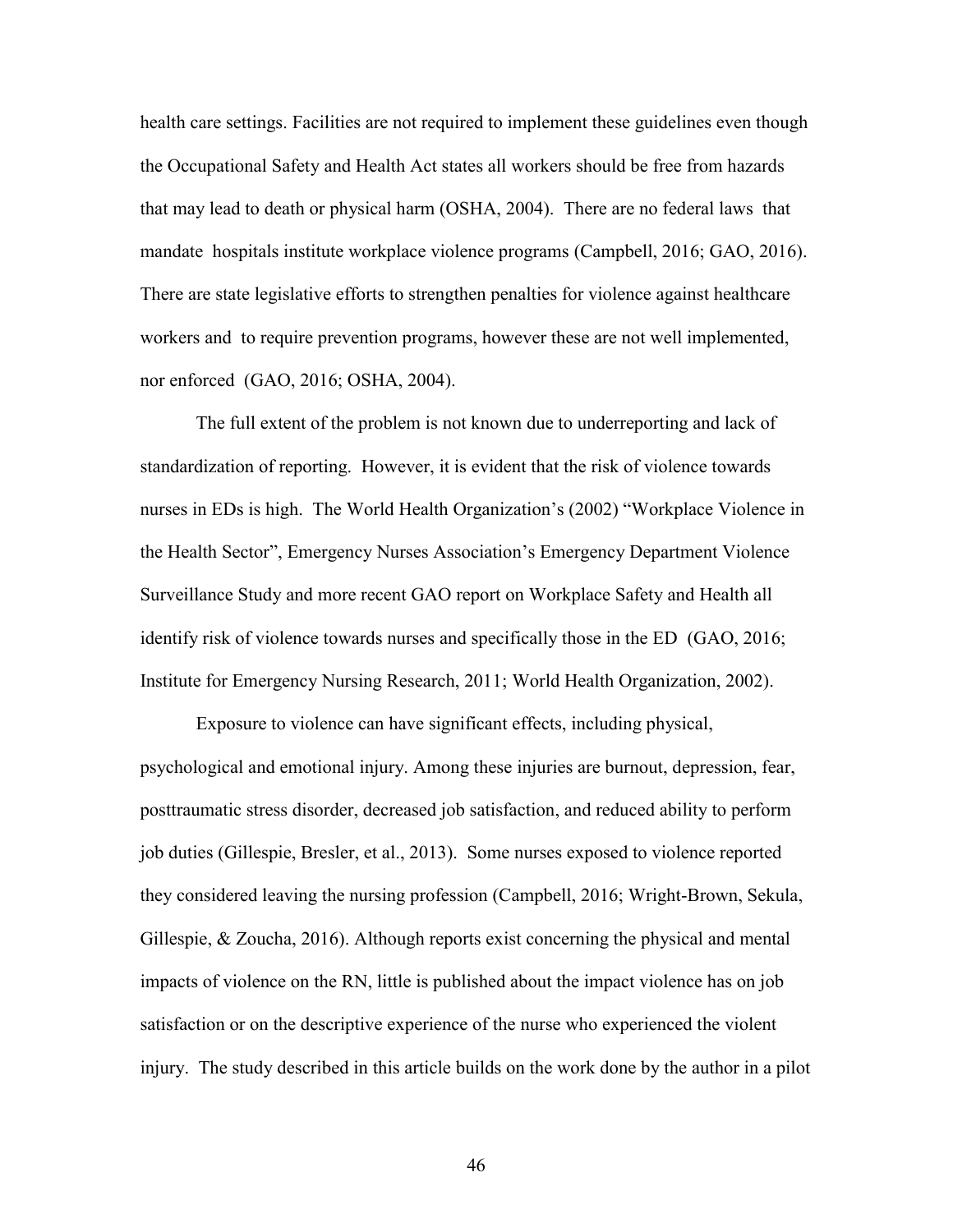health care settings. Facilities are not required to implement these guidelines even though the Occupational Safety and Health Act states all workers should be free from hazards that may lead to death or physical harm (OSHA, 2004). There are no federal laws that mandate hospitals institute workplace violence programs (Campbell, 2016; GAO, 2016). There are state legislative efforts to strengthen penalties for violence against healthcare workers and to require prevention programs, however these are not well implemented, nor enforced (GAO, 2016; OSHA, 2004).

The full extent of the problem is not known due to underreporting and lack of standardization of reporting. However, it is evident that the risk of violence towards nurses in EDs is high. The World Health Organization's (2002) "Workplace Violence in the Health Sector", Emergency Nurses Association's Emergency Department Violence Surveillance Study and more recent GAO report on Workplace Safety and Health all identify risk of violence towards nurses and specifically those in the ED (GAO, 2016; Institute for Emergency Nursing Research, 2011; World Health Organization, 2002).

Exposure to violence can have significant effects, including physical, psychological and emotional injury. Among these injuries are burnout, depression, fear, posttraumatic stress disorder, decreased job satisfaction, and reduced ability to perform job duties (Gillespie, Bresler, et al., 2013). Some nurses exposed to violence reported they considered leaving the nursing profession (Campbell, 2016; Wright-Brown, Sekula, Gillespie, & Zoucha, 2016). Although reports exist concerning the physical and mental impacts of violence on the RN, little is published about the impact violence has on job satisfaction or on the descriptive experience of the nurse who experienced the violent injury. The study described in this article builds on the work done by the author in a pilot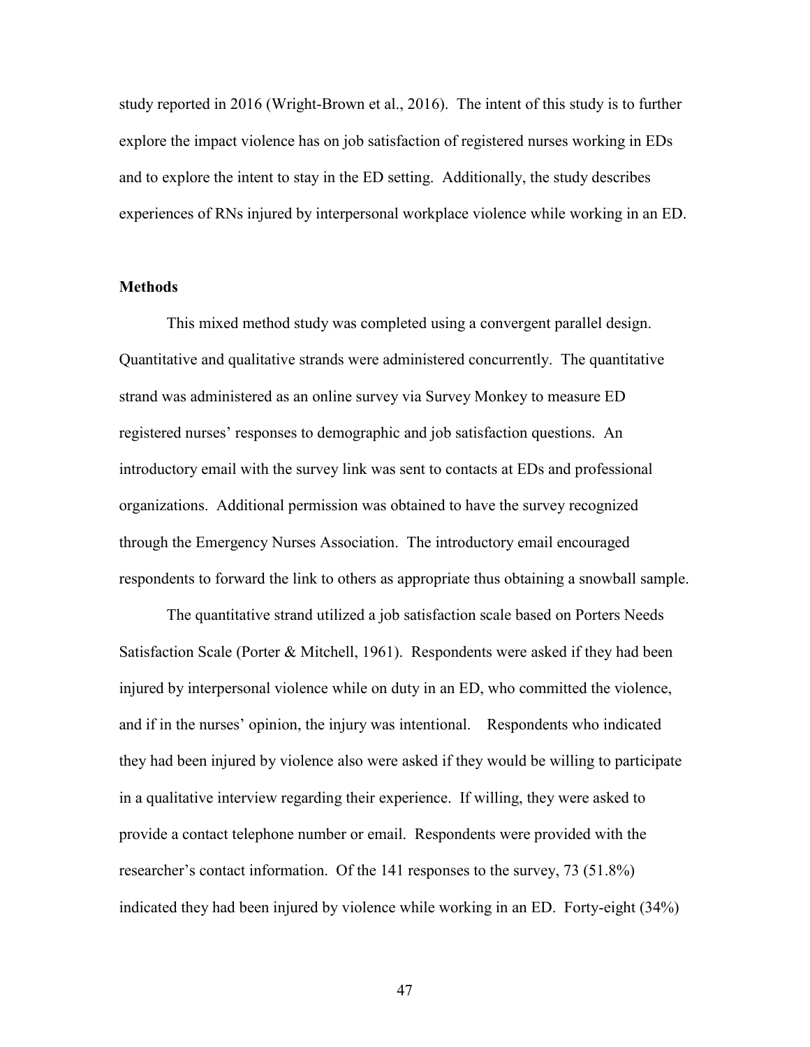study reported in 2016 (Wright-Brown et al., 2016). The intent of this study is to further explore the impact violence has on job satisfaction of registered nurses working in EDs and to explore the intent to stay in the ED setting. Additionally, the study describes experiences of RNs injured by interpersonal workplace violence while working in an ED.

## Methods

This mixed method study was completed using a convergent parallel design. Quantitative and qualitative strands were administered concurrently. The quantitative strand was administered as an online survey via Survey Monkey to measure ED registered nurses' responses to demographic and job satisfaction questions. An introductory email with the survey link was sent to contacts at EDs and professional organizations. Additional permission was obtained to have the survey recognized through the Emergency Nurses Association. The introductory email encouraged respondents to forward the link to others as appropriate thus obtaining a snowball sample.

The quantitative strand utilized a job satisfaction scale based on Porters Needs Satisfaction Scale (Porter & Mitchell, 1961). Respondents were asked if they had been injured by interpersonal violence while on duty in an ED, who committed the violence, and if in the nurses' opinion, the injury was intentional. Respondents who indicated they had been injured by violence also were asked if they would be willing to participate in a qualitative interview regarding their experience. If willing, they were asked to provide a contact telephone number or email. Respondents were provided with the researcher's contact information. Of the 141 responses to the survey, 73 (51.8%) indicated they had been injured by violence while working in an ED. Forty-eight (34%)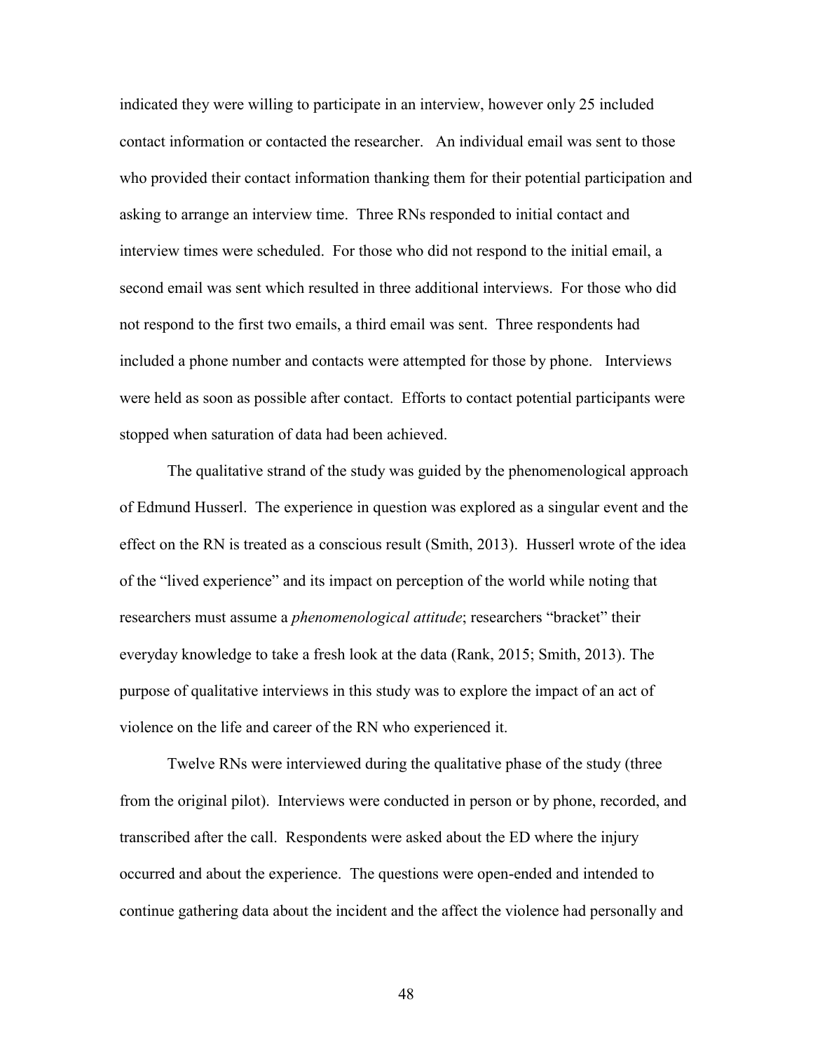indicated they were willing to participate in an interview, however only 25 included contact information or contacted the researcher. An individual email was sent to those who provided their contact information thanking them for their potential participation and asking to arrange an interview time. Three RNs responded to initial contact and interview times were scheduled. For those who did not respond to the initial email, a second email was sent which resulted in three additional interviews. For those who did not respond to the first two emails, a third email was sent. Three respondents had included a phone number and contacts were attempted for those by phone. Interviews were held as soon as possible after contact. Efforts to contact potential participants were stopped when saturation of data had been achieved.

The qualitative strand of the study was guided by the phenomenological approach of Edmund Husserl. The experience in question was explored as a singular event and the effect on the RN is treated as a conscious result (Smith, 2013). Husserl wrote of the idea of the "lived experience" and its impact on perception of the world while noting that researchers must assume a *phenomenological attitude*; researchers "bracket" their everyday knowledge to take a fresh look at the data (Rank, 2015; Smith, 2013). The purpose of qualitative interviews in this study was to explore the impact of an act of violence on the life and career of the RN who experienced it.

Twelve RNs were interviewed during the qualitative phase of the study (three from the original pilot). Interviews were conducted in person or by phone, recorded, and transcribed after the call. Respondents were asked about the ED where the injury occurred and about the experience. The questions were open-ended and intended to continue gathering data about the incident and the affect the violence had personally and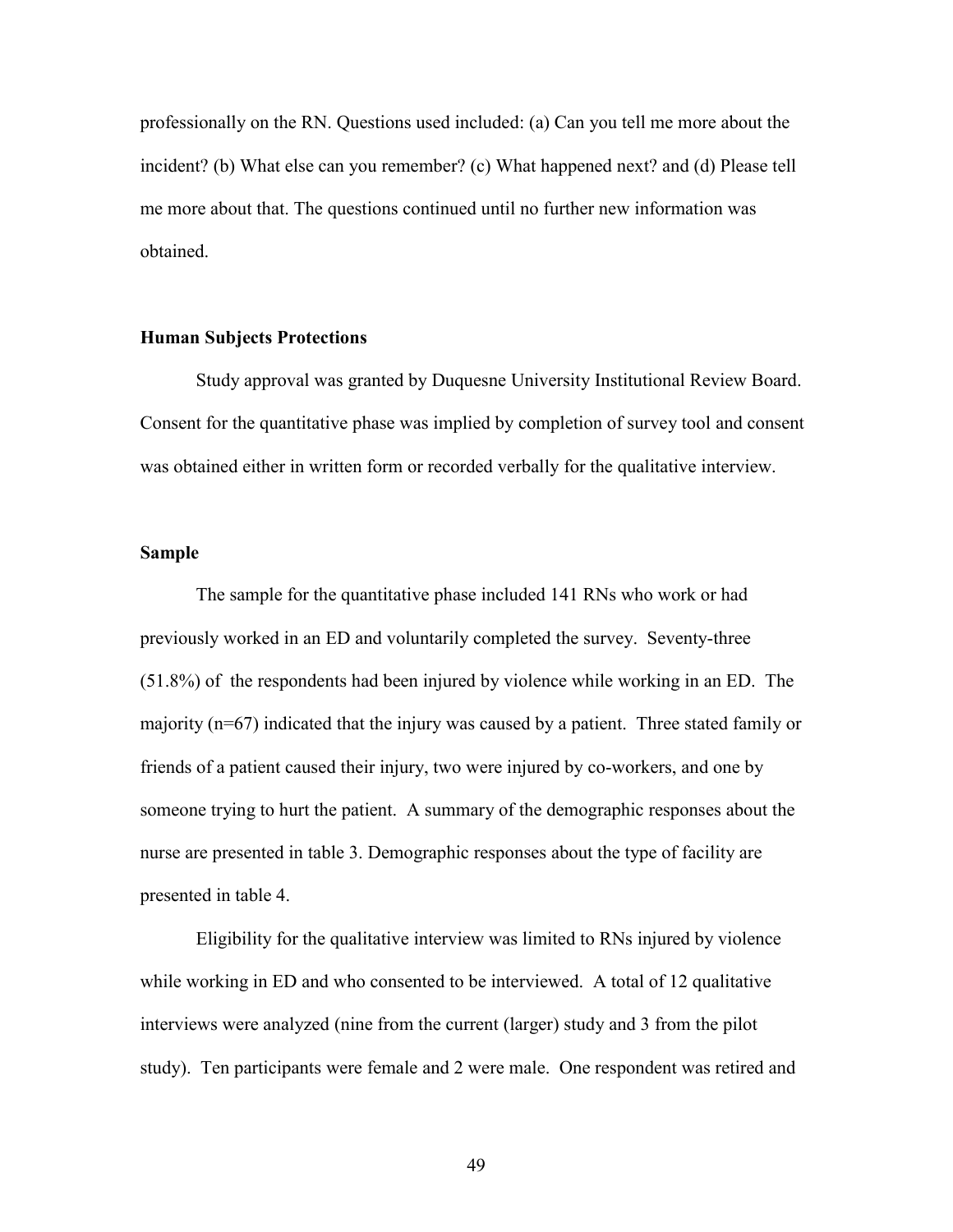professionally on the RN. Questions used included: (a) Can you tell me more about the incident? (b) What else can you remember? (c) What happened next? and (d) Please tell me more about that. The questions continued until no further new information was obtained.

### Human Subjects Protections

Study approval was granted by Duquesne University Institutional Review Board. Consent for the quantitative phase was implied by completion of survey tool and consent was obtained either in written form or recorded verbally for the qualitative interview.

### Sample

The sample for the quantitative phase included 141 RNs who work or had previously worked in an ED and voluntarily completed the survey. Seventy-three (51.8%) of the respondents had been injured by violence while working in an ED. The majority (n=67) indicated that the injury was caused by a patient. Three stated family or friends of a patient caused their injury, two were injured by co-workers, and one by someone trying to hurt the patient. A summary of the demographic responses about the nurse are presented in table 3. Demographic responses about the type of facility are presented in table 4.

Eligibility for the qualitative interview was limited to RNs injured by violence while working in ED and who consented to be interviewed. A total of 12 qualitative interviews were analyzed (nine from the current (larger) study and 3 from the pilot study). Ten participants were female and 2 were male. One respondent was retired and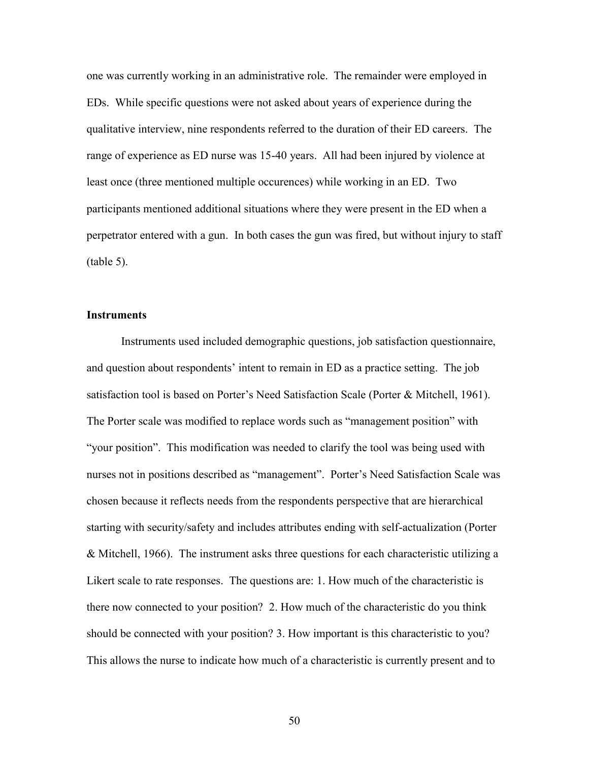one was currently working in an administrative role. The remainder were employed in EDs. While specific questions were not asked about years of experience during the qualitative interview, nine respondents referred to the duration of their ED careers. The range of experience as ED nurse was 15-40 years. All had been injured by violence at least once (three mentioned multiple occurences) while working in an ED. Two participants mentioned additional situations where they were present in the ED when a perpetrator entered with a gun. In both cases the gun was fired, but without injury to staff (table 5).

### Instruments

Instruments used included demographic questions, job satisfaction questionnaire, and question about respondents' intent to remain in ED as a practice setting. The job satisfaction tool is based on Porter's Need Satisfaction Scale (Porter & Mitchell, 1961). The Porter scale was modified to replace words such as "management position" with "your position". This modification was needed to clarify the tool was being used with nurses not in positions described as "management". Porter's Need Satisfaction Scale was chosen because it reflects needs from the respondents perspective that are hierarchical starting with security/safety and includes attributes ending with self-actualization (Porter & Mitchell, 1966). The instrument asks three questions for each characteristic utilizing a Likert scale to rate responses. The questions are: 1. How much of the characteristic is there now connected to your position? 2. How much of the characteristic do you think should be connected with your position? 3. How important is this characteristic to you? This allows the nurse to indicate how much of a characteristic is currently present and to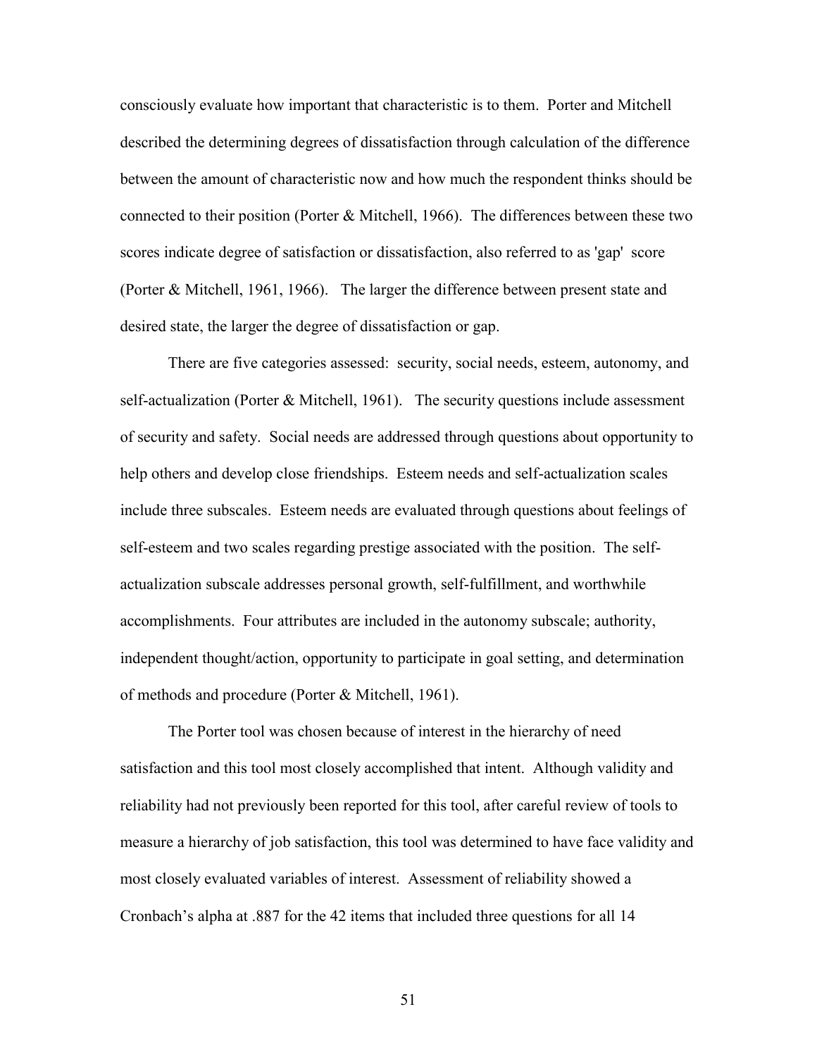consciously evaluate how important that characteristic is to them. Porter and Mitchell described the determining degrees of dissatisfaction through calculation of the difference between the amount of characteristic now and how much the respondent thinks should be connected to their position (Porter & Mitchell, 1966). The differences between these two scores indicate degree of satisfaction or dissatisfaction, also referred to as 'gap' score (Porter & Mitchell, 1961, 1966). The larger the difference between present state and desired state, the larger the degree of dissatisfaction or gap.

There are five categories assessed: security, social needs, esteem, autonomy, and self-actualization (Porter & Mitchell, 1961). The security questions include assessment of security and safety. Social needs are addressed through questions about opportunity to help others and develop close friendships. Esteem needs and self-actualization scales include three subscales. Esteem needs are evaluated through questions about feelings of self-esteem and two scales regarding prestige associated with the position. The self-actualization subscale addresses personal growth, self-fulfillment, and worthwhile accomplishments. Four attributes are included in the autonomy subscale; authority, independent thought/action, opportunity to participate in goal setting, and determination of methods and procedure (Porter & Mitchell, 1961).

The Porter tool was chosen because of interest in the hierarchy of need satisfaction and this tool most closely accomplished that intent. Although validity and reliability had not previously been reported for this tool, after careful review of tools to measure a hierarchy of job satisfaction, this tool was determined to have face validity and most closely evaluated variables of interest. Assessment of reliability showed a Cronbach's alpha at .887 for the 42 items that included three questions for all 14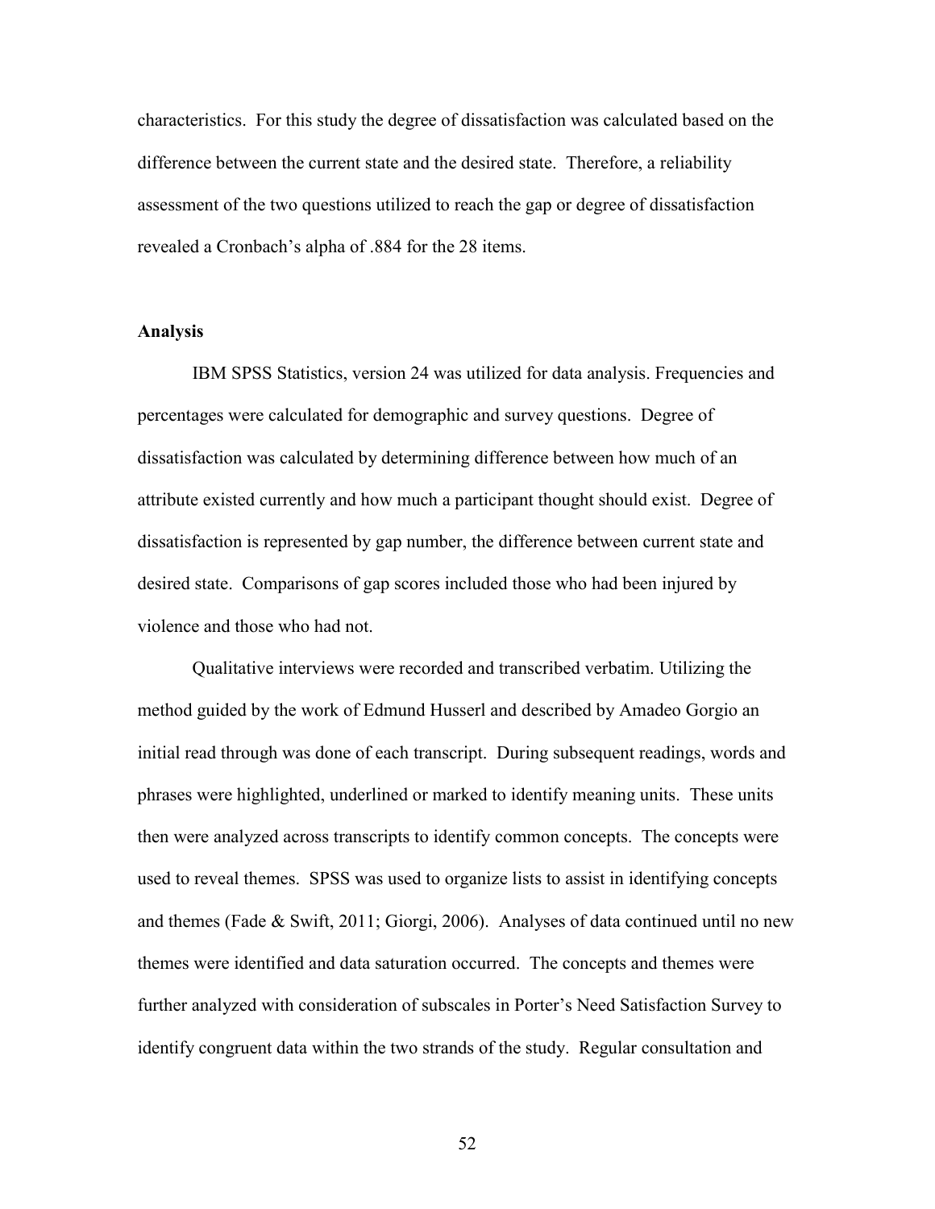characteristics. For this study the degree of dissatisfaction was calculated based on the difference between the current state and the desired state. Therefore, a reliability assessment of the two questions utilized to reach the gap or degree of dissatisfaction revealed a Cronbach's alpha of .884 for the 28 items.

**Analysis**

IBM SPSS Statistics, version 24 was utilized for data analysis. Frequencies and percentages were calculated for demographic and survey questions. Degree of dissatisfaction was calculated by determining difference between how much of an attribute existed currently and how much a participant thought should exist. Degree of dissatisfaction is represented by gap number, the difference between current state and desired state. Comparisons of gap scores included those who had been injured by violence and those who had not.

Qualitative interviews were recorded and transcribed verbatim. Utilizing the method guided by the work of Edmund Husserl and described by Amadeo Gorgio an initial read through was done of each transcript. During subsequent readings, words and phrases were highlighted, underlined or marked to identify meaning units. These units then were analyzed across transcripts to identify common concepts. The concepts were used to reveal themes. SPSS was used to organize lists to assist in identifying concepts and themes (Fade & Swift, 2011; Giorgi, 2006). Analyses of data continued until no new themes were identified and data saturation occurred. The concepts and themes were further analyzed with consideration of subscales in Porter's Need Satisfaction Survey to identify congruent data within the two strands of the study. Regular consultation and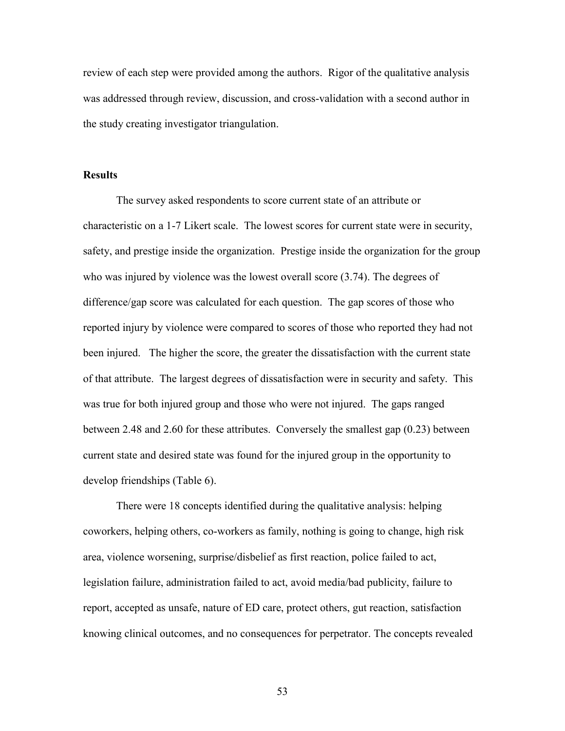review of each step were provided among the authors. Rigor of the qualitative analysis was addressed through review, discussion, and cross-validation with a second author in the study creating investigator triangulation.

**Results**

The survey asked respondents to score current state of an attribute or characteristic on a 1-7 Likert scale. The lowest scores for current state were in security, safety, and prestige inside the organization. Prestige inside the organization for the group who was injured by violence was the lowest overall score (3.74). The degrees of difference/gap score was calculated for each question. The gap scores of those who reported injury by violence were compared to scores of those who reported they had not been injured. The higher the score, the greater the dissatisfaction with the current state of that attribute. The largest degrees of dissatisfaction were in security and safety. This was true for both injured group and those who were not injured. The gaps ranged between 2.48 and 2.60 for these attributes. Conversely the smallest gap (0.23) between current state and desired state was found for the injured group in the opportunity to develop friendships (Table 6).

There were 18 concepts identified during the qualitative analysis: helping coworkers, helping others, co-workers as family, nothing is going to change, high risk area, violence worsening, surprise/disbelief as first reaction, police failed to act, legislation failure, administration failed to act, avoid media/bad publicity, failure to report, accepted as unsafe, nature of ED care, protect others, gut reaction, satisfaction knowing clinical outcomes, and no consequences for perpetrator. The concepts revealed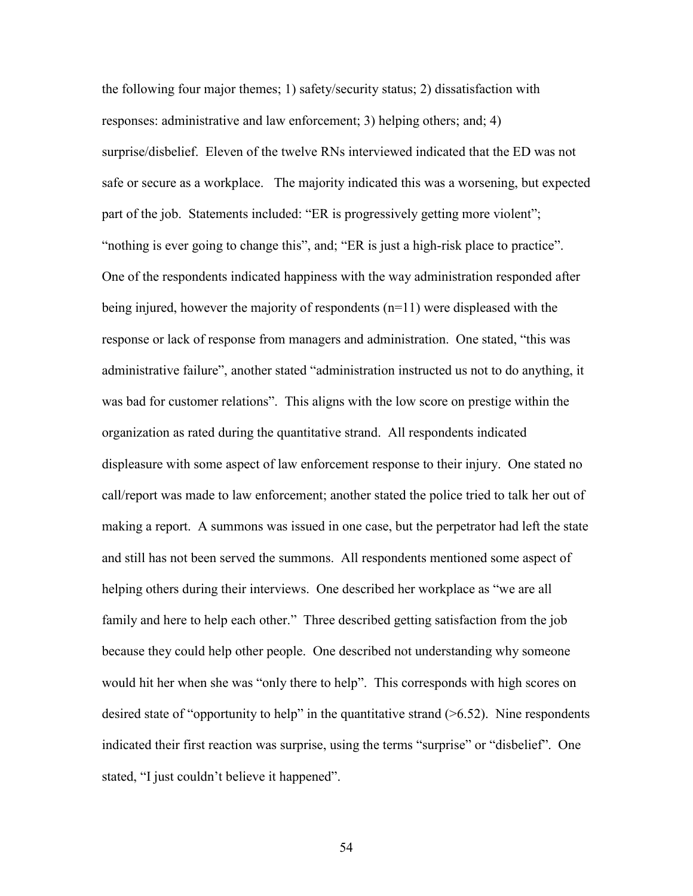the following four major themes; 1) safety/security status; 2) dissatisfaction with responses: administrative and law enforcement; 3) helping others; and; 4) surprise/disbelief. Eleven of the twelve RNs interviewed indicated that the ED was not safe or secure as a workplace. The majority indicated this was a worsening, but expected part of the job. Statements included: “ER is progressively getting more violent”; “nothing is ever going to change this”, and; “ER is just a high-risk place to practice”. One of the respondents indicated happiness with the way administration responded after being injured, however the majority of respondents (n=11) were displeased with the response or lack of response from managers and administration. One stated, “this was administrative failure”, another stated “administration instructed us not to do anything, it was bad for customer relations”. This aligns with the low score on prestige within the organization as rated during the quantitative strand. All respondents indicated displeasure with some aspect of law enforcement response to their injury. One stated no call/report was made to law enforcement; another stated the police tried to talk her out of making a report. A summons was issued in one case, but the perpetrator had left the state and still has not been served the summons. All respondents mentioned some aspect of helping others during their interviews. One described her workplace as “we are all family and here to help each other.” Three described getting satisfaction from the job because they could help other people. One described not understanding why someone would hit her when she was “only there to help”. This corresponds with high scores on desired state of “opportunity to help” in the quantitative strand (>6.52). Nine respondents indicated their first reaction was surprise, using the terms “surprise” or “disbelief”. One stated, “I just couldn’t believe it happened”.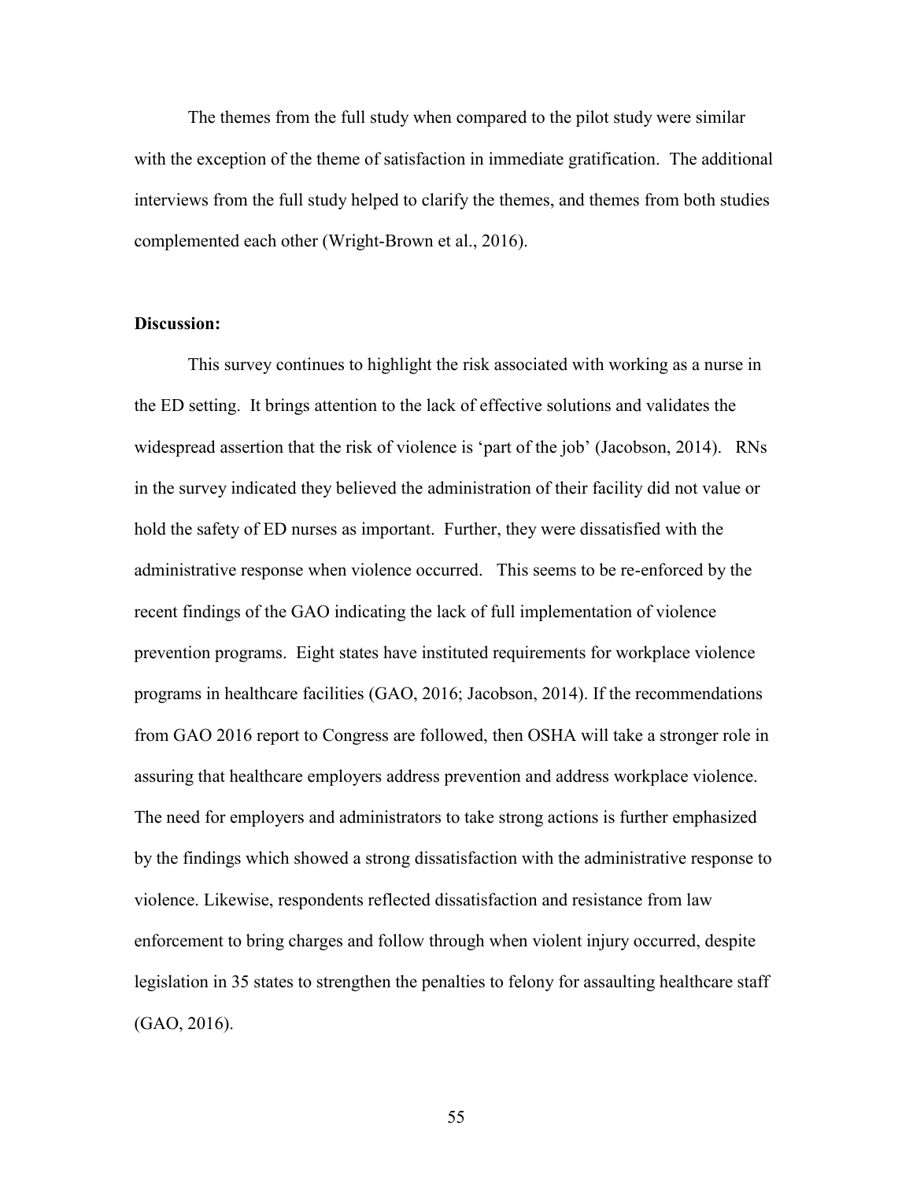The themes from the full study when compared to the pilot study were similar with the exception of the theme of satisfaction in immediate gratification. The additional interviews from the full study helped to clarify the themes, and themes from both studies complemented each other (Wright-Brown et al., 2016).

**Discussion:**

This survey continues to highlight the risk associated with working as a nurse in the ED setting. It brings attention to the lack of effective solutions and validates the widespread assertion that the risk of violence is 'part of the job' (Jacobson, 2014). RNs in the survey indicated they believed the administration of their facility did not value or hold the safety of ED nurses as important. Further, they were dissatisfied with the administrative response when violence occurred. This seems to be re-enforced by the recent findings of the GAO indicating the lack of full implementation of violence prevention programs. Eight states have instituted requirements for workplace violence programs in healthcare facilities (GAO, 2016; Jacobson, 2014). If the recommendations from GAO 2016 report to Congress are followed, then OSHA will take a stronger role in assuring that healthcare employers address prevention and address workplace violence. The need for employers and administrators to take strong actions is further emphasized by the findings which showed a strong dissatisfaction with the administrative response to violence. Likewise, respondents reflected dissatisfaction and resistance from law enforcement to bring charges and follow through when violent injury occurred, despite legislation in 35 states to strengthen the penalties to felony for assaulting healthcare staff (GAO, 2016).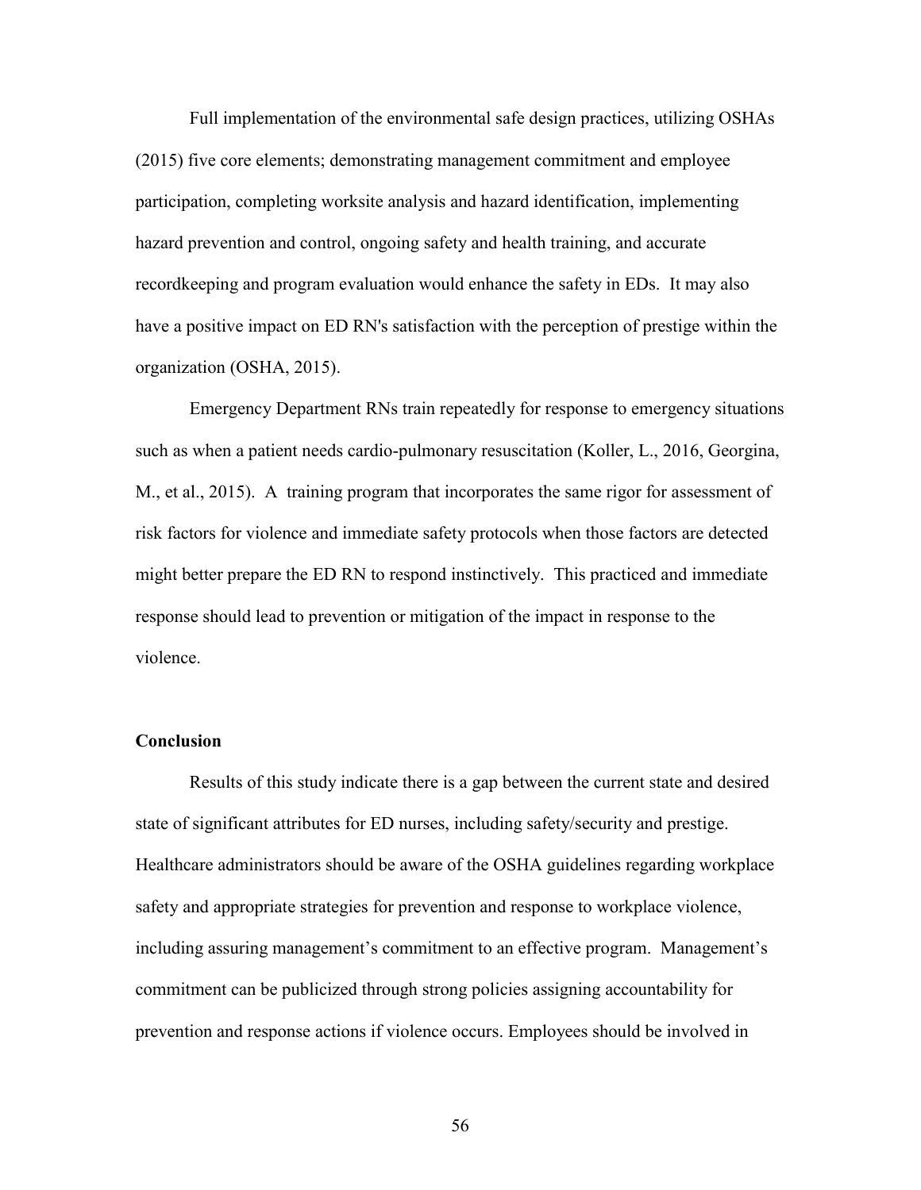Full implementation of the environmental safe design practices, utilizing OSHAs (2015) five core elements; demonstrating management commitment and employee participation, completing worksite analysis and hazard identification, implementing hazard prevention and control, ongoing safety and health training, and accurate recordkeeping and program evaluation would enhance the safety in EDs. It may also have a positive impact on ED RN's satisfaction with the perception of prestige within the organization (OSHA, 2015).

Emergency Department RNs train repeatedly for response to emergency situations such as when a patient needs cardio-pulmonary resuscitation (Koller, L., 2016, Georgina, M., et al., 2015). A training program that incorporates the same rigor for assessment of risk factors for violence and immediate safety protocols when those factors are detected might better prepare the ED RN to respond instinctively. This practiced and immediate response should lead to prevention or mitigation of the impact in response to the violence.

### Conclusion

Results of this study indicate there is a gap between the current state and desired state of significant attributes for ED nurses, including safety/security and prestige. Healthcare administrators should be aware of the OSHA guidelines regarding workplace safety and appropriate strategies for prevention and response to workplace violence, including assuring management's commitment to an effective program. Management's commitment can be publicized through strong policies assigning accountability for prevention and response actions if violence occurs. Employees should be involved in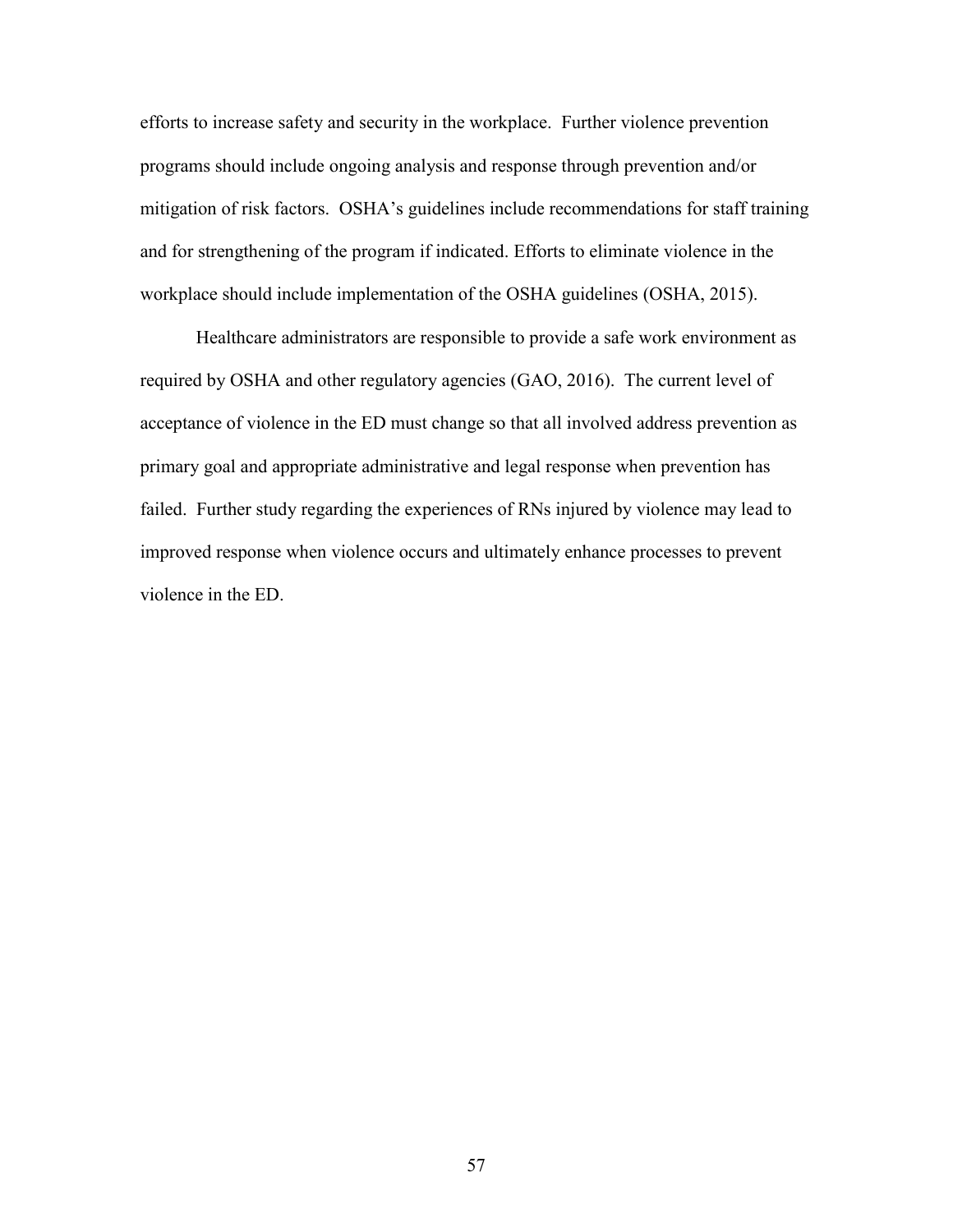efforts to increase safety and security in the workplace. Further violence prevention programs should include ongoing analysis and response through prevention and/or mitigation of risk factors. OSHA's guidelines include recommendations for staff training and for strengthening of the program if indicated. Efforts to eliminate violence in the workplace should include implementation of the OSHA guidelines (OSHA, 2015).

Healthcare administrators are responsible to provide a safe work environment as required by OSHA and other regulatory agencies (GAO, 2016). The current level of acceptance of violence in the ED must change so that all involved address prevention as primary goal and appropriate administrative and legal response when prevention has failed. Further study regarding the experiences of RNs injured by violence may lead to improved response when violence occurs and ultimately enhance processes to prevent violence in the ED.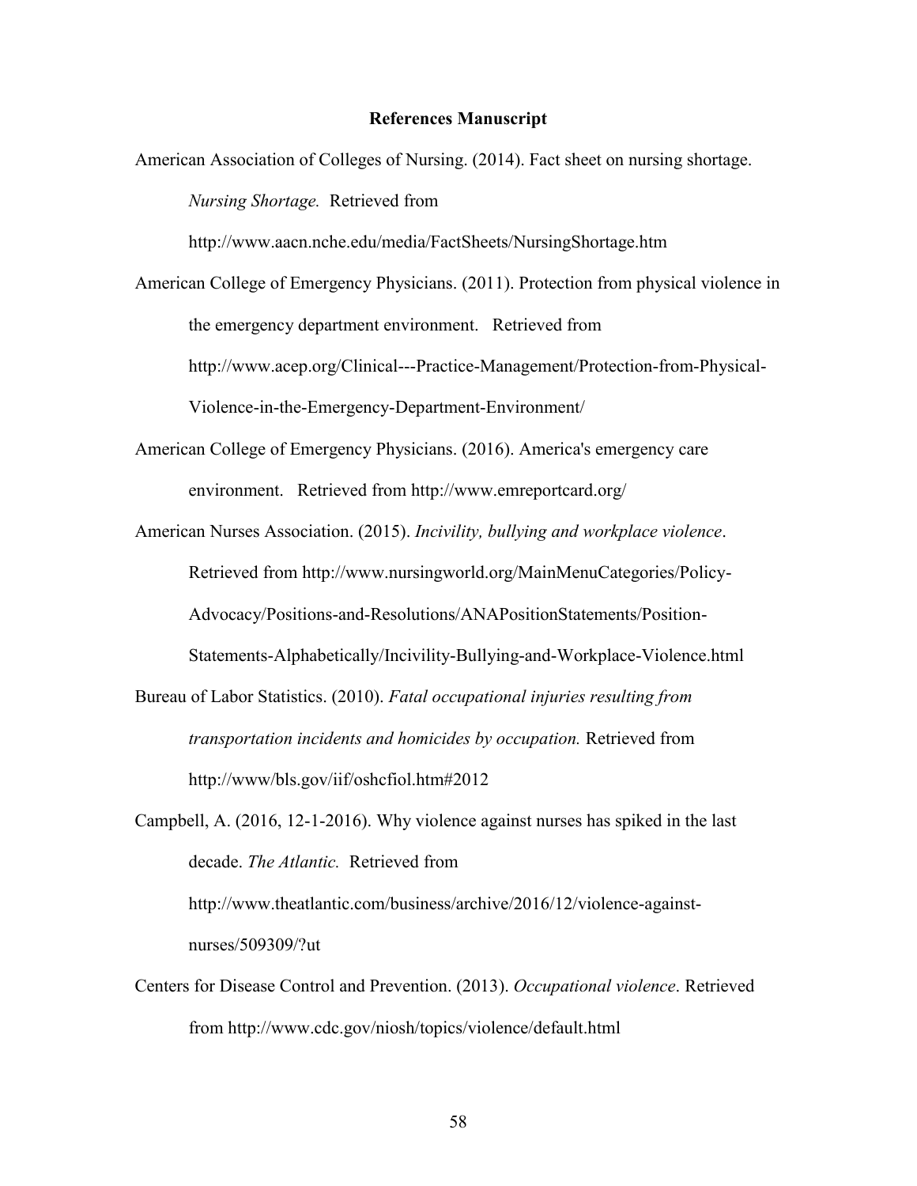**References Manuscript**

American Association of Colleges of Nursing. (2014). Fact sheet on nursing shortage. *Nursing Shortage.* Retrieved from http://www.aacn.nche.edu/media/FactSheets/NursingShortage.htm

American College of Emergency Physicians. (2011). Protection from physical violence in the emergency department environment. Retrieved from http://www.acep.org/Clinical---Practice-Management/Protection-from-Physical-Violence-in-the-Emergency-Department-Environment/

American College of Emergency Physicians. (2016). America's emergency care environment. Retrieved from http://www.emreportcard.org/

American Nurses Association. (2015). *Incivility, bullying and workplace violence*. Retrieved from http://www.nursingworld.org/MainMenuCategories/Policy-Advocacy/Positions-and-Resolutions/ANAPositionStatements/Position-Statements-Alphabetically/Incivility-Bullying-and-Workplace-Violence.html

Bureau of Labor Statistics. (2010). *Fatal occupational injuries resulting from transportation incidents and homicides by occupation.* Retrieved from http://www/bls.gov/iif/oshcfiol.htm#2012

Campbell, A. (2016, 12-1-2016). Why violence against nurses has spiked in the last decade. *The Atlantic.* Retrieved from http://www.theatlantic.com/business/archive/2016/12/violence-against-nurses/509309/?ut

Centers for Disease Control and Prevention. (2013). *Occupational violence*. Retrieved from http://www.cdc.gov/niosh/topics/violence/default.html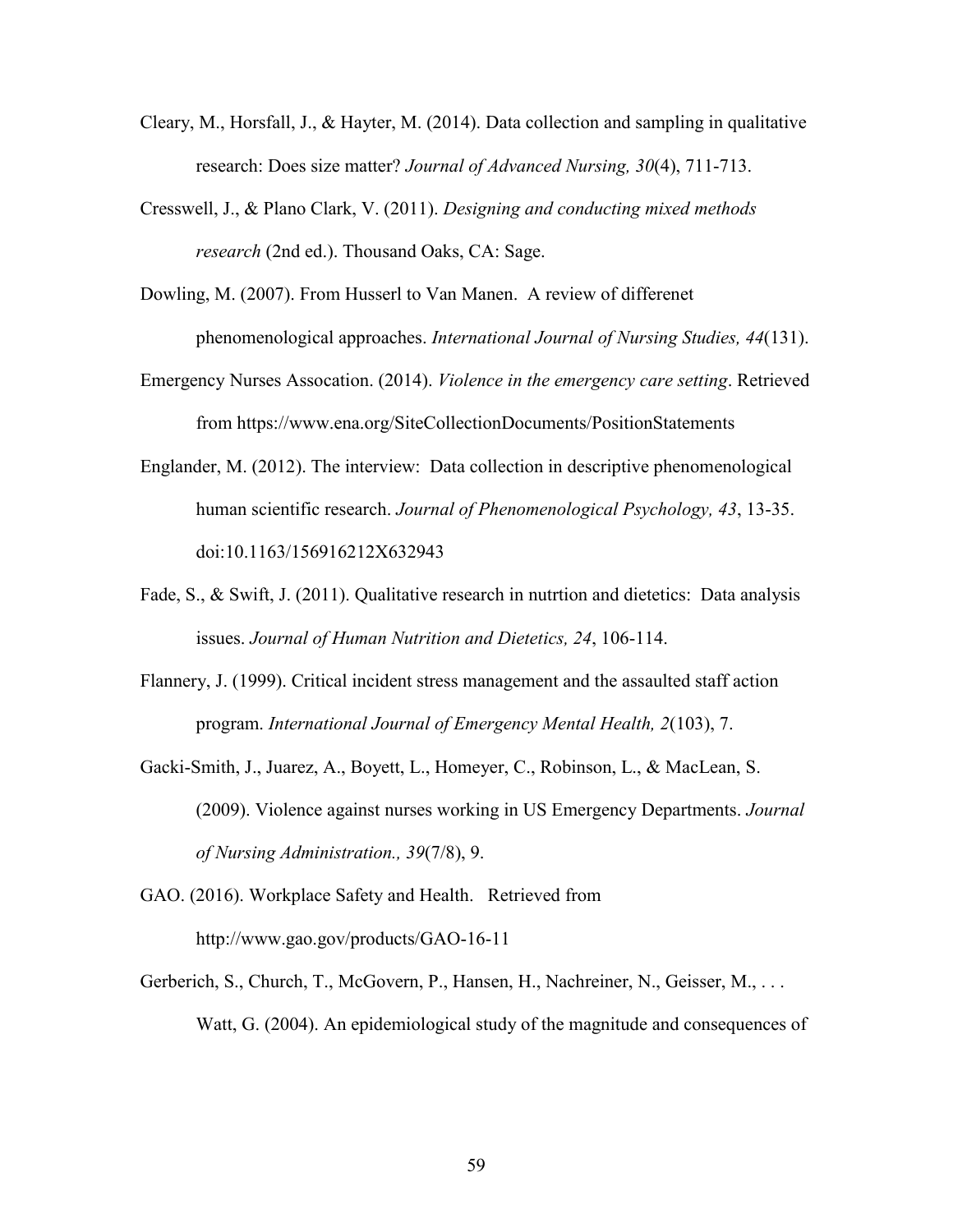Cleary, M., Horsfall, J., & Hayter, M. (2014). Data collection and sampling in qualitative research: Does size matter? *Journal of Advanced Nursing, 30*(4), 711-713.

Cresswell, J., & Plano Clark, V. (2011). *Designing and conducting mixed methods research* (2nd ed.). Thousand Oaks, CA: Sage.

Dowling, M. (2007). From Husserl to Van Manen. A review of differenet phenomenological approaches. *International Journal of Nursing Studies, 44*(131).

Emergency Nurses Assocation. (2014). *Violence in the emergency care setting*. Retrieved from https://www.ena.org/SiteCollectionDocuments/PositionStatements

Englander, M. (2012). The interview: Data collection in descriptive phenomenological human scientific research. *Journal of Phenomenological Psychology, 43*, 13-35. doi:10.1163/156916212X632943

Fade, S., & Swift, J. (2011). Qualitative research in nutrtion and dietetics: Data analysis issues. *Journal of Human Nutrition and Dietetics, 24*, 106-114.

Flannery, J. (1999). Critical incident stress management and the assaulted staff action program. *International Journal of Emergency Mental Health, 2*(103), 7.

Gacki-Smith, J., Juarez, A., Boyett, L., Homeyer, C., Robinson, L., & MacLean, S. (2009). Violence against nurses working in US Emergency Departments. *Journal of Nursing Administration., 39*(7/8), 9.

GAO. (2016). Workplace Safety and Health. Retrieved from http://www.gao.gov/products/GAO-16-11

Gerberich, S., Church, T., McGovern, P., Hansen, H., Nachreiner, N., Geisser, M., . . . Watt, G. (2004). An epidemiological study of the magnitude and consequences of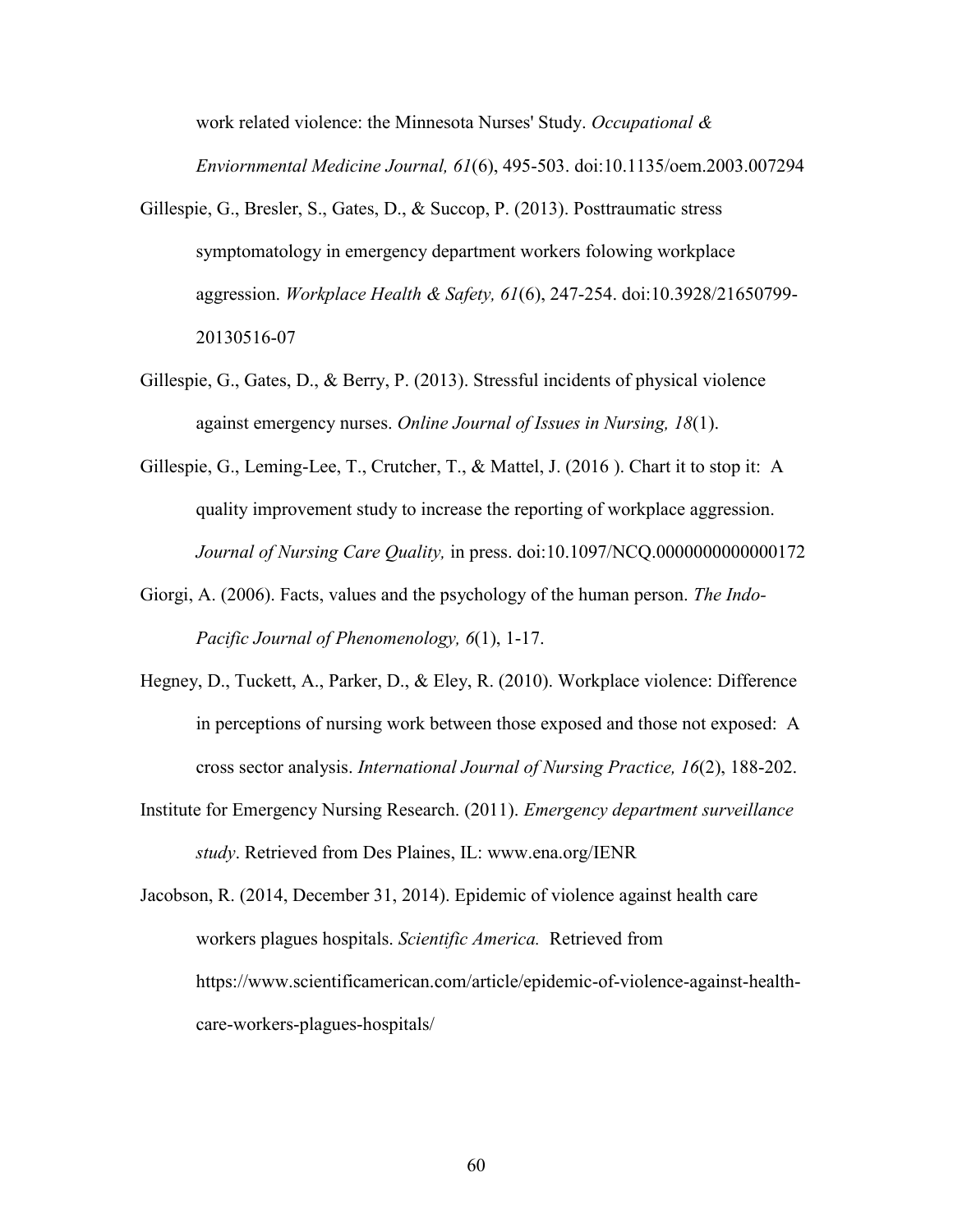work related violence: the Minnesota Nurses' Study. *Occupational & Enviornmental Medicine Journal, 61*(6), 495-503. doi:10.1135/oem.2003.007294

Gillespie, G., Bresler, S., Gates, D., & Succop, P. (2013). Posttraumatic stress symptomatology in emergency department workers folowing workplace aggression. *Workplace Health & Safety, 61*(6), 247-254. doi:10.3928/21650799-20130516-07

Gillespie, G., Gates, D., & Berry, P. (2013). Stressful incidents of physical violence against emergency nurses. *Online Journal of Issues in Nursing, 18*(1).

Gillespie, G., Leming-Lee, T., Crutcher, T., & Mattel, J. (2016 ). Chart it to stop it: A quality improvement study to increase the reporting of workplace aggression. *Journal of Nursing Care Quality,* in press. doi:10.1097/NCQ.0000000000000172

Giorgi, A. (2006). Facts, values and the psychology of the human person. *The Indo-Pacific Journal of Phenomenology, 6*(1), 1-17.

Hegney, D., Tuckett, A., Parker, D., & Eley, R. (2010). Workplace violence: Difference in perceptions of nursing work between those exposed and those not exposed: A cross sector analysis. *International Journal of Nursing Practice, 16*(2), 188-202.

Institute for Emergency Nursing Research. (2011). *Emergency department surveillance study*. Retrieved from Des Plaines, IL: www.ena.org/IENR

Jacobson, R. (2014, December 31, 2014). Epidemic of violence against health care workers plagues hospitals. *Scientific America.* Retrieved from https://www.scientificamerican.com/article/epidemic-of-violence-against-health-care-workers-plagues-hospitals/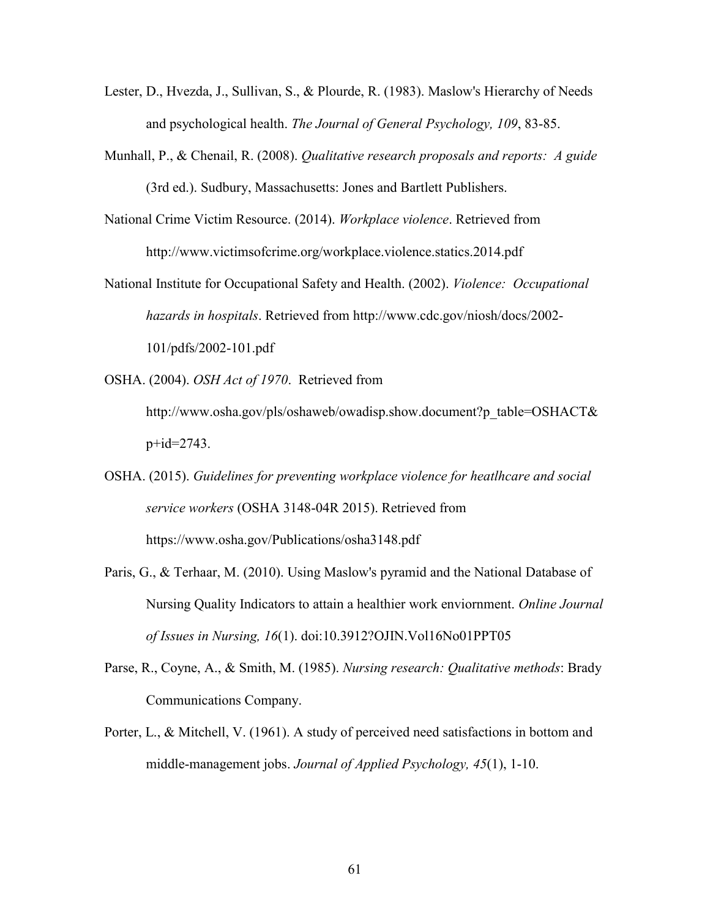Lester, D., Hvezda, J., Sullivan, S., & Plourde, R. (1983). Maslow's Hierarchy of Needs and psychological health. *The Journal of General Psychology, 109*, 83-85.

Munhall, P., & Chenail, R. (2008). *Qualitative research proposals and reports: A guide* (3rd ed.). Sudbury, Massachusetts: Jones and Bartlett Publishers.

National Crime Victim Resource. (2014). *Workplace violence*. Retrieved from http://www.victimsofcrime.org/workplace.violence.statics.2014.pdf

National Institute for Occupational Safety and Health. (2002). *Violence: Occupational hazards in hospitals*. Retrieved from http://www.cdc.gov/niosh/docs/2002-101/pdfs/2002-101.pdf

OSHA. (2004). *OSH Act of 1970*. Retrieved from http://www.osha.gov/pls/oshaweb/owadisp.show.document?p_table=OSHACT&p+id=2743.

OSHA. (2015). *Guidelines for preventing workplace violence for heatlhcare and social service workers* (OSHA 3148-04R 2015). Retrieved from https://www.osha.gov/Publications/osha3148.pdf

Paris, G., & Terhaar, M. (2010). Using Maslow's pyramid and the National Database of Nursing Quality Indicators to attain a healthier work enviornment. *Online Journal of Issues in Nursing, 16*(1). doi:10.3912?OJIN.Vol16No01PPT05

Parse, R., Coyne, A., & Smith, M. (1985). *Nursing research: Qualitative methods*: Brady Communications Company.

Porter, L., & Mitchell, V. (1961). A study of perceived need satisfactions in bottom and middle-management jobs. *Journal of Applied Psychology, 45*(1), 1-10.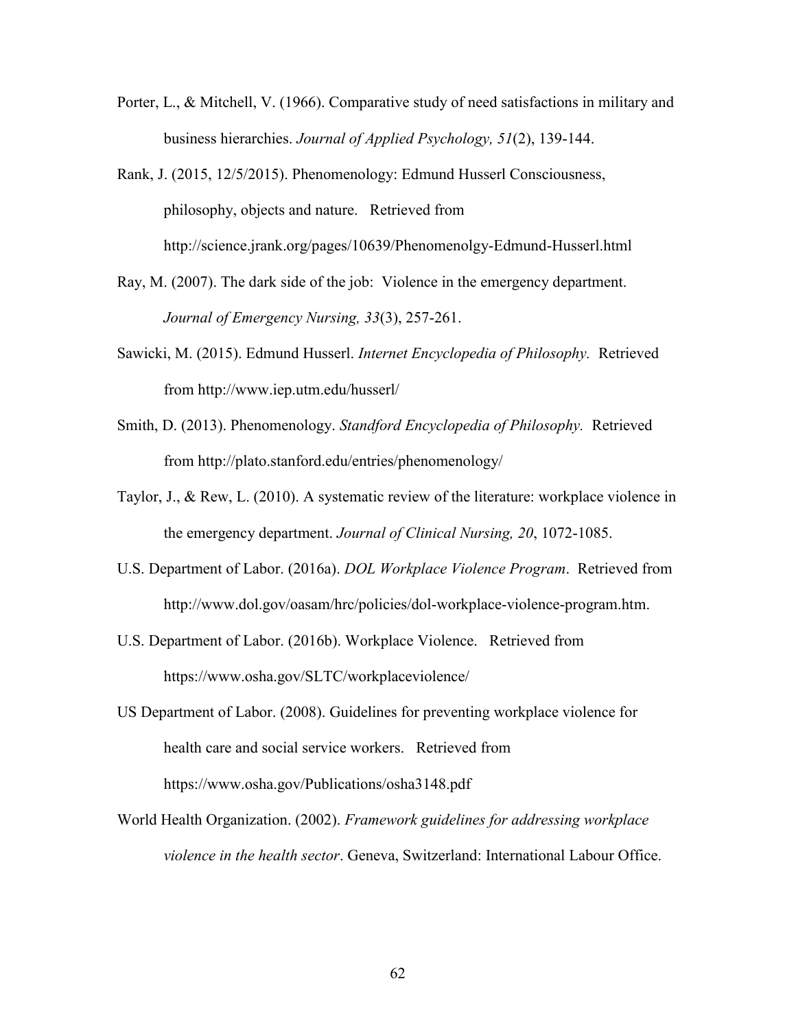Porter, L., & Mitchell, V. (1966). Comparative study of need satisfactions in military and business hierarchies. *Journal of Applied Psychology, 51*(2), 139-144.

Rank, J. (2015, 12/5/2015). Phenomenology: Edmund Husserl Consciousness, philosophy, objects and nature. Retrieved from http://science.jrank.org/pages/10639/Phenomenolgy-Edmund-Husserl.html

Ray, M. (2007). The dark side of the job: Violence in the emergency department. *Journal of Emergency Nursing, 33*(3), 257-261.

Sawicki, M. (2015). Edmund Husserl. *Internet Encyclopedia of Philosophy.* Retrieved from http://www.iep.utm.edu/husserl/

Smith, D. (2013). Phenomenology. *Standford Encyclopedia of Philosophy.* Retrieved from http://plato.stanford.edu/entries/phenomenology/

Taylor, J., & Rew, L. (2010). A systematic review of the literature: workplace violence in the emergency department. *Journal of Clinical Nursing, 20*, 1072-1085.

U.S. Department of Labor. (2016a). *DOL Workplace Violence Program*. Retrieved from http://www.dol.gov/oasam/hrc/policies/dol-workplace-violence-program.htm.

U.S. Department of Labor. (2016b). Workplace Violence. Retrieved from https://www.osha.gov/SLTC/workplaceviolence/

US Department of Labor. (2008). Guidelines for preventing workplace violence for health care and social service workers. Retrieved from https://www.osha.gov/Publications/osha3148.pdf

World Health Organization. (2002). *Framework guidelines for addressing workplace violence in the health sector*. Geneva, Switzerland: International Labour Office.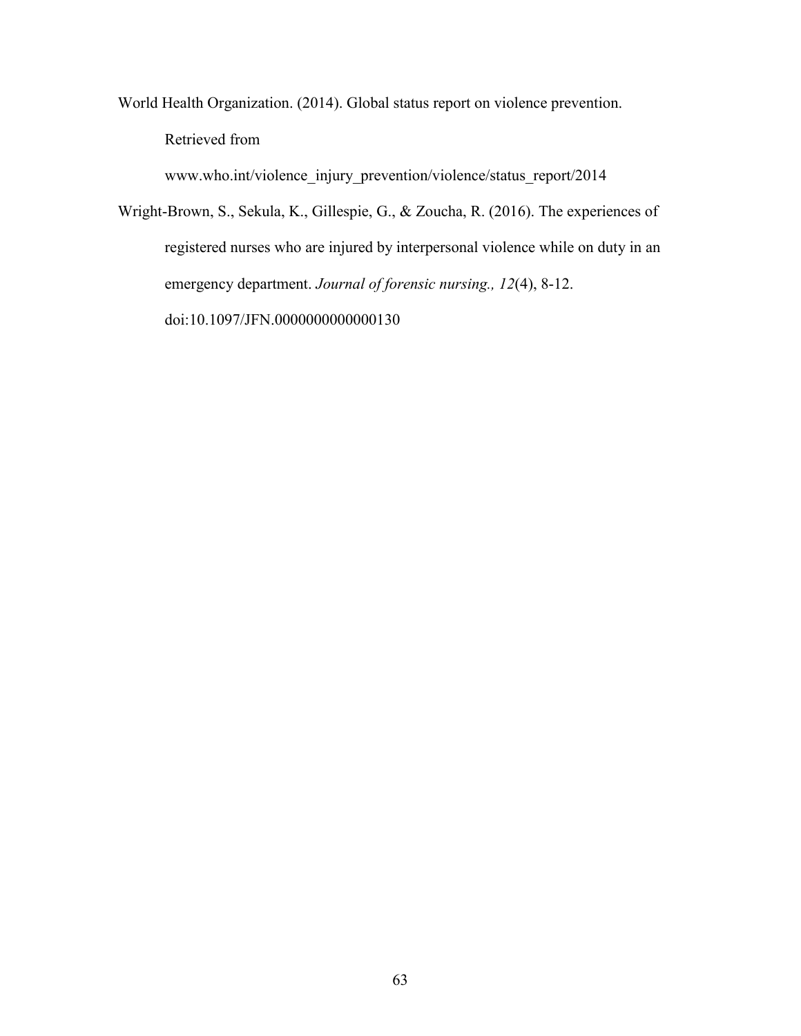World Health Organization. (2014). Global status report on violence prevention. Retrieved from www.who.int/violence_injury_prevention/violence/status_report/2014

Wright-Brown, S., Sekula, K., Gillespie, G., & Zoucha, R. (2016). The experiences of registered nurses who are injured by interpersonal violence while on duty in an emergency department. *Journal of forensic nursing., 12*(4), 8-12. doi:10.1097/JFN.0000000000000130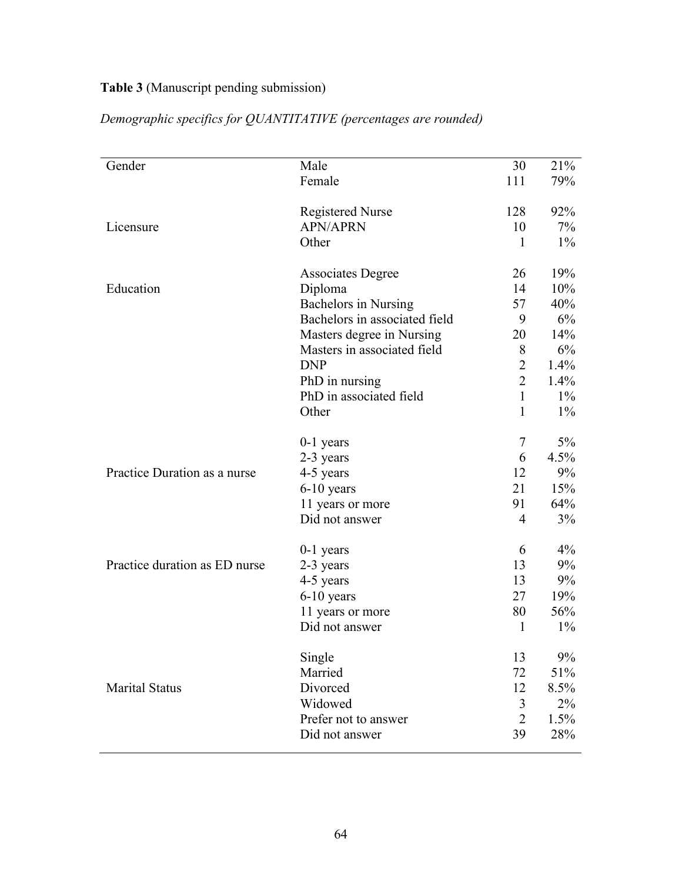**Table 3** (Manuscript pending submission)

*Demographic specifics for QUANTITATIVE (percentages are rounded)*

| | | | |
|---|---|---|---|
| Gender | Male | 30 | 21% |
| | Female | 111 | 79% |
| | Registered Nurse | 128 | 92% |
| Licensure | APN/APRN | 10 | 7% |
| | Other | 1 | 1% |
| | Associates Degree | 26 | 19% |
| Education | Diploma | 14 | 10% |
| | Bachelors in Nursing | 57 | 40% |
| | Bachelors in associated field | 9 | 6% |
| | Masters degree in Nursing | 20 | 14% |
| | Masters in associated field | 8 | 6% |
| | DNP | 2 | 1.4% |
| | PhD in nursing | 2 | 1.4% |
| | PhD in associated field | 1 | 1% |
| | Other | 1 | 1% |
| | 0-1 years | 7 | 5% |
| | 2-3 years | 6 | 4.5% |
| Practice Duration as a nurse | 4-5 years | 12 | 9% |
| | 6-10 years | 21 | 15% |
| | 11 years or more | 91 | 64% |
| | Did not answer | 4 | 3% |
| | 0-1 years | 6 | 4% |
| Practice duration as ED nurse | 2-3 years | 13 | 9% |
| | 4-5 years | 13 | 9% |
| | 6-10 years | 27 | 19% |
| | 11 years or more | 80 | 56% |
| | Did not answer | 1 | 1% |
| | Single | 13 | 9% |
| | Married | 72 | 51% |
| Marital Status | Divorced | 12 | 8.5% |
| | Widowed | 3 | 2% |
| | Prefer not to answer | 2 | 1.5% |
| | Did not answer | 39 | 28% |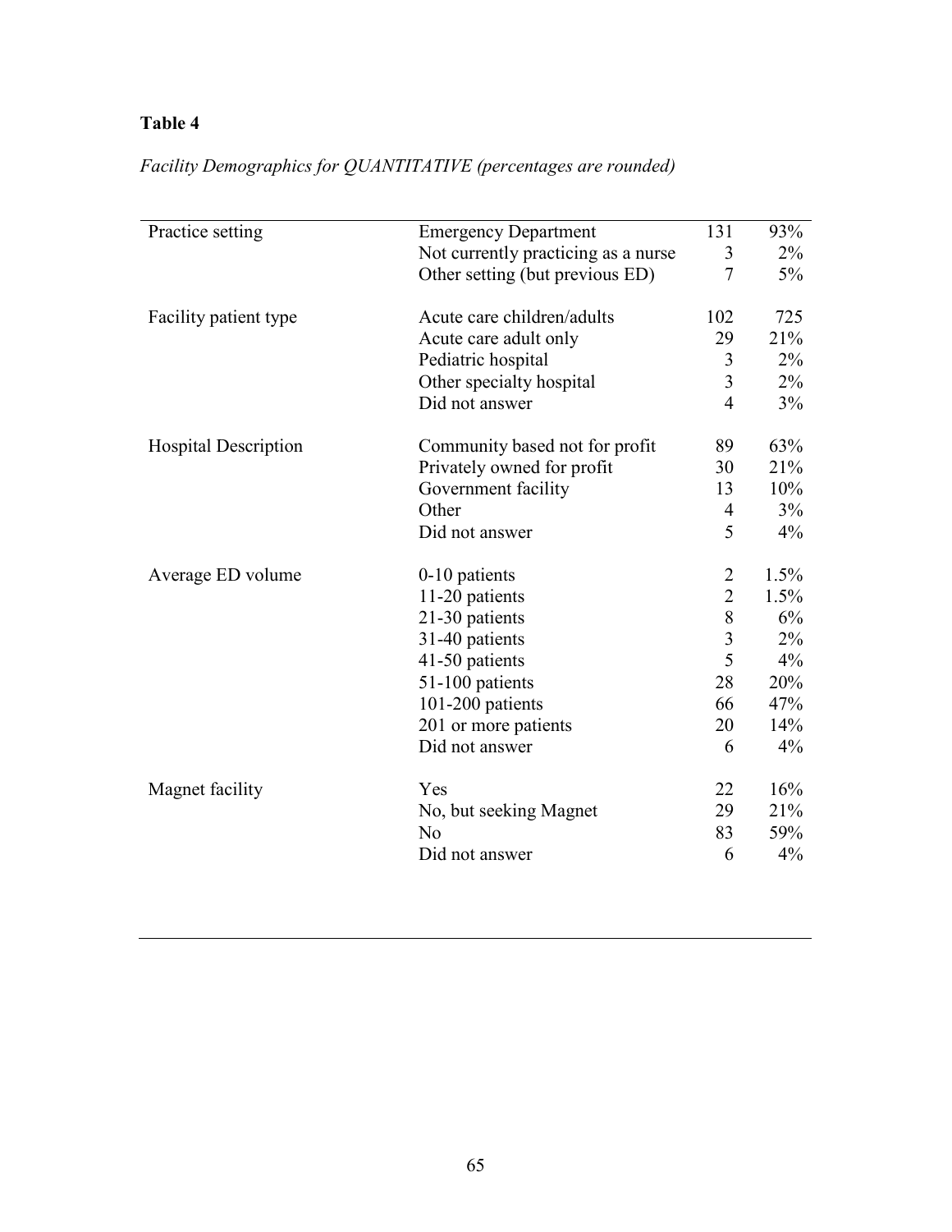**Table 4**

*Facility Demographics for QUANTITATIVE (percentages are rounded)*

| | | | |
|---|---|---|---|
| Practice setting | Emergency Department | 131 | 93% |
| | Not currently practicing as a nurse | 3 | 2% |
| | Other setting (but previous ED) | 7 | 5% |
| Facility patient type | Acute care children/adults | 102 | 725 |
| | Acute care adult only | 29 | 21% |
| | Pediatric hospital | 3 | 2% |
| | Other specialty hospital | 3 | 2% |
| | Did not answer | 4 | 3% |
| Hospital Description | Community based not for profit | 89 | 63% |
| | Privately owned for profit | 30 | 21% |
| | Government facility | 13 | 10% |
| | Other | 4 | 3% |
| | Did not answer | 5 | 4% |
| Average ED volume | 0-10 patients | 2 | 1.5% |
| | 11-20 patients | 2 | 1.5% |
| | 21-30 patients | 8 | 6% |
| | 31-40 patients | 3 | 2% |
| | 41-50 patients | 5 | 4% |
| | 51-100 patients | 28 | 20% |
| | 101-200 patients | 66 | 47% |
| | 201 or more patients | 20 | 14% |
| | Did not answer | 6 | 4% |
| Magnet facility | Yes | 22 | 16% |
| | No, but seeking Magnet | 29 | 21% |
| | No | 83 | 59% |
| | Did not answer | 6 | 4% |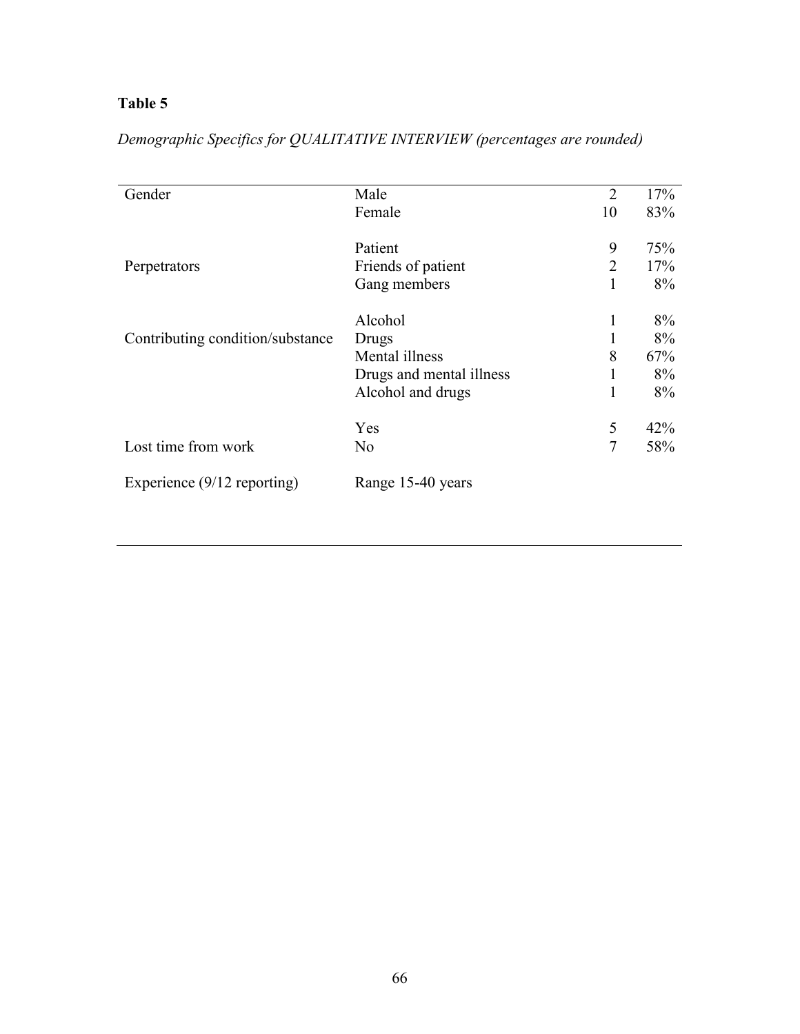**Table 5**

*Demographic Specifics for QUALITATIVE INTERVIEW (percentages are rounded)*

| | | | |
|---|---|---|---|
| Gender | Male | 2 | 17% |
| | Female | 10 | 83% |
| Perpetrators | Patient | 9 | 75% |
| | Friends of patient | 2 | 17% |
| | Gang members | 1 | 8% |
| Contributing condition/substance | Alcohol | 1 | 8% |
| | Drugs | 1 | 8% |
| | Mental illness | 8 | 67% |
| | Drugs and mental illness | 1 | 8% |
| | Alcohol and drugs | 1 | 8% |
| Lost time from work | Yes | 5 | 42% |
| | No | 7 | 58% |
| Experience (9/12 reporting) | Range 15-40 years | | |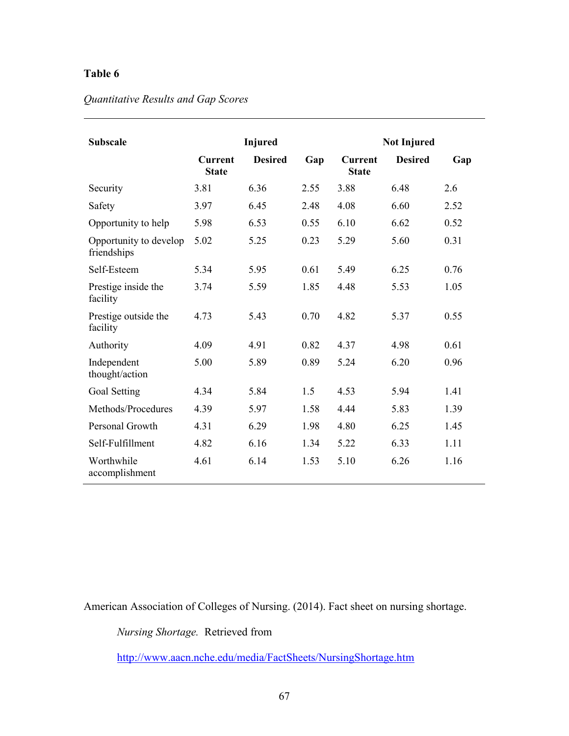**Table 6**

*Quantitative Results and Gap Scores*

| Subscale | Injured | | | Not Injured | | |
|---|---|---|---|---|---|---|
| | Current State | Desired | Gap | Current State | Desired | Gap |
| Security | 3.81 | 6.36 | 2.55 | 3.88 | 6.48 | 2.6 |
| Safety | 3.97 | 6.45 | 2.48 | 4.08 | 6.60 | 2.52 |
| Opportunity to help | 5.98 | 6.53 | 0.55 | 6.10 | 6.62 | 0.52 |
| Opportunity to develop friendships | 5.02 | 5.25 | 0.23 | 5.29 | 5.60 | 0.31 |
| Self-Esteem | 5.34 | 5.95 | 0.61 | 5.49 | 6.25 | 0.76 |
| Prestige inside the facility | 3.74 | 5.59 | 1.85 | 4.48 | 5.53 | 1.05 |
| Prestige outside the facility | 4.73 | 5.43 | 0.70 | 4.82 | 5.37 | 0.55 |
| Authority | 4.09 | 4.91 | 0.82 | 4.37 | 4.98 | 0.61 |
| Independent thought/action | 5.00 | 5.89 | 0.89 | 5.24 | 6.20 | 0.96 |
| Goal Setting | 4.34 | 5.84 | 1.5 | 4.53 | 5.94 | 1.41 |
| Methods/Procedures | 4.39 | 5.97 | 1.58 | 4.44 | 5.83 | 1.39 |
| Personal Growth | 4.31 | 6.29 | 1.98 | 4.80 | 6.25 | 1.45 |
| Self-Fulfillment | 4.82 | 6.16 | 1.34 | 5.22 | 6.33 | 1.11 |
| Worthwhile accomplishment | 4.61 | 6.14 | 1.53 | 5.10 | 6.26 | 1.16 |

American Association of Colleges of Nursing. (2014). Fact sheet on nursing shortage. *Nursing Shortage.* Retrieved from http://www.aacn.nche.edu/media/FactSheets/NursingShortage.htm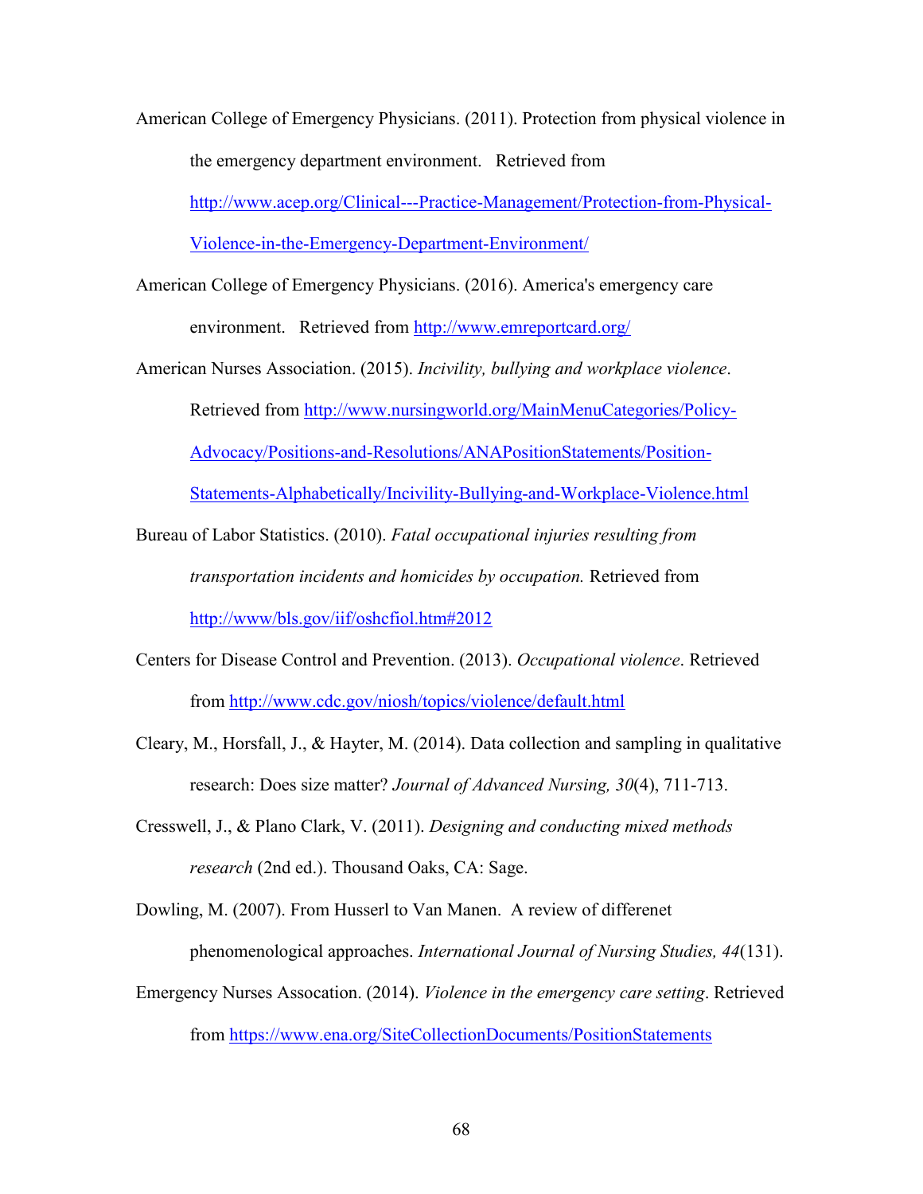American College of Emergency Physicians. (2011). Protection from physical violence in the emergency department environment. Retrieved from http://www.acep.org/Clinical---Practice-Management/Protection-from-Physical-Violence-in-the-Emergency-Department-Environment/

American College of Emergency Physicians. (2016). America's emergency care environment. Retrieved from http://www.emreportcard.org/

American Nurses Association. (2015). *Incivility, bullying and workplace violence*. Retrieved from http://www.nursingworld.org/MainMenuCategories/Policy-Advocacy/Positions-and-Resolutions/ANAPositionStatements/Position-Statements-Alphabetically/Incivility-Bullying-and-Workplace-Violence.html

Bureau of Labor Statistics. (2010). *Fatal occupational injuries resulting from transportation incidents and homicides by occupation.* Retrieved from http://www/bls.gov/iif/oshcfiol.htm#2012

Centers for Disease Control and Prevention. (2013). *Occupational violence*. Retrieved from http://www.cdc.gov/niosh/topics/violence/default.html

Cleary, M., Horsfall, J., & Hayter, M. (2014). Data collection and sampling in qualitative research: Does size matter? *Journal of Advanced Nursing, 30*(4), 711-713.

Cresswell, J., & Plano Clark, V. (2011). *Designing and conducting mixed methods research* (2nd ed.). Thousand Oaks, CA: Sage.

Dowling, M. (2007). From Husserl to Van Manen. A review of differenet phenomenological approaches. *International Journal of Nursing Studies, 44*(131).

Emergency Nurses Assocation. (2014). *Violence in the emergency care setting*. Retrieved from https://www.ena.org/SiteCollectionDocuments/PositionStatements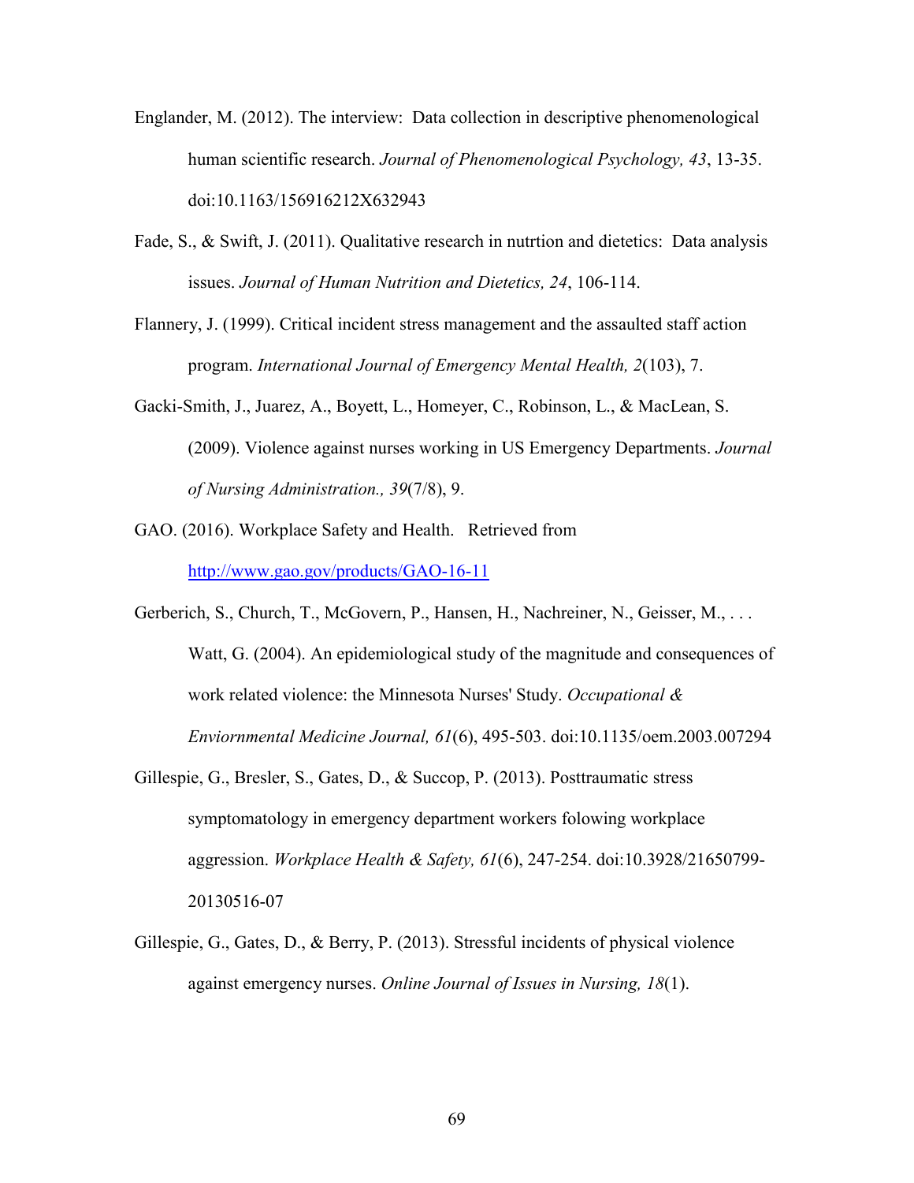Englander, M. (2012). The interview: Data collection in descriptive phenomenological human scientific research. *Journal of Phenomenological Psychology, 43*, 13-35. doi:10.1163/156916212X632943

Fade, S., & Swift, J. (2011). Qualitative research in nutrtion and dietetics: Data analysis issues. *Journal of Human Nutrition and Dietetics, 24*, 106-114.

Flannery, J. (1999). Critical incident stress management and the assaulted staff action program. *International Journal of Emergency Mental Health, 2*(103), 7.

Gacki-Smith, J., Juarez, A., Boyett, L., Homeyer, C., Robinson, L., & MacLean, S. (2009). Violence against nurses working in US Emergency Departments. *Journal of Nursing Administration., 39*(7/8), 9.

GAO. (2016). Workplace Safety and Health. Retrieved from http://www.gao.gov/products/GAO-16-11

Gerberich, S., Church, T., McGovern, P., Hansen, H., Nachreiner, N., Geisser, M., . . . Watt, G. (2004). An epidemiological study of the magnitude and consequences of work related violence: the Minnesota Nurses' Study. *Occupational & Enviornmental Medicine Journal, 61*(6), 495-503. doi:10.1135/oem.2003.007294

Gillespie, G., Bresler, S., Gates, D., & Succop, P. (2013). Posttraumatic stress symptomatology in emergency department workers folowing workplace aggression. *Workplace Health & Safety, 61*(6), 247-254. doi:10.3928/21650799-20130516-07

Gillespie, G., Gates, D., & Berry, P. (2013). Stressful incidents of physical violence against emergency nurses. *Online Journal of Issues in Nursing, 18*(1).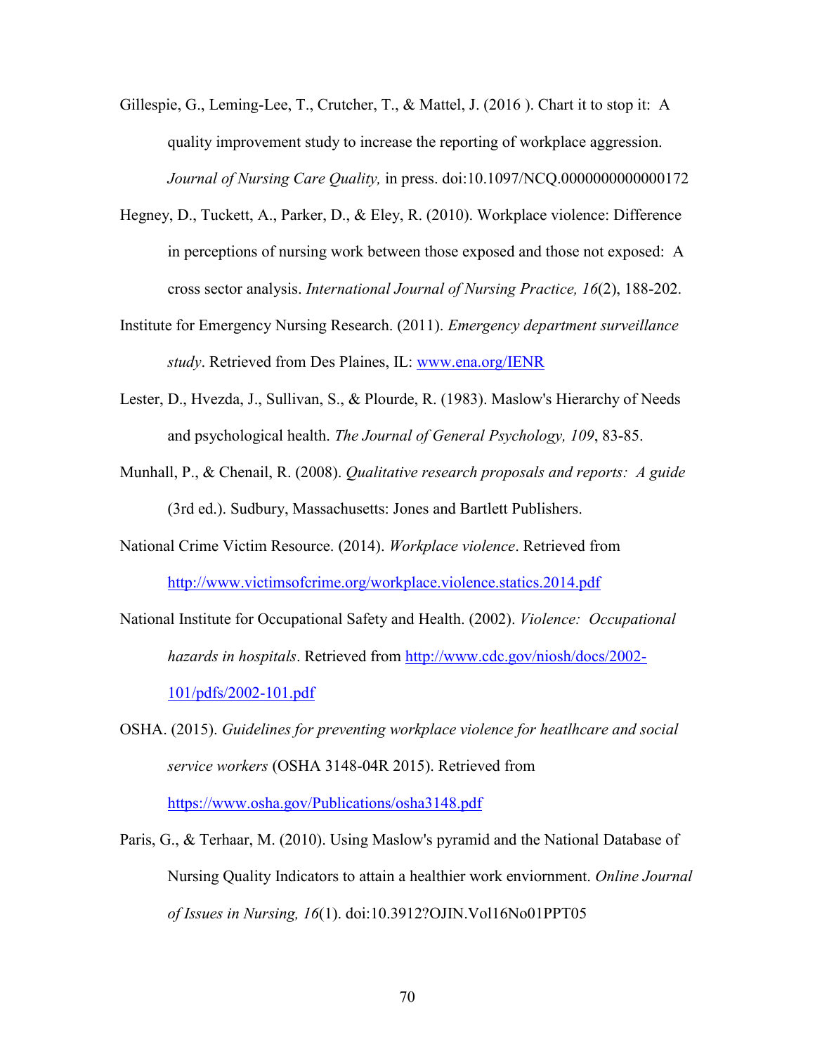Gillespie, G., Leming-Lee, T., Crutcher, T., & Mattel, J. (2016 ). Chart it to stop it: A quality improvement study to increase the reporting of workplace aggression. *Journal of Nursing Care Quality,* in press. doi:10.1097/NCQ.0000000000000172

Hegney, D., Tuckett, A., Parker, D., & Eley, R. (2010). Workplace violence: Difference in perceptions of nursing work between those exposed and those not exposed: A cross sector analysis. *International Journal of Nursing Practice, 16*(2), 188-202.

Institute for Emergency Nursing Research. (2011). *Emergency department surveillance study*. Retrieved from Des Plaines, IL: www.ena.org/IENR

Lester, D., Hvezda, J., Sullivan, S., & Plourde, R. (1983). Maslow's Hierarchy of Needs and psychological health. *The Journal of General Psychology, 109*, 83-85.

Munhall, P., & Chenail, R. (2008). *Qualitative research proposals and reports: A guide* (3rd ed.). Sudbury, Massachusetts: Jones and Bartlett Publishers.

National Crime Victim Resource. (2014). *Workplace violence*. Retrieved from http://www.victimsofcrime.org/workplace.violence.statics.2014.pdf

National Institute for Occupational Safety and Health. (2002). *Violence: Occupational hazards in hospitals*. Retrieved from http://www.cdc.gov/niosh/docs/2002-101/pdfs/2002-101.pdf

OSHA. (2015). *Guidelines for preventing workplace violence for heatlhcare and social service workers* (OSHA 3148-04R 2015). Retrieved from https://www.osha.gov/Publications/osha3148.pdf

Paris, G., & Terhaar, M. (2010). Using Maslow's pyramid and the National Database of Nursing Quality Indicators to attain a healthier work enviornment. *Online Journal of Issues in Nursing, 16*(1). doi:10.3912?OJIN.Vol16No01PPT05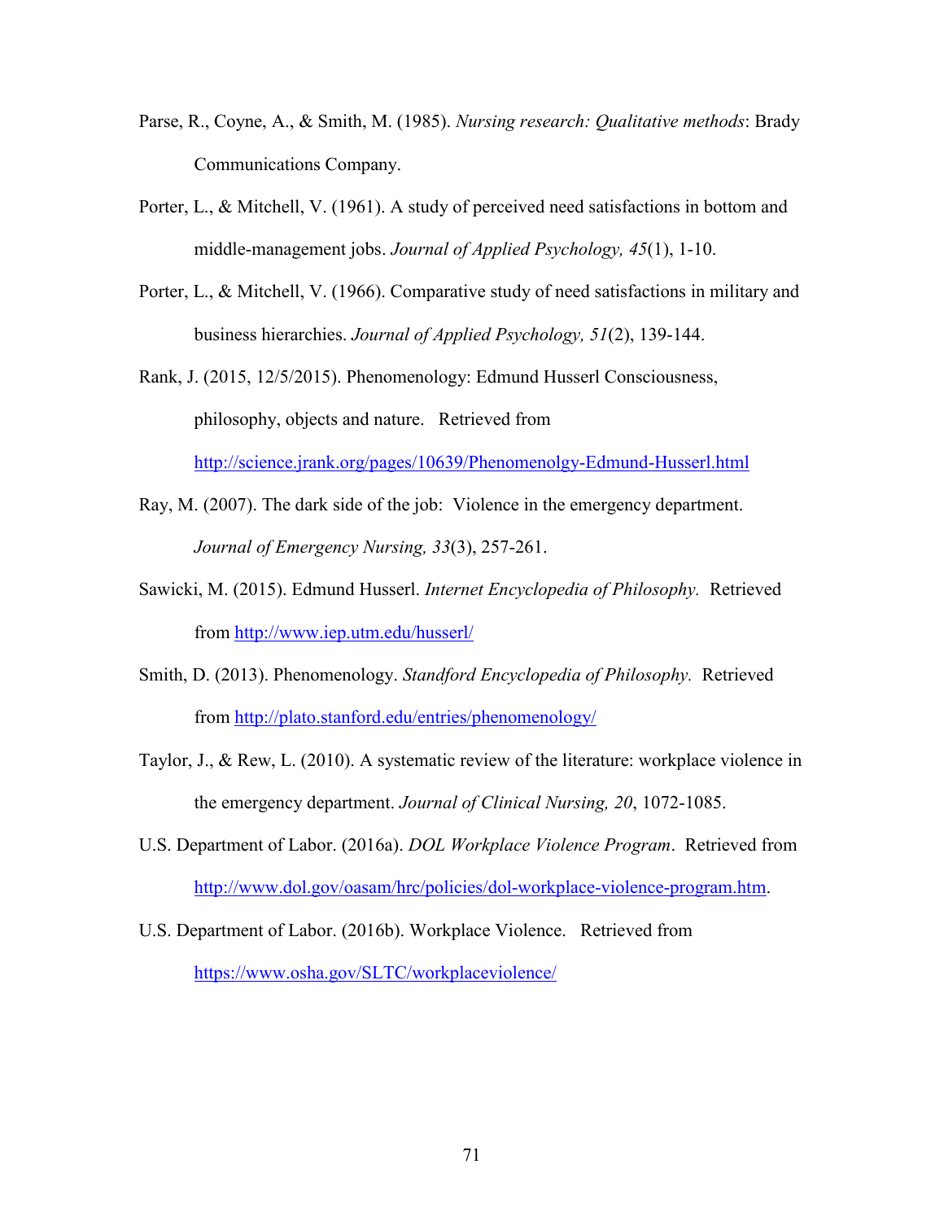Parse, R., Coyne, A., & Smith, M. (1985). *Nursing research: Qualitative methods*: Brady Communications Company.

Porter, L., & Mitchell, V. (1961). A study of perceived need satisfactions in bottom and middle-management jobs. *Journal of Applied Psychology, 45*(1), 1-10.

Porter, L., & Mitchell, V. (1966). Comparative study of need satisfactions in military and business hierarchies. *Journal of Applied Psychology, 51*(2), 139-144.

Rank, J. (2015, 12/5/2015). Phenomenology: Edmund Husserl Consciousness, philosophy, objects and nature. Retrieved from http://science.jrank.org/pages/10639/Phenomenolgy-Edmund-Husserl.html

Ray, M. (2007). The dark side of the job: Violence in the emergency department. *Journal of Emergency Nursing, 33*(3), 257-261.

Sawicki, M. (2015). Edmund Husserl. *Internet Encyclopedia of Philosophy.* Retrieved from http://www.iep.utm.edu/husserl/

Smith, D. (2013). Phenomenology. *Standford Encyclopedia of Philosophy.* Retrieved from http://plato.stanford.edu/entries/phenomenology/

Taylor, J., & Rew, L. (2010). A systematic review of the literature: workplace violence in the emergency department. *Journal of Clinical Nursing, 20*, 1072-1085.

U.S. Department of Labor. (2016a). *DOL Workplace Violence Program*. Retrieved from http://www.dol.gov/oasam/hrc/policies/dol-workplace-violence-program.htm.

U.S. Department of Labor. (2016b). Workplace Violence. Retrieved from https://www.osha.gov/SLTC/workplaceviolence/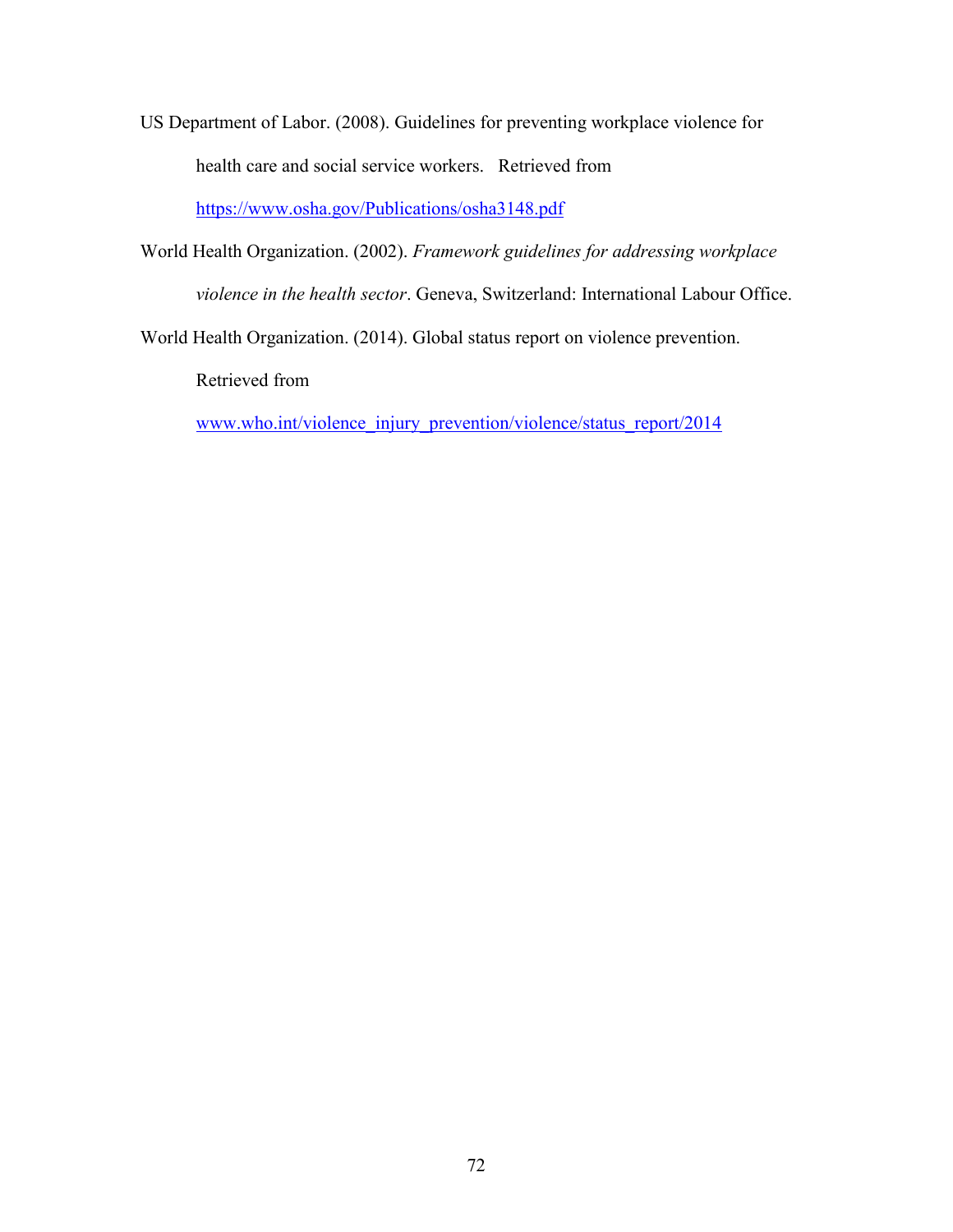US Department of Labor. (2008). Guidelines for preventing workplace violence for health care and social service workers. Retrieved from https://www.osha.gov/Publications/osha3148.pdf

World Health Organization. (2002). *Framework guidelines for addressing workplace violence in the health sector*. Geneva, Switzerland: International Labour Office.

World Health Organization. (2014). Global status report on violence prevention. Retrieved from www.who.int/violence_injury_prevention/violence/status_report/2014